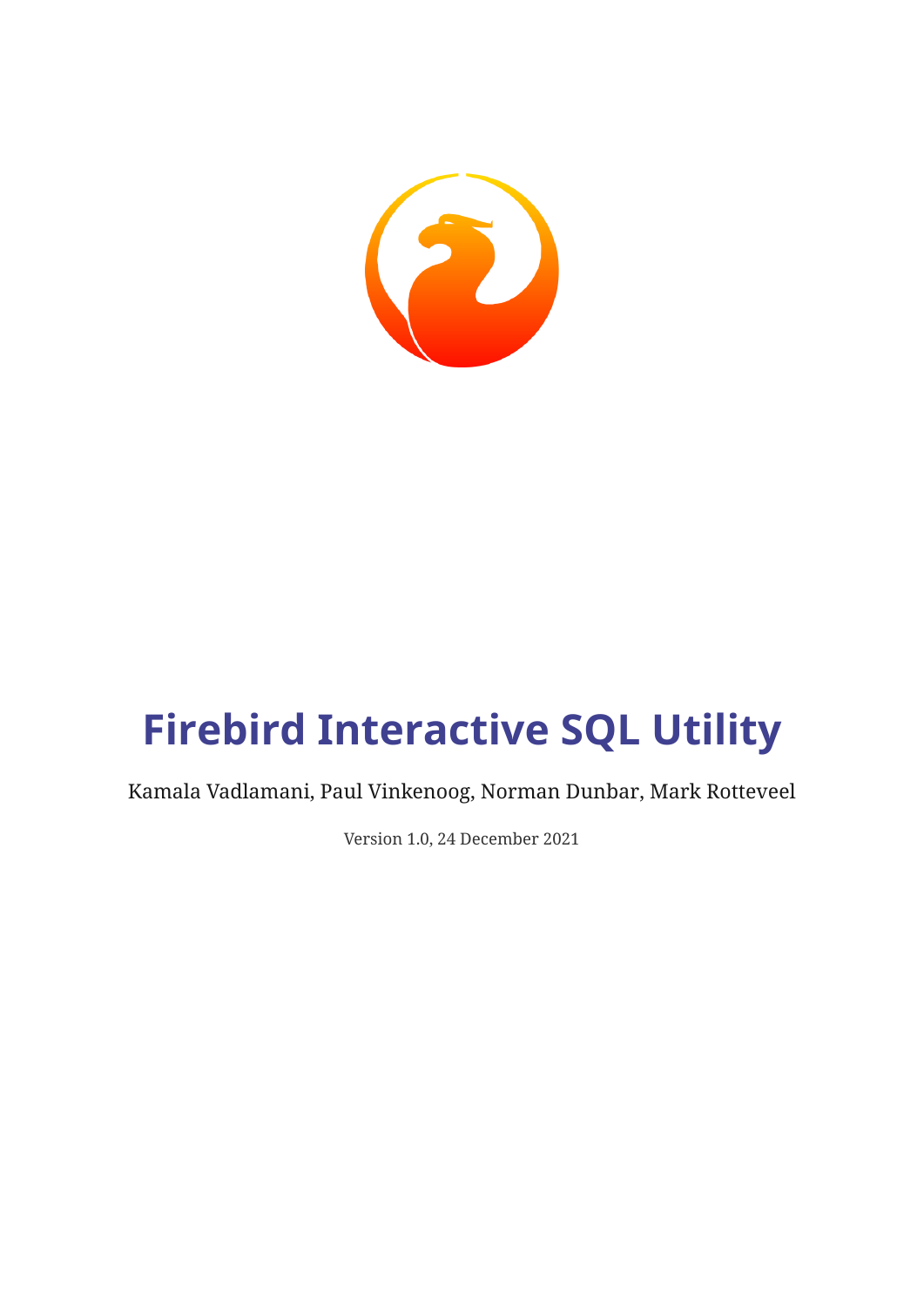# Firebird Interactive SQL Utility

Kamala Vadlamani, Paul Vinkenoog, Norman Dunbar, Mark Rotteveel

Version 1.0, 24 December 2021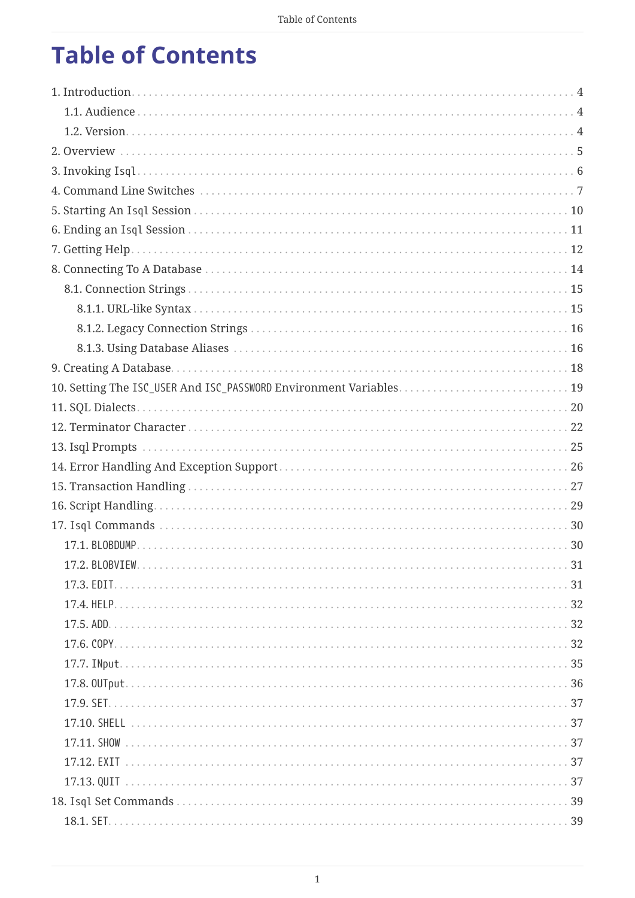# Table of Contents

- 1. Introduction . . . 4
  - 1.1. Audience . . . 4
  - 1.2. Version . . . 4
- 2. Overview . . . 5
- 3. Invoking `Isql` . . . 6
- 4. Command Line Switches . . . 7
- 5. Starting An `Isql` Session . . . 10
- 6. Ending an `Isql` Session . . . 11
- 7. Getting Help . . . 12
- 8. Connecting To A Database . . . 14
  - 8.1. Connection Strings . . . 15
    - 8.1.1. URL-like Syntax . . . 15
    - 8.1.2. Legacy Connection Strings . . . 16
    - 8.1.3. Using Database Aliases . . . 16
- 9. Creating A Database . . . 18
- 10. Setting The `ISC_USER` And `ISC_PASSWORD` Environment Variables . . . 19
- 11. SQL Dialects . . . 20
- 12. Terminator Character . . . 22
- 13. Isql Prompts . . . 25
- 14. Error Handling And Exception Support . . . 26
- 15. Transaction Handling . . . 27
- 16. Script Handling . . . 29
- 17. `Isql` Commands . . . 30
  - 17.1. `BLOBDUMP` . . . 30
  - 17.2. `BLOBVIEW` . . . 31
  - 17.3. `EDIT` . . . 31
  - 17.4. `HELP` . . . 32
  - 17.5. `ADD` . . . 32
  - 17.6. `COPY` . . . 32
  - 17.7. `INput` . . . 35
  - 17.8. `OUTput` . . . 36
  - 17.9. `SET` . . . 37
  - 17.10. `SHELL` . . . 37
  - 17.11. `SHOW` . . . 37
  - 17.12. `EXIT` . . . 37
  - 17.13. `QUIT` . . . 37
- 18. `Isql` Set Commands . . . 39
  - 18.1. `SET` . . . 39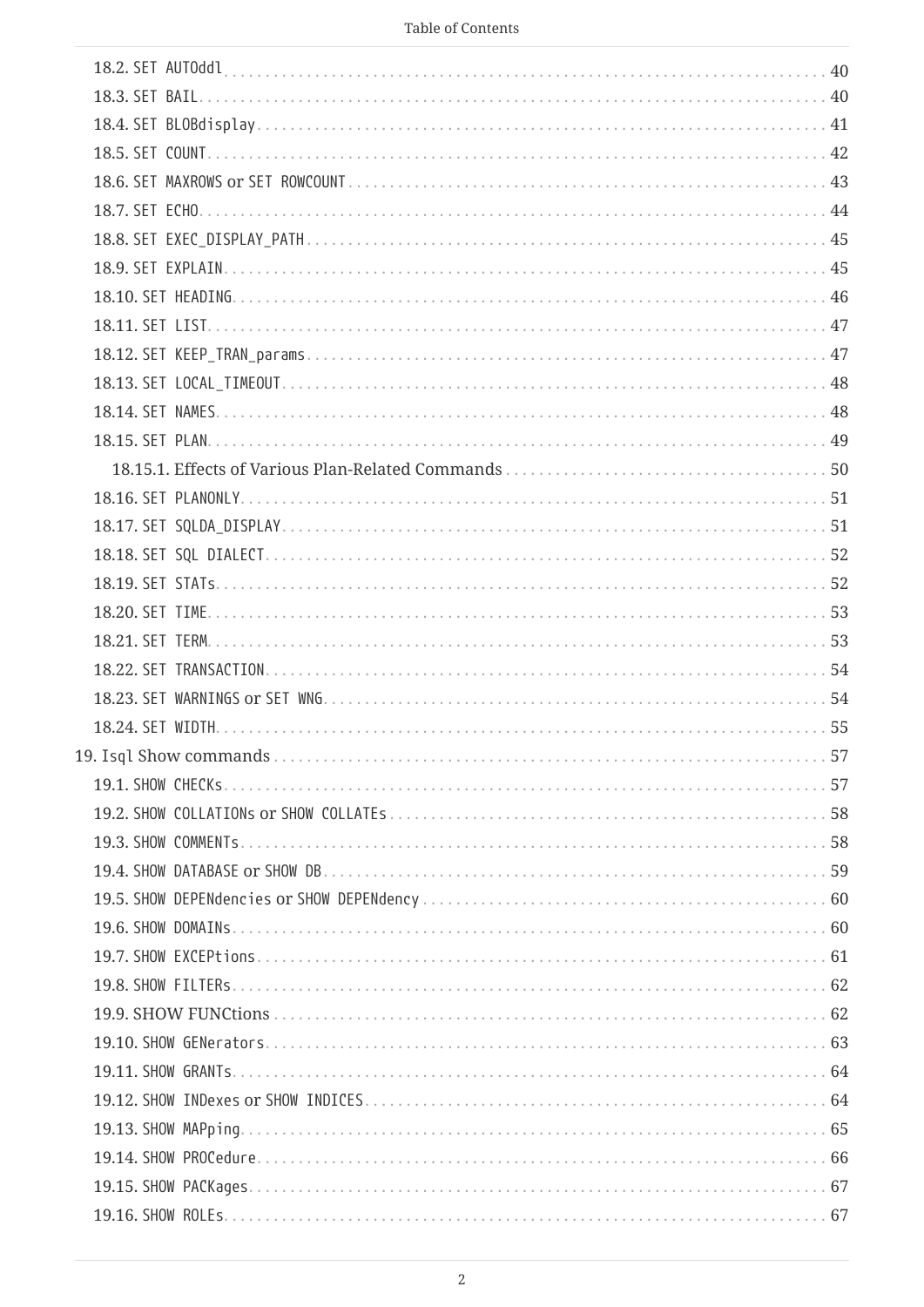- 18.2. SET AUTOddl ... 40
- 18.3. SET BAIL ... 40
- 18.4. SET BLOBdisplay ... 41
- 18.5. SET COUNT ... 42
- 18.6. SET MAXROWS or SET ROWCOUNT ... 43
- 18.7. SET ECHO ... 44
- 18.8. SET EXEC_DISPLAY_PATH ... 45
- 18.9. SET EXPLAIN ... 45
- 18.10. SET HEADING ... 46
- 18.11. SET LIST ... 47
- 18.12. SET KEEP_TRAN_params ... 47
- 18.13. SET LOCAL_TIMEOUT ... 48
- 18.14. SET NAMES ... 48
- 18.15. SET PLAN ... 49
  - 18.15.1. Effects of Various Plan-Related Commands ... 50
- 18.16. SET PLANONLY ... 51
- 18.17. SET SQLDA_DISPLAY ... 51
- 18.18. SET SQL DIALECT ... 52
- 18.19. SET STATs ... 52
- 18.20. SET TIME ... 53
- 18.21. SET TERM ... 53
- 18.22. SET TRANSACTION ... 54
- 18.23. SET WARNINGS or SET WNG ... 54
- 18.24. SET WIDTH ... 55

19. Isql Show commands ... 57
- 19.1. SHOW CHECKs ... 57
- 19.2. SHOW COLLATIONs or SHOW COLLATEs ... 58
- 19.3. SHOW COMMENTs ... 58
- 19.4. SHOW DATABASE or SHOW DB ... 59
- 19.5. SHOW DEPENdencies or SHOW DEPENdency ... 60
- 19.6. SHOW DOMAINs ... 60
- 19.7. SHOW EXCEPtions ... 61
- 19.8. SHOW FILTERs ... 62
- 19.9. SHOW FUNCtions ... 62
- 19.10. SHOW GENerators ... 63
- 19.11. SHOW GRANTs ... 64
- 19.12. SHOW INDexes or SHOW INDICES ... 64
- 19.13. SHOW MAPping ... 65
- 19.14. SHOW PROCedure ... 66
- 19.15. SHOW PACKages ... 67
- 19.16. SHOW ROLEs ... 67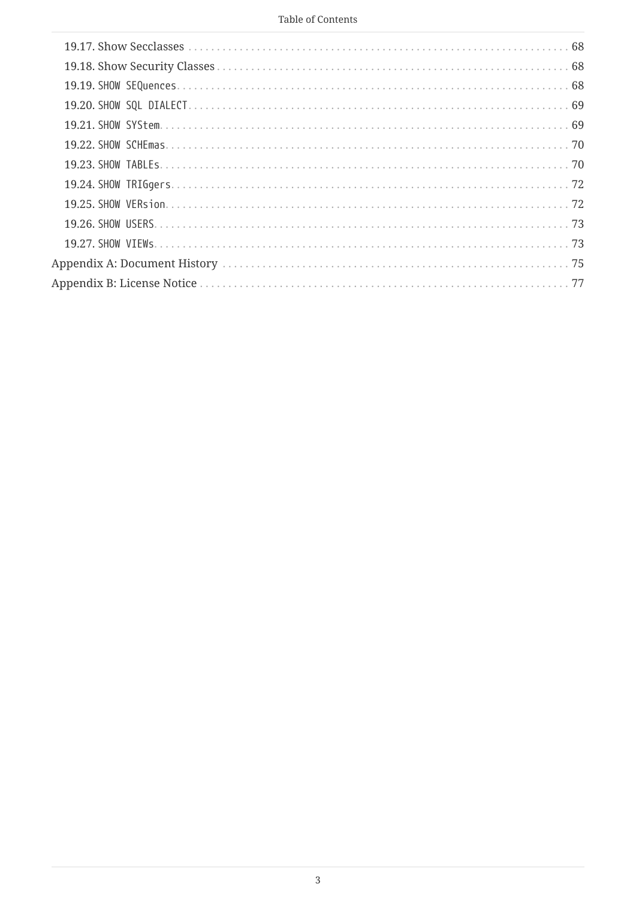- 19.17. Show Secclasses ... 68
- 19.18. Show Security Classes ... 68
- 19.19. `SHOW SEQuences` ... 68
- 19.20. `SHOW SQL DIALECT` ... 69
- 19.21. `SHOW SYStem` ... 69
- 19.22. `SHOW SCHEmas` ... 70
- 19.23. `SHOW TABLEs` ... 70
- 19.24. `SHOW TRIGgers` ... 72
- 19.25. `SHOW VERsion` ... 72
- 19.26. `SHOW USERS` ... 73
- 19.27. `SHOW VIEWs` ... 73

Appendix A: Document History ... 75

Appendix B: License Notice ... 77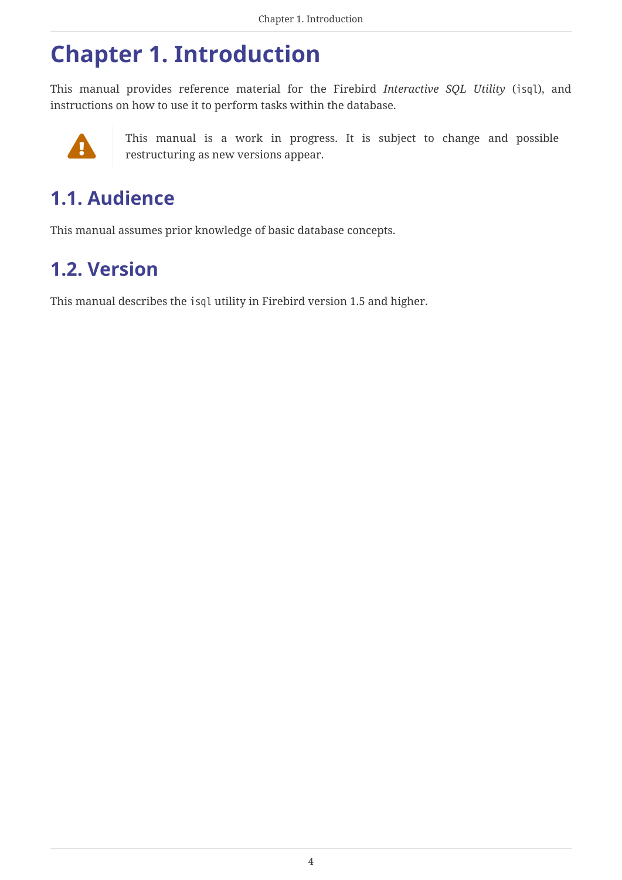# Chapter 1. Introduction

This manual provides reference material for the Firebird *Interactive SQL Utility* (`isql`), and instructions on how to use it to perform tasks within the database.

> This manual is a work in progress. It is subject to change and possible restructuring as new versions appear.

## 1.1. Audience

This manual assumes prior knowledge of basic database concepts.

## 1.2. Version

This manual describes the `isql` utility in Firebird version 1.5 and higher.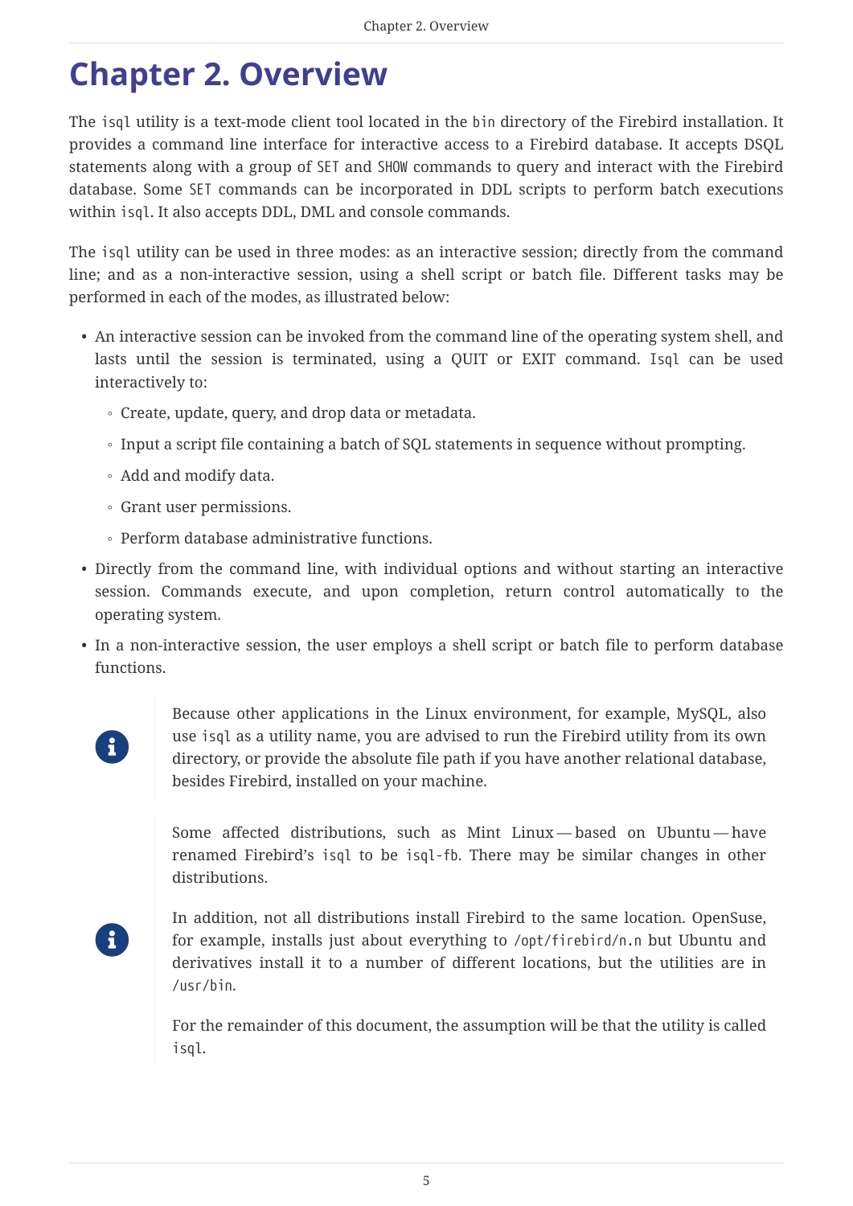# Chapter 2. Overview

The `isql` utility is a text-mode client tool located in the `bin` directory of the Firebird installation. It provides a command line interface for interactive access to a Firebird database. It accepts DSQL statements along with a group of `SET` and `SHOW` commands to query and interact with the Firebird database. Some `SET` commands can be incorporated in DDL scripts to perform batch executions within `isql`. It also accepts DDL, DML and console commands.

The `isql` utility can be used in three modes: as an interactive session; directly from the command line; and as a non-interactive session, using a shell script or batch file. Different tasks may be performed in each of the modes, as illustrated below:

- An interactive session can be invoked from the command line of the operating system shell, and lasts until the session is terminated, using a QUIT or EXIT command. `Isql` can be used interactively to:
  - Create, update, query, and drop data or metadata.
  - Input a script file containing a batch of SQL statements in sequence without prompting.
  - Add and modify data.
  - Grant user permissions.
  - Perform database administrative functions.
- Directly from the command line, with individual options and without starting an interactive session. Commands execute, and upon completion, return control automatically to the operating system.
- In a non-interactive session, the user employs a shell script or batch file to perform database functions.

> Because other applications in the Linux environment, for example, MySQL, also use `isql` as a utility name, you are advised to run the Firebird utility from its own directory, or provide the absolute file path if you have another relational database, besides Firebird, installed on your machine.

> Some affected distributions, such as Mint Linux — based on Ubuntu — have renamed Firebird's `isql` to be `isql-fb`. There may be similar changes in other distributions.
>
> In addition, not all distributions install Firebird to the same location. OpenSuse, for example, installs just about everything to `/opt/firebird/n.n` but Ubuntu and derivatives install it to a number of different locations, but the utilities are in `/usr/bin`.
>
> For the remainder of this document, the assumption will be that the utility is called `isql`.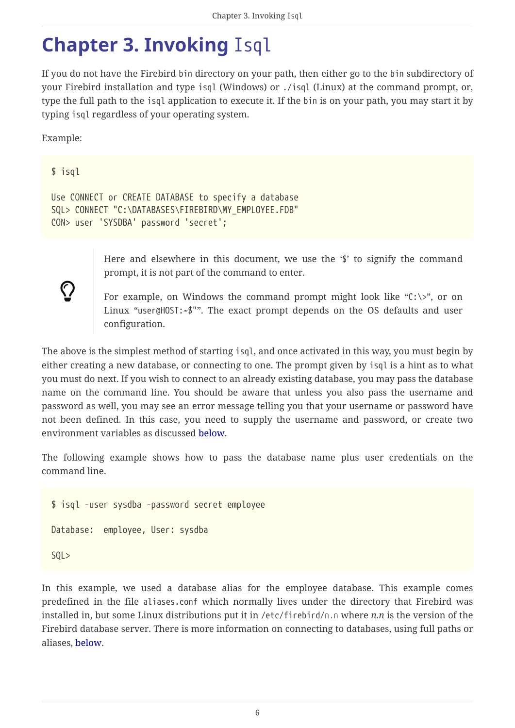# Chapter 3. Invoking `Isql`

If you do not have the Firebird `bin` directory on your path, then either go to the `bin` subdirectory of your Firebird installation and type `isql` (Windows) or `./isql` (Linux) at the command prompt, or, type the full path to the `isql` application to execute it. If the `bin` is on your path, you may start it by typing `isql` regardless of your operating system.

Example:

```
$ isql

Use CONNECT or CREATE DATABASE to specify a database
SQL> CONNECT "C:\DATABASES\FIREBIRD\MY_EMPLOYEE.FDB"
CON> user 'SYSDBA' password 'secret';
```

> Here and elsewhere in this document, we use the '$' to signify the command prompt, it is not part of the command to enter.
>
> For example, on Windows the command prompt might look like "`C:\>`", or on Linux "`user@HOST:~$`"". The exact prompt depends on the OS defaults and user configuration.

The above is the simplest method of starting `isql`, and once activated in this way, you must begin by either creating a new database, or connecting to one. The prompt given by `isql` is a hint as to what you must do next. If you wish to connect to an already existing database, you may pass the database name on the command line. You should be aware that unless you also pass the username and password as well, you may see an error message telling you that your username or password have not been defined. In this case, you need to supply the username and password, or create two environment variables as discussed below.

The following example shows how to pass the database name plus user credentials on the command line.

```
$ isql -user sysdba -password secret employee

Database:  employee, User: sysdba

SQL>
```

In this example, we used a database alias for the employee database. This example comes predefined in the file `aliases.conf` which normally lives under the directory that Firebird was installed in, but some Linux distributions put it in `/etc/firebird/n.n` where *n.n* is the version of the Firebird database server. There is more information on connecting to databases, using full paths or aliases, below.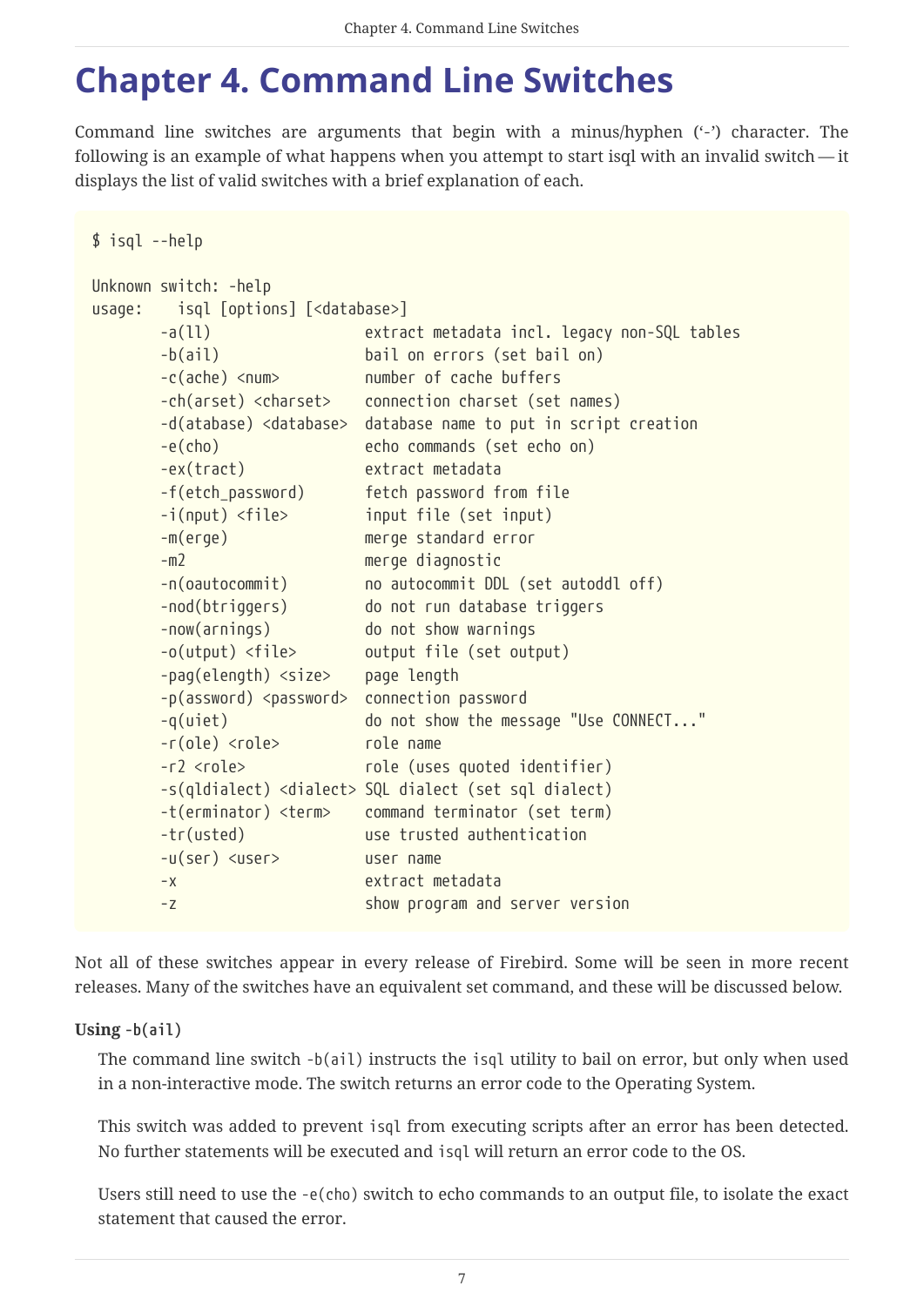# Chapter 4. Command Line Switches

Command line switches are arguments that begin with a minus/hyphen ('-') character. The following is an example of what happens when you attempt to start isql with an invalid switch — it displays the list of valid switches with a brief explanation of each.

```
$ isql --help

Unknown switch: -help
usage:    isql [options] [<database>]
        -a(ll)                  extract metadata incl. legacy non-SQL tables
        -b(ail)                 bail on errors (set bail on)
        -c(ache) <num>          number of cache buffers
        -ch(arset) <charset>    connection charset (set names)
        -d(atabase) <database>  database name to put in script creation
        -e(cho)                 echo commands (set echo on)
        -ex(tract)              extract metadata
        -f(etch_password)       fetch password from file
        -i(nput) <file>         input file (set input)
        -m(erge)                merge standard error
        -m2                     merge diagnostic
        -n(oautocommit)         no autocommit DDL (set autoddl off)
        -nod(btriggers)         do not run database triggers
        -now(arnings)           do not show warnings
        -o(utput) <file>        output file (set output)
        -pag(elength) <size>    page length
        -p(assword) <password>  connection password
        -q(uiet)                do not show the message "Use CONNECT..."
        -r(ole) <role>          role name
        -r2 <role>              role (uses quoted identifier)
        -s(qldialect) <dialect> SQL dialect (set sql dialect)
        -t(erminator) <term>    command terminator (set term)
        -tr(usted)              use trusted authentication
        -u(ser) <user>          user name
        -x                      extract metadata
        -z                      show program and server version
```

Not all of these switches appear in every release of Firebird. Some will be seen in more recent releases. Many of the switches have an equivalent set command, and these will be discussed below.

**Using `-b(ail)`**

The command line switch `-b(ail)` instructs the `isql` utility to bail on error, but only when used in a non-interactive mode. The switch returns an error code to the Operating System.

This switch was added to prevent `isql` from executing scripts after an error has been detected. No further statements will be executed and `isql` will return an error code to the OS.

Users still need to use the `-e(cho)` switch to echo commands to an output file, to isolate the exact statement that caused the error.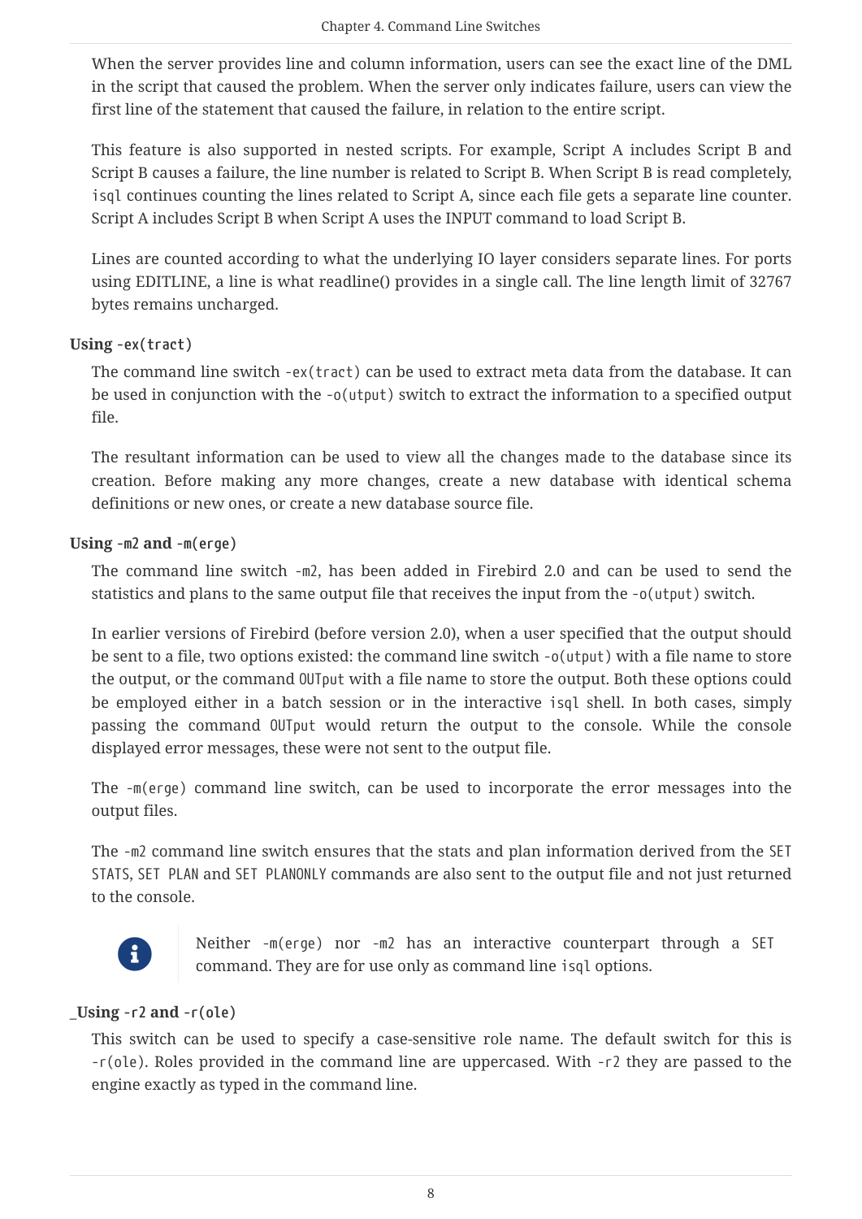When the server provides line and column information, users can see the exact line of the DML in the script that caused the problem. When the server only indicates failure, users can view the first line of the statement that caused the failure, in relation to the entire script.

This feature is also supported in nested scripts. For example, Script A includes Script B and Script B causes a failure, the line number is related to Script B. When Script B is read completely, `isql` continues counting the lines related to Script A, since each file gets a separate line counter. Script A includes Script B when Script A uses the INPUT command to load Script B.

Lines are counted according to what the underlying IO layer considers separate lines. For ports using EDITLINE, a line is what readline() provides in a single call. The line length limit of 32767 bytes remains uncharged.

#### Using `-ex(tract)`

The command line switch `-ex(tract)` can be used to extract meta data from the database. It can be used in conjunction with the `-o(utput)` switch to extract the information to a specified output file.

The resultant information can be used to view all the changes made to the database since its creation. Before making any more changes, create a new database with identical schema definitions or new ones, or create a new database source file.

#### Using `-m2` and `-m(erge)`

The command line switch `-m2`, has been added in Firebird 2.0 and can be used to send the statistics and plans to the same output file that receives the input from the `-o(utput)` switch.

In earlier versions of Firebird (before version 2.0), when a user specified that the output should be sent to a file, two options existed: the command line switch `-o(utput)` with a file name to store the output, or the command `OUTput` with a file name to store the output. Both these options could be employed either in a batch session or in the interactive `isql` shell. In both cases, simply passing the command `OUTput` would return the output to the console. While the console displayed error messages, these were not sent to the output file.

The `-m(erge)` command line switch, can be used to incorporate the error messages into the output files.

The `-m2` command line switch ensures that the stats and plan information derived from the `SET STATS`, `SET PLAN` and `SET PLANONLY` commands are also sent to the output file and not just returned to the console.

> Neither `-m(erge)` nor `-m2` has an interactive counterpart through a `SET` command. They are for use only as command line `isql` options.

#### _Using `-r2` and `-r(ole)`

This switch can be used to specify a case-sensitive role name. The default switch for this is `-r(ole)`. Roles provided in the command line are uppercased. With `-r2` they are passed to the engine exactly as typed in the command line.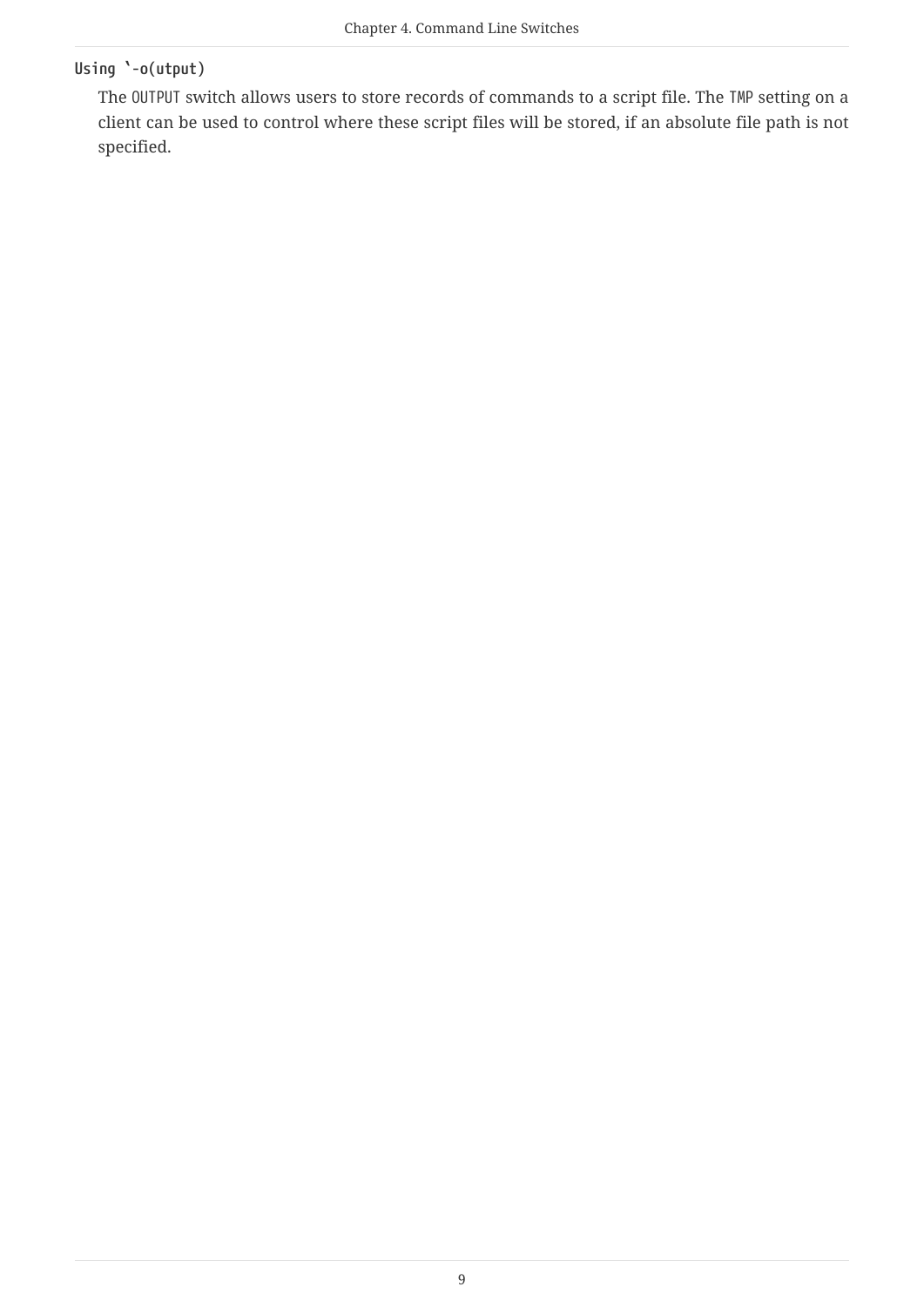#### Using `-o(utput)

The `OUTPUT` switch allows users to store records of commands to a script file. The `TMP` setting on a client can be used to control where these script files will be stored, if an absolute file path is not specified.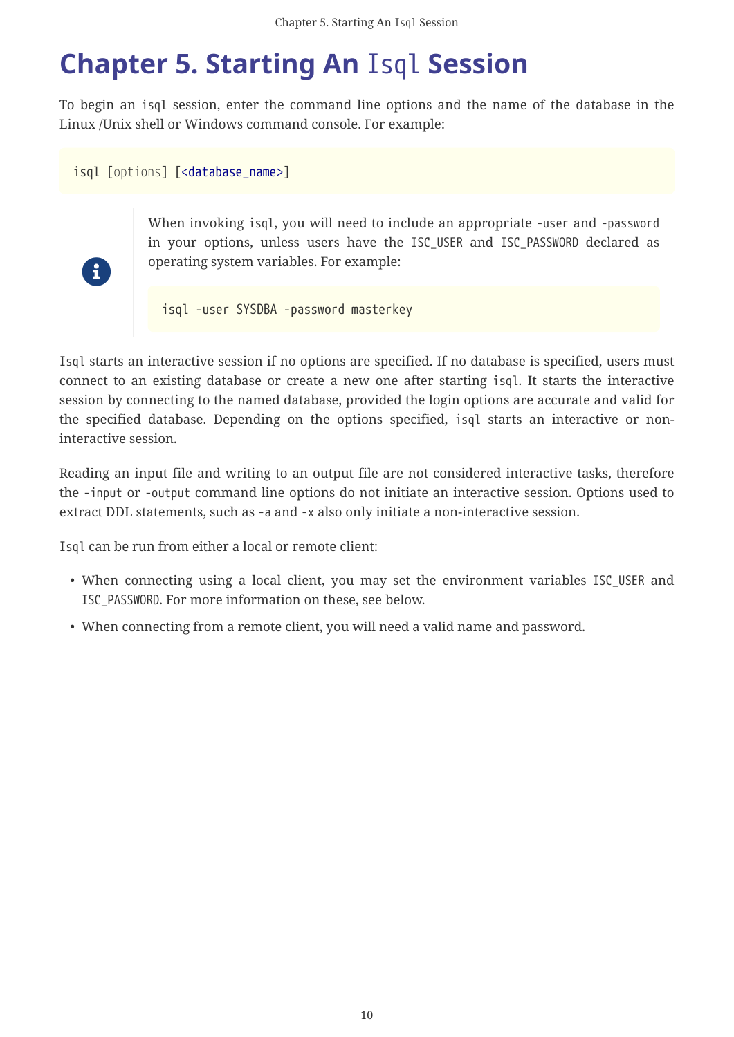# Chapter 5. Starting An `Isql` Session

To begin an `isql` session, enter the command line options and the name of the database in the Linux /Unix shell or Windows command console. For example:

```
isql [options] [<database_name>]
```

> When invoking `isql`, you will need to include an appropriate `-user` and `-password` in your options, unless users have the `ISC_USER` and `ISC_PASSWORD` declared as operating system variables. For example:
>
> ```
> isql -user SYSDBA -password masterkey
> ```

`Isql` starts an interactive session if no options are specified. If no database is specified, users must connect to an existing database or create a new one after starting `isql`. It starts the interactive session by connecting to the named database, provided the login options are accurate and valid for the specified database. Depending on the options specified, `isql` starts an interactive or non-interactive session.

Reading an input file and writing to an output file are not considered interactive tasks, therefore the `-input` or `-output` command line options do not initiate an interactive session. Options used to extract DDL statements, such as `-a` and `-x` also only initiate a non-interactive session.

`Isql` can be run from either a local or remote client:

- When connecting using a local client, you may set the environment variables `ISC_USER` and `ISC_PASSWORD`. For more information on these, see below.
- When connecting from a remote client, you will need a valid name and password.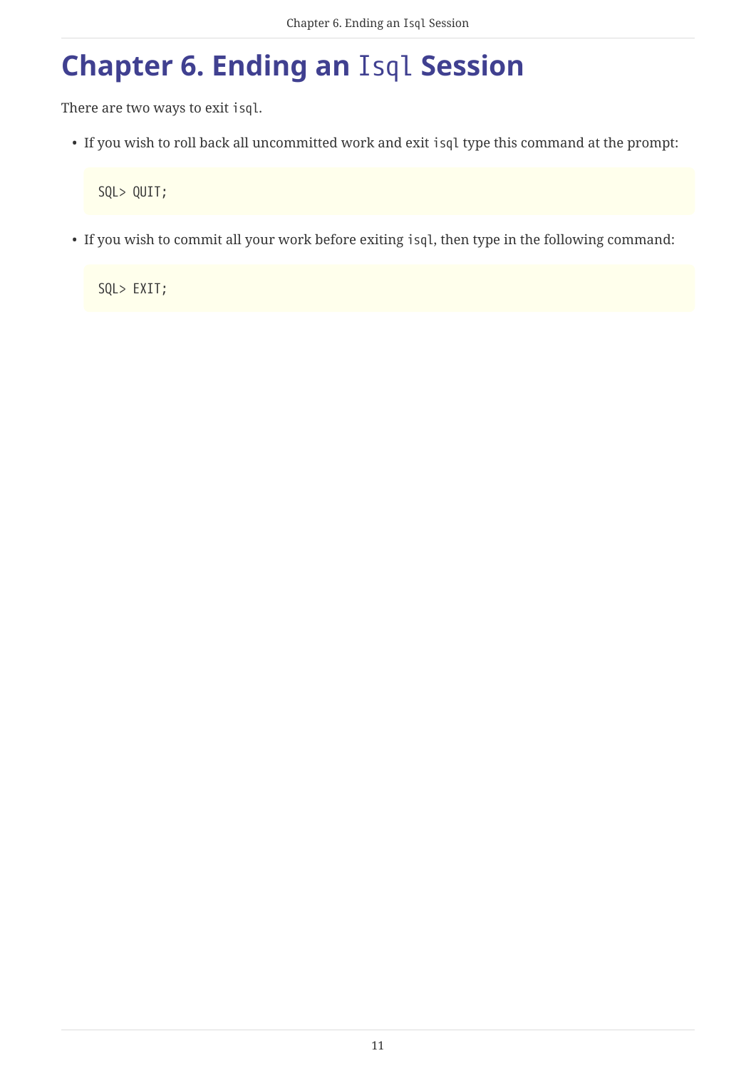# Chapter 6. Ending an `Isql` Session

There are two ways to exit `isql`.

- If you wish to roll back all uncommitted work and exit `isql` type this command at the prompt:

```
SQL> QUIT;
```

- If you wish to commit all your work before exiting `isql`, then type in the following command:

```
SQL> EXIT;
```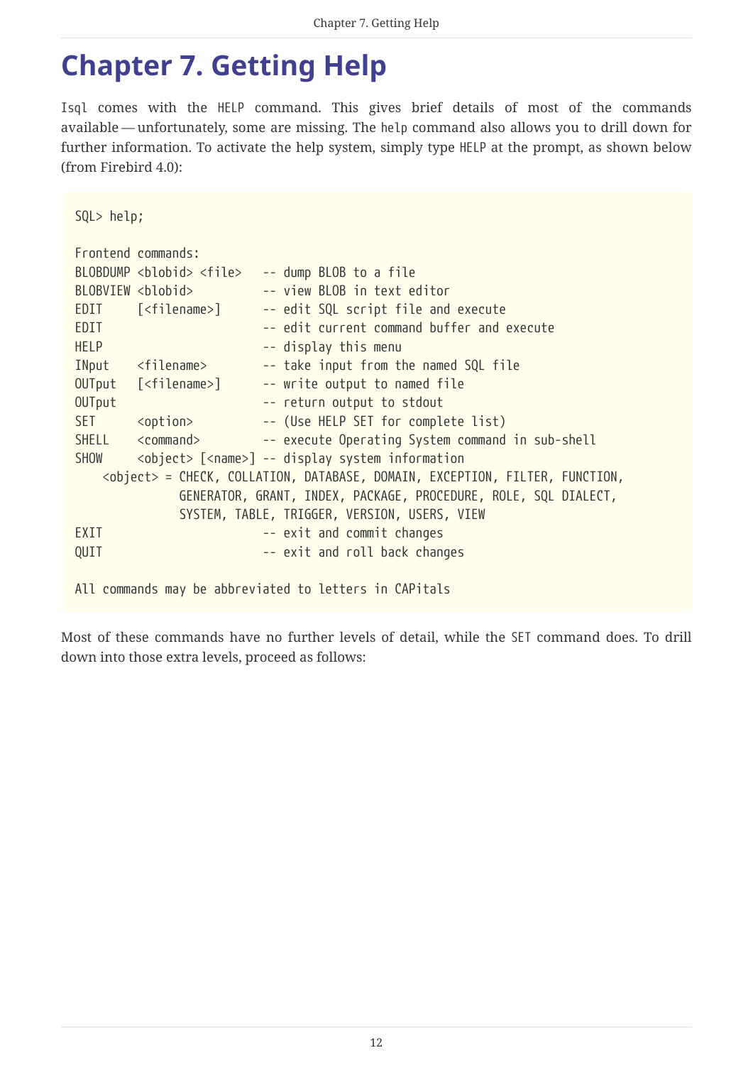# Chapter 7. Getting Help

`Isql` comes with the `HELP` command. This gives brief details of most of the commands available — unfortunately, some are missing. The `help` command also allows you to drill down for further information. To activate the help system, simply type `HELP` at the prompt, as shown below (from Firebird 4.0):

```
SQL> help;

Frontend commands:
BLOBDUMP <blobid> <file>   -- dump BLOB to a file
BLOBVIEW <blobid>          -- view BLOB in text editor
EDIT     [<filename>]      -- edit SQL script file and execute
EDIT                       -- edit current command buffer and execute
HELP                       -- display this menu
INput    <filename>        -- take input from the named SQL file
OUTput   [<filename>]      -- write output to named file
OUTput                     -- return output to stdout
SET      <option>          -- (Use HELP SET for complete list)
SHELL    <command>         -- execute Operating System command in sub-shell
SHOW     <object> [<name>] -- display system information
    <object> = CHECK, COLLATION, DATABASE, DOMAIN, EXCEPTION, FILTER, FUNCTION,
               GENERATOR, GRANT, INDEX, PACKAGE, PROCEDURE, ROLE, SQL DIALECT,
               SYSTEM, TABLE, TRIGGER, VERSION, USERS, VIEW
EXIT                       -- exit and commit changes
QUIT                       -- exit and roll back changes

All commands may be abbreviated to letters in CAPitals
```

Most of these commands have no further levels of detail, while the `SET` command does. To drill down into those extra levels, proceed as follows: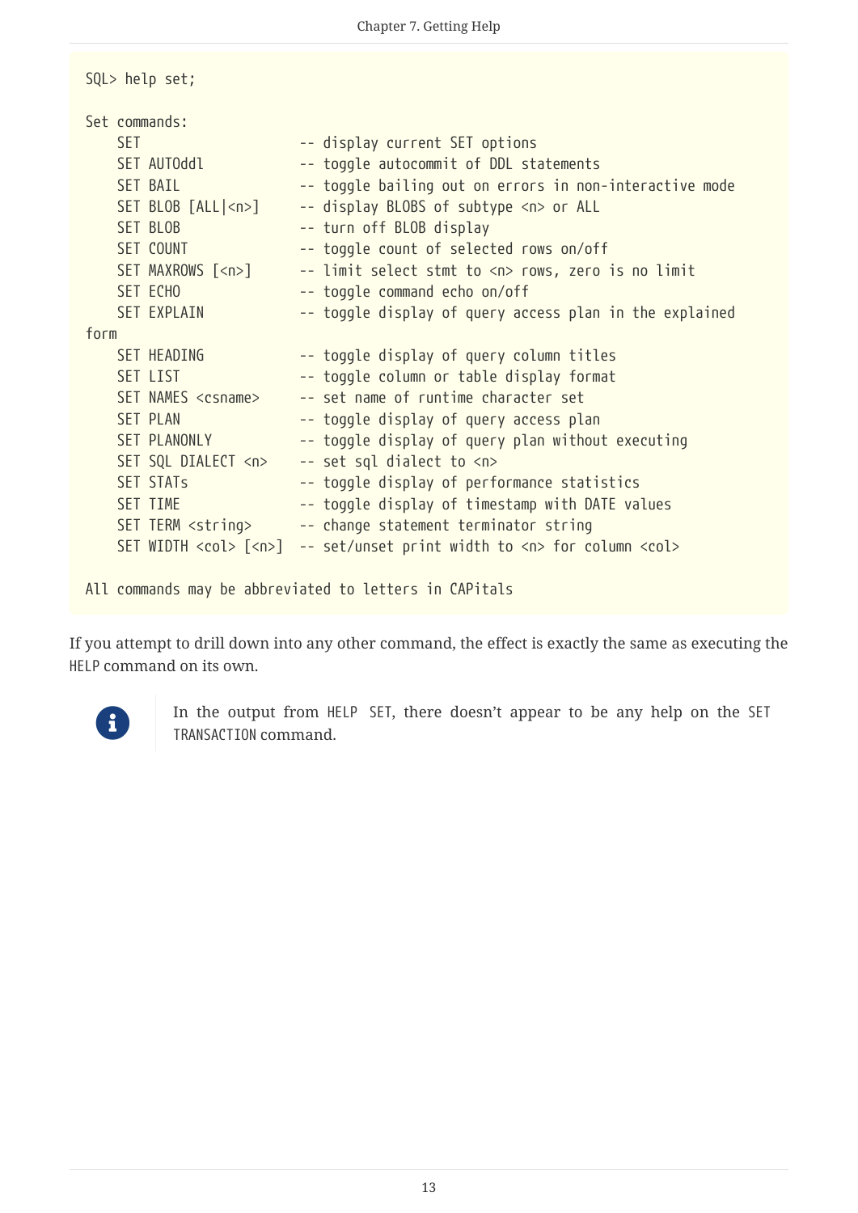```
SQL> help set;

Set commands:
    SET                    -- display current SET options
    SET AUTOddl            -- toggle autocommit of DDL statements
    SET BAIL               -- toggle bailing out on errors in non-interactive mode
    SET BLOB [ALL|<n>]     -- display BLOBS of subtype <n> or ALL
    SET BLOB               -- turn off BLOB display
    SET COUNT              -- toggle count of selected rows on/off
    SET MAXROWS [<n>]      -- limit select stmt to <n> rows, zero is no limit
    SET ECHO               -- toggle command echo on/off
    SET EXPLAIN            -- toggle display of query access plan in the explained
form
    SET HEADING            -- toggle display of query column titles
    SET LIST               -- toggle column or table display format
    SET NAMES <csname>     -- set name of runtime character set
    SET PLAN               -- toggle display of query access plan
    SET PLANONLY           -- toggle display of query plan without executing
    SET SQL DIALECT <n>    -- set sql dialect to <n>
    SET STATs              -- toggle display of performance statistics
    SET TIME               -- toggle display of timestamp with DATE values
    SET TERM <string>      -- change statement terminator string
    SET WIDTH <col> [<n>]  -- set/unset print width to <n> for column <col>

All commands may be abbreviated to letters in CAPitals
```

If you attempt to drill down into any other command, the effect is exactly the same as executing the `HELP` command on its own.

> In the output from `HELP SET`, there doesn't appear to be any help on the `SET TRANSACTION` command.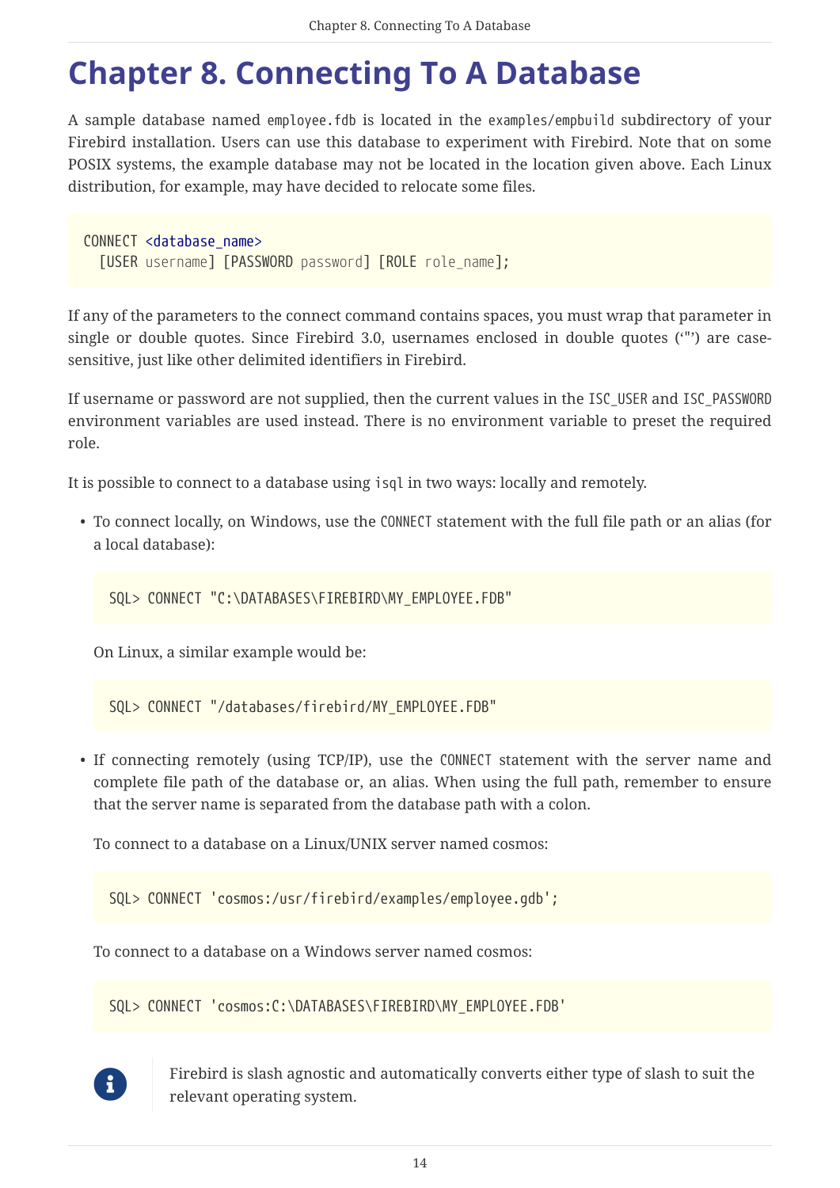# Chapter 8. Connecting To A Database

A sample database named `employee.fdb` is located in the `examples/empbuild` subdirectory of your Firebird installation. Users can use this database to experiment with Firebird. Note that on some POSIX systems, the example database may not be located in the location given above. Each Linux distribution, for example, may have decided to relocate some files.

```
CONNECT <database_name>
  [USER username] [PASSWORD password] [ROLE role_name];
```

If any of the parameters to the connect command contains spaces, you must wrap that parameter in single or double quotes. Since Firebird 3.0, usernames enclosed in double quotes ('"') are case-sensitive, just like other delimited identifiers in Firebird.

If username or password are not supplied, then the current values in the `ISC_USER` and `ISC_PASSWORD` environment variables are used instead. There is no environment variable to preset the required role.

It is possible to connect to a database using `isql` in two ways: locally and remotely.

- To connect locally, on Windows, use the `CONNECT` statement with the full file path or an alias (for a local database):

  ```
  SQL> CONNECT "C:\DATABASES\FIREBIRD\MY_EMPLOYEE.FDB"
  ```

  On Linux, a similar example would be:

  ```
  SQL> CONNECT "/databases/firebird/MY_EMPLOYEE.FDB"
  ```

- If connecting remotely (using TCP/IP), use the `CONNECT` statement with the server name and complete file path of the database or, an alias. When using the full path, remember to ensure that the server name is separated from the database path with a colon.

  To connect to a database on a Linux/UNIX server named cosmos:

  ```
  SQL> CONNECT 'cosmos:/usr/firebird/examples/employee.gdb';
  ```

  To connect to a database on a Windows server named cosmos:

  ```
  SQL> CONNECT 'cosmos:C:\DATABASES\FIREBIRD\MY_EMPLOYEE.FDB'
  ```

> Firebird is slash agnostic and automatically converts either type of slash to suit the relevant operating system.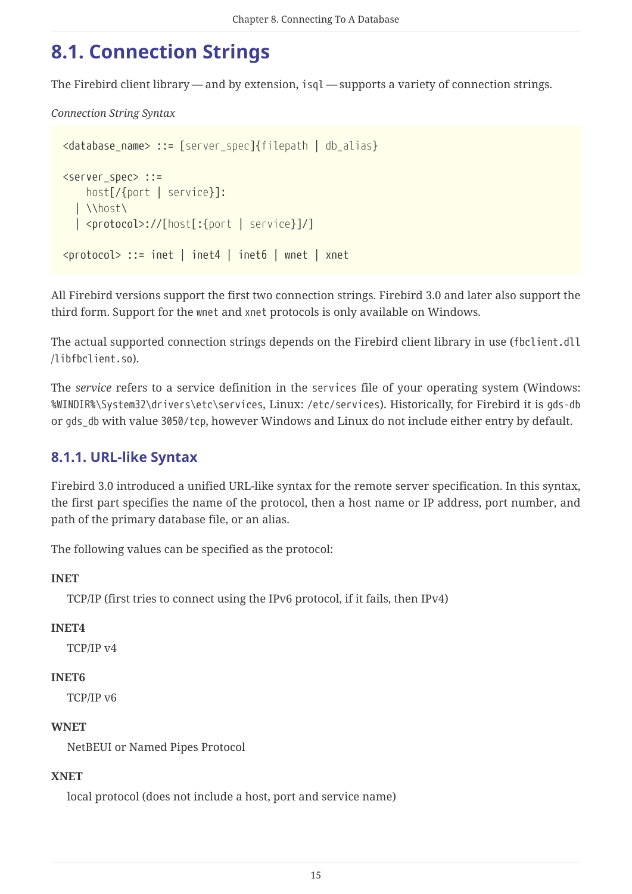## 8.1. Connection Strings

The Firebird client library — and by extension, `isql` — supports a variety of connection strings.

*Connection String Syntax*

```
<database_name> ::= [server_spec]{filepath | db_alias}

<server_spec> ::=
    host[/{port | service}]:
  | \\host\
  | <protocol>://[host[:{port | service}]/]

<protocol> ::= inet | inet4 | inet6 | wnet | xnet
```

All Firebird versions support the first two connection strings. Firebird 3.0 and later also support the third form. Support for the `wnet` and `xnet` protocols is only available on Windows.

The actual supported connection strings depends on the Firebird client library in use (`fbclient.dll` /`libfbclient.so`).

The *service* refers to a service definition in the `services` file of your operating system (Windows: `%WINDIR%\System32\drivers\etc\services`, Linux: `/etc/services`). Historically, for Firebird it is `gds-db` or `gds_db` with value `3050/tcp`, however Windows and Linux do not include either entry by default.

### 8.1.1. URL-like Syntax

Firebird 3.0 introduced a unified URL-like syntax for the remote server specification. In this syntax, the first part specifies the name of the protocol, then a host name or IP address, port number, and path of the primary database file, or an alias.

The following values can be specified as the protocol:

**INET**

TCP/IP (first tries to connect using the IPv6 protocol, if it fails, then IPv4)

**INET4**

TCP/IP v4

**INET6**

TCP/IP v6

**WNET**

NetBEUI or Named Pipes Protocol

**XNET**

local protocol (does not include a host, port and service name)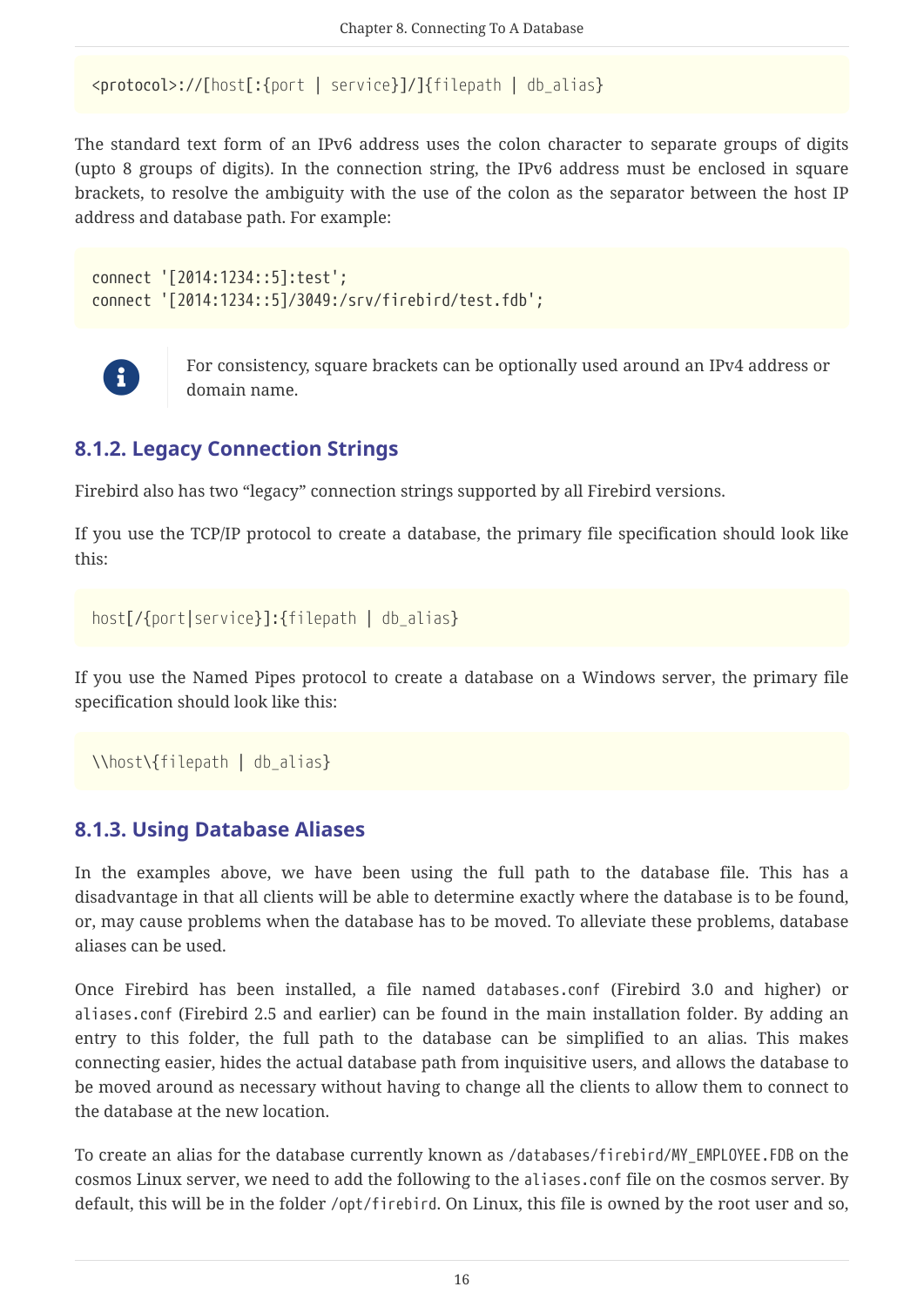```
<protocol>://[host[:{port | service}]/]{filepath | db_alias}
```

The standard text form of an IPv6 address uses the colon character to separate groups of digits (upto 8 groups of digits). In the connection string, the IPv6 address must be enclosed in square brackets, to resolve the ambiguity with the use of the colon as the separator between the host IP address and database path. For example:

```
connect '[2014:1234::5]:test';
connect '[2014:1234::5]/3049:/srv/firebird/test.fdb';
```

> For consistency, square brackets can be optionally used around an IPv4 address or domain name.

### 8.1.2. Legacy Connection Strings

Firebird also has two “legacy” connection strings supported by all Firebird versions.

If you use the TCP/IP protocol to create a database, the primary file specification should look like this:

```
host[/{port|service}]:{filepath | db_alias}
```

If you use the Named Pipes protocol to create a database on a Windows server, the primary file specification should look like this:

```
\\host\{filepath | db_alias}
```

### 8.1.3. Using Database Aliases

In the examples above, we have been using the full path to the database file. This has a disadvantage in that all clients will be able to determine exactly where the database is to be found, or, may cause problems when the database has to be moved. To alleviate these problems, database aliases can be used.

Once Firebird has been installed, a file named `databases.conf` (Firebird 3.0 and higher) or `aliases.conf` (Firebird 2.5 and earlier) can be found in the main installation folder. By adding an entry to this folder, the full path to the database can be simplified to an alias. This makes connecting easier, hides the actual database path from inquisitive users, and allows the database to be moved around as necessary without having to change all the clients to allow them to connect to the database at the new location.

To create an alias for the database currently known as `/databases/firebird/MY_EMPLOYEE.FDB` on the cosmos Linux server, we need to add the following to the `aliases.conf` file on the cosmos server. By default, this will be in the folder `/opt/firebird`. On Linux, this file is owned by the root user and so,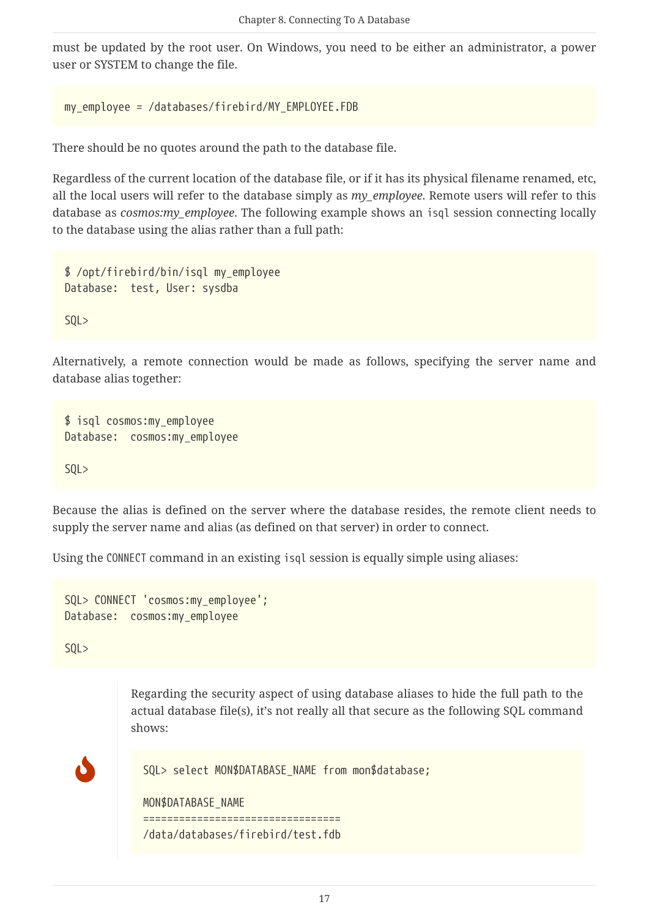must be updated by the root user. On Windows, you need to be either an administrator, a power user or SYSTEM to change the file.

```
my_employee = /databases/firebird/MY_EMPLOYEE.FDB
```

There should be no quotes around the path to the database file.

Regardless of the current location of the database file, or if it has its physical filename renamed, etc, all the local users will refer to the database simply as *my_employee*. Remote users will refer to this database as *cosmos:my_employee*. The following example shows an `isql` session connecting locally to the database using the alias rather than a full path:

```
$ /opt/firebird/bin/isql my_employee
Database:  test, User: sysdba

SQL>
```

Alternatively, a remote connection would be made as follows, specifying the server name and database alias together:

```
$ isql cosmos:my_employee
Database:  cosmos:my_employee

SQL>
```

Because the alias is defined on the server where the database resides, the remote client needs to supply the server name and alias (as defined on that server) in order to connect.

Using the `CONNECT` command in an existing `isql` session is equally simple using aliases:

```
SQL> CONNECT 'cosmos:my_employee';
Database:  cosmos:my_employee

SQL>
```

> Regarding the security aspect of using database aliases to hide the full path to the actual database file(s), it's not really all that secure as the following SQL command shows:
>
> ```
> SQL> select MON$DATABASE_NAME from mon$database;
>
> MON$DATABASE_NAME
> ================================
> /data/databases/firebird/test.fdb
> ```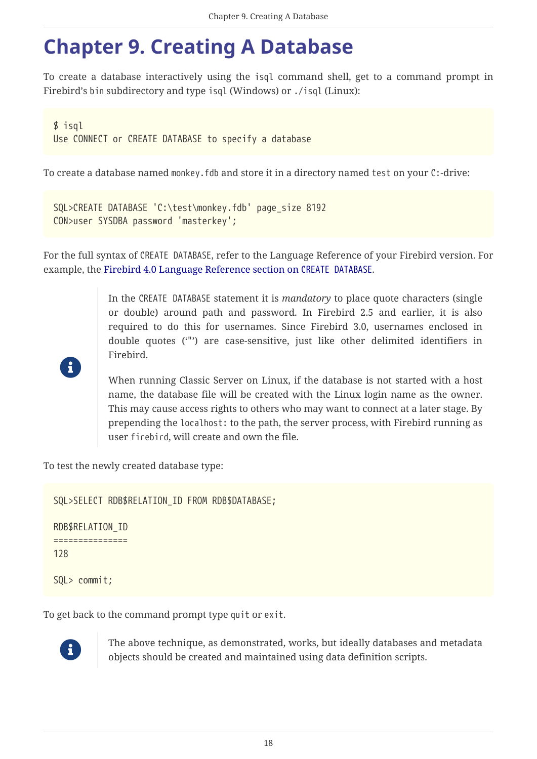# Chapter 9. Creating A Database

To create a database interactively using the `isql` command shell, get to a command prompt in Firebird's `bin` subdirectory and type `isql` (Windows) or `./isql` (Linux):

```
$ isql
Use CONNECT or CREATE DATABASE to specify a database
```

To create a database named `monkey.fdb` and store it in a directory named `test` on your `C:`-drive:

```
SQL>CREATE DATABASE 'C:\test\monkey.fdb' page_size 8192
CON>user SYSDBA password 'masterkey';
```

For the full syntax of `CREATE DATABASE`, refer to the Language Reference of your Firebird version. For example, the Firebird 4.0 Language Reference section on `CREATE DATABASE`.

> In the `CREATE DATABASE` statement it is *mandatory* to place quote characters (single or double) around path and password. In Firebird 2.5 and earlier, it is also required to do this for usernames. Since Firebird 3.0, usernames enclosed in double quotes ('"') are case-sensitive, just like other delimited identifiers in Firebird.
>
> When running Classic Server on Linux, if the database is not started with a host name, the database file will be created with the Linux login name as the owner. This may cause access rights to others who may want to connect at a later stage. By prepending the `localhost:` to the path, the server process, with Firebird running as user `firebird`, will create and own the file.

To test the newly created database type:

```
SQL>SELECT RDB$RELATION_ID FROM RDB$DATABASE;

RDB$RELATION_ID
===============
128

SQL> commit;
```

To get back to the command prompt type `quit` or `exit`.

> The above technique, as demonstrated, works, but ideally databases and metadata objects should be created and maintained using data definition scripts.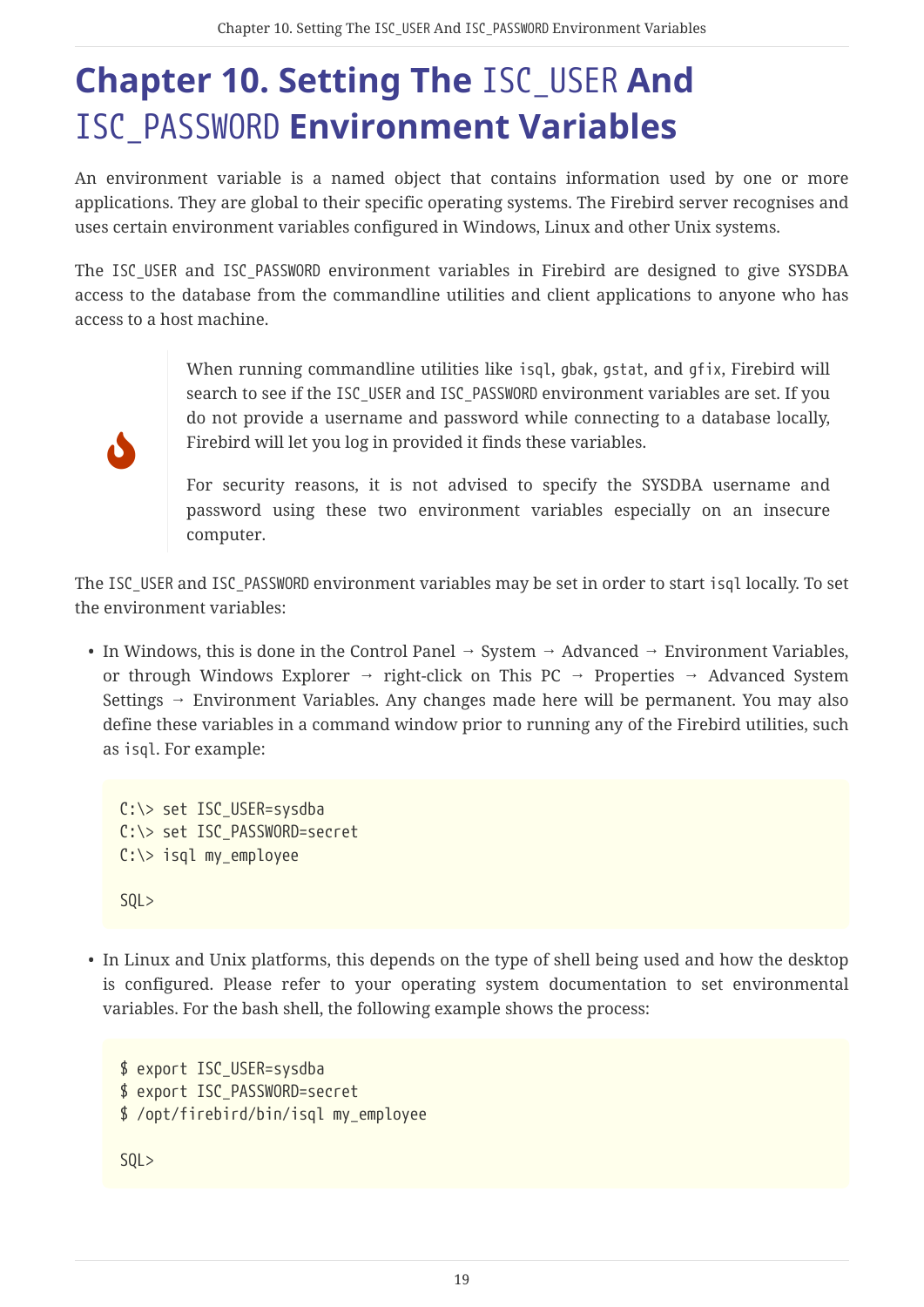# Chapter 10. Setting The `ISC_USER` And `ISC_PASSWORD` Environment Variables

An environment variable is a named object that contains information used by one or more applications. They are global to their specific operating systems. The Firebird server recognises and uses certain environment variables configured in Windows, Linux and other Unix systems.

The `ISC_USER` and `ISC_PASSWORD` environment variables in Firebird are designed to give SYSDBA access to the database from the commandline utilities and client applications to anyone who has access to a host machine.

> When running commandline utilities like `isql`, `gbak`, `gstat`, and `gfix`, Firebird will search to see if the `ISC_USER` and `ISC_PASSWORD` environment variables are set. If you do not provide a username and password while connecting to a database locally, Firebird will let you log in provided it finds these variables.
>
> For security reasons, it is not advised to specify the SYSDBA username and password using these two environment variables especially on an insecure computer.

The `ISC_USER` and `ISC_PASSWORD` environment variables may be set in order to start `isql` locally. To set the environment variables:

- In Windows, this is done in the Control Panel → System → Advanced → Environment Variables, or through Windows Explorer → right-click on This PC → Properties → Advanced System Settings → Environment Variables. Any changes made here will be permanent. You may also define these variables in a command window prior to running any of the Firebird utilities, such as `isql`. For example:

```
C:\> set ISC_USER=sysdba
C:\> set ISC_PASSWORD=secret
C:\> isql my_employee

SQL>
```

- In Linux and Unix platforms, this depends on the type of shell being used and how the desktop is configured. Please refer to your operating system documentation to set environmental variables. For the bash shell, the following example shows the process:

```
$ export ISC_USER=sysdba
$ export ISC_PASSWORD=secret
$ /opt/firebird/bin/isql my_employee

SQL>
```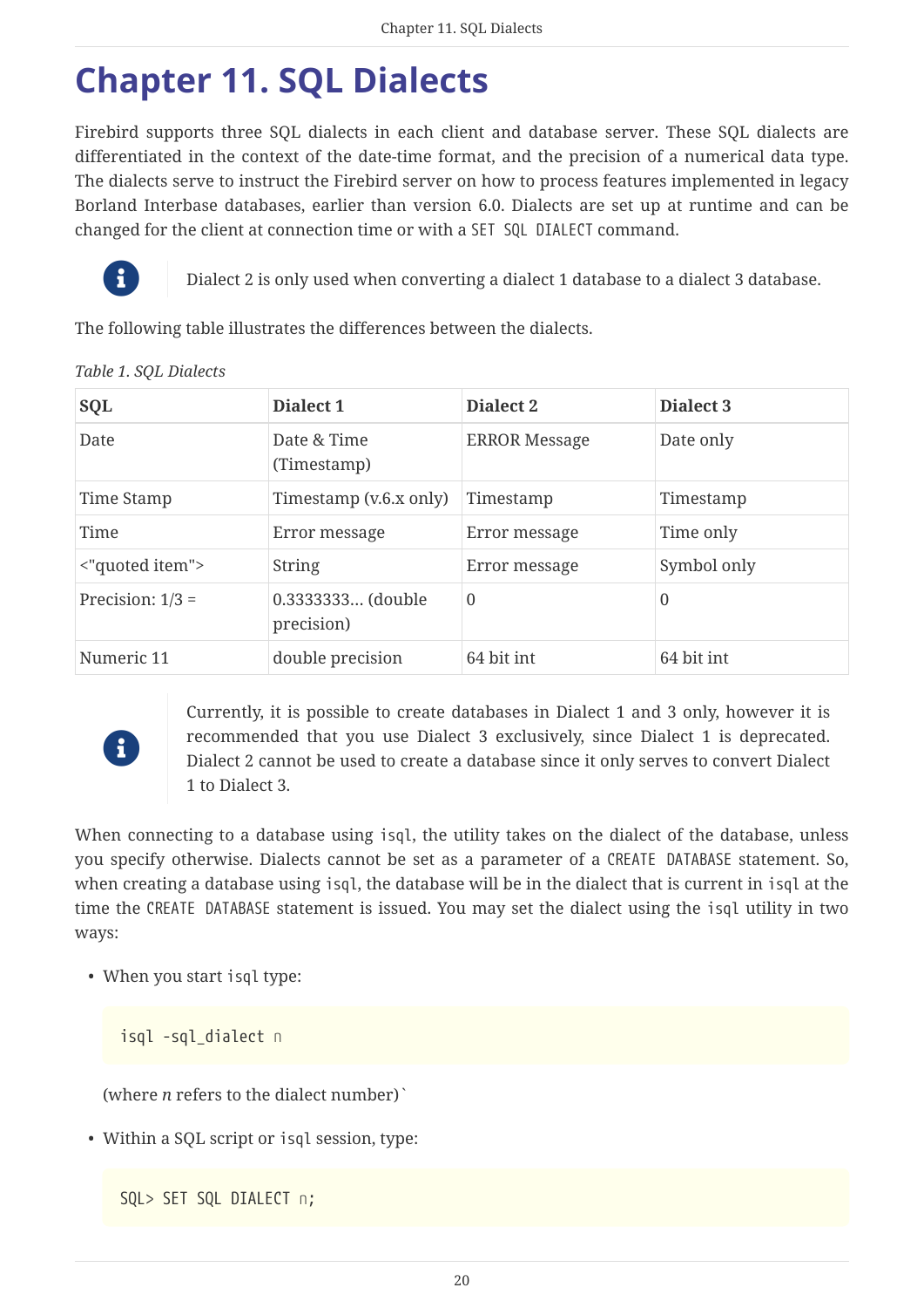# Chapter 11. SQL Dialects

Firebird supports three SQL dialects in each client and database server. These SQL dialects are differentiated in the context of the date-time format, and the precision of a numerical data type. The dialects serve to instruct the Firebird server on how to process features implemented in legacy Borland Interbase databases, earlier than version 6.0. Dialects are set up at runtime and can be changed for the client at connection time or with a `SET SQL DIALECT` command.

> Dialect 2 is only used when converting a dialect 1 database to a dialect 3 database.

The following table illustrates the differences between the dialects.

*Table 1. SQL Dialects*

| SQL | Dialect 1 | Dialect 2 | Dialect 3 |
| --- | --- | --- | --- |
| Date | Date & Time (Timestamp) | ERROR Message | Date only |
| Time Stamp | Timestamp (v.6.x only) | Timestamp | Timestamp |
| Time | Error message | Error message | Time only |
| <"quoted item"> | String | Error message | Symbol only |
| Precision: 1/3 = | 0.3333333… (double precision) | 0 | 0 |
| Numeric 11 | double precision | 64 bit int | 64 bit int |

> Currently, it is possible to create databases in Dialect 1 and 3 only, however it is recommended that you use Dialect 3 exclusively, since Dialect 1 is deprecated. Dialect 2 cannot be used to create a database since it only serves to convert Dialect 1 to Dialect 3.

When connecting to a database using `isql`, the utility takes on the dialect of the database, unless you specify otherwise. Dialects cannot be set as a parameter of a `CREATE DATABASE` statement. So, when creating a database using `isql`, the database will be in the dialect that is current in `isql` at the time the `CREATE DATABASE` statement is issued. You may set the dialect using the `isql` utility in two ways:

- When you start `isql` type:

  ```
  isql -sql_dialect n
  ```

  (where *n* refers to the dialect number)`

- Within a SQL script or `isql` session, type:

  ```
  SQL> SET SQL DIALECT n;
  ```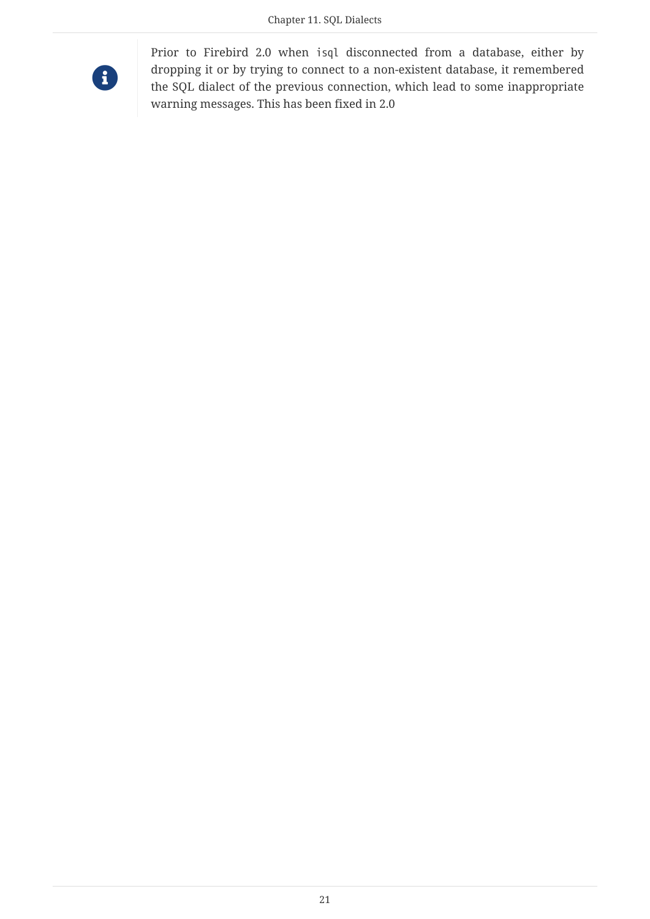> **Note**
>
> Prior to Firebird 2.0 when `isql` disconnected from a database, either by dropping it or by trying to connect to a non-existent database, it remembered the SQL dialect of the previous connection, which lead to some inappropriate warning messages. This has been fixed in 2.0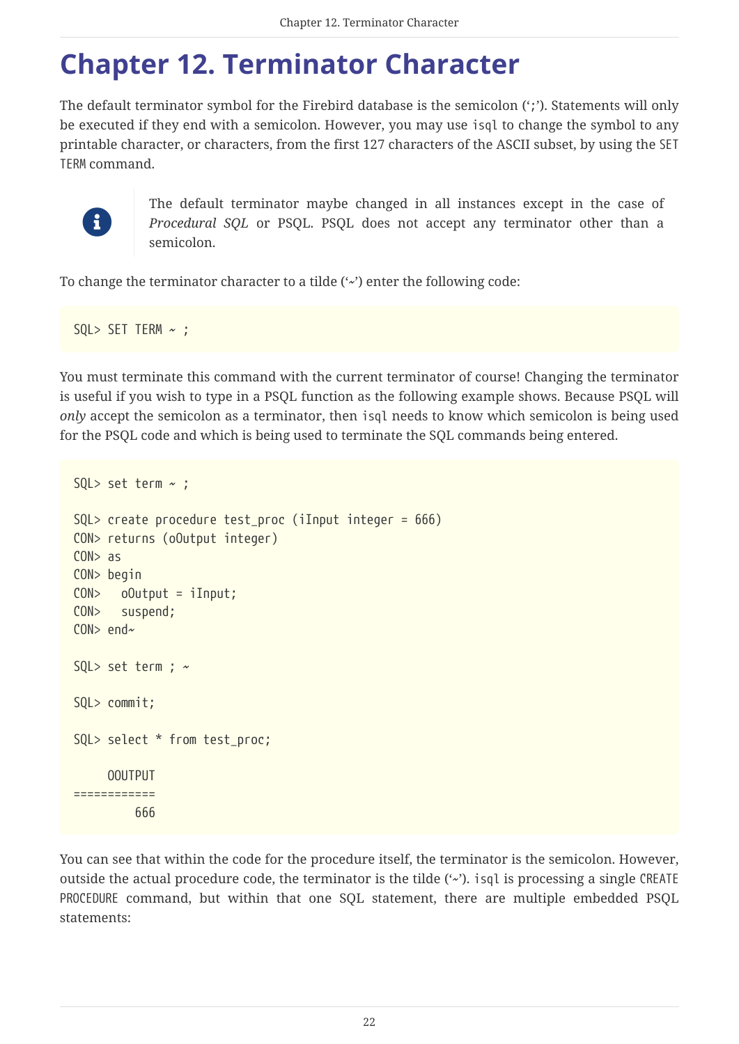# Chapter 12. Terminator Character

The default terminator symbol for the Firebird database is the semicolon (';'). Statements will only be executed if they end with a semicolon. However, you may use `isql` to change the symbol to any printable character, or characters, from the first 127 characters of the ASCII subset, by using the `SET TERM` command.

> The default terminator maybe changed in all instances except in the case of *Procedural SQL* or PSQL. PSQL does not accept any terminator other than a semicolon.

To change the terminator character to a tilde ('~') enter the following code:

```
SQL> SET TERM ~ ;
```

You must terminate this command with the current terminator of course! Changing the terminator is useful if you wish to type in a PSQL function as the following example shows. Because PSQL will *only* accept the semicolon as a terminator, then `isql` needs to know which semicolon is being used for the PSQL code and which is being used to terminate the SQL commands being entered.

```
SQL> set term ~ ;

SQL> create procedure test_proc (iInput integer = 666)
CON> returns (oOutput integer)
CON> as
CON> begin
CON>   oOutput = iInput;
CON>   suspend;
CON> end~

SQL> set term ; ~

SQL> commit;

SQL> select * from test_proc;

     OOUTPUT
============
         666
```

You can see that within the code for the procedure itself, the terminator is the semicolon. However, outside the actual procedure code, the terminator is the tilde ('~'). `isql` is processing a single `CREATE PROCEDURE` command, but within that one SQL statement, there are multiple embedded PSQL statements: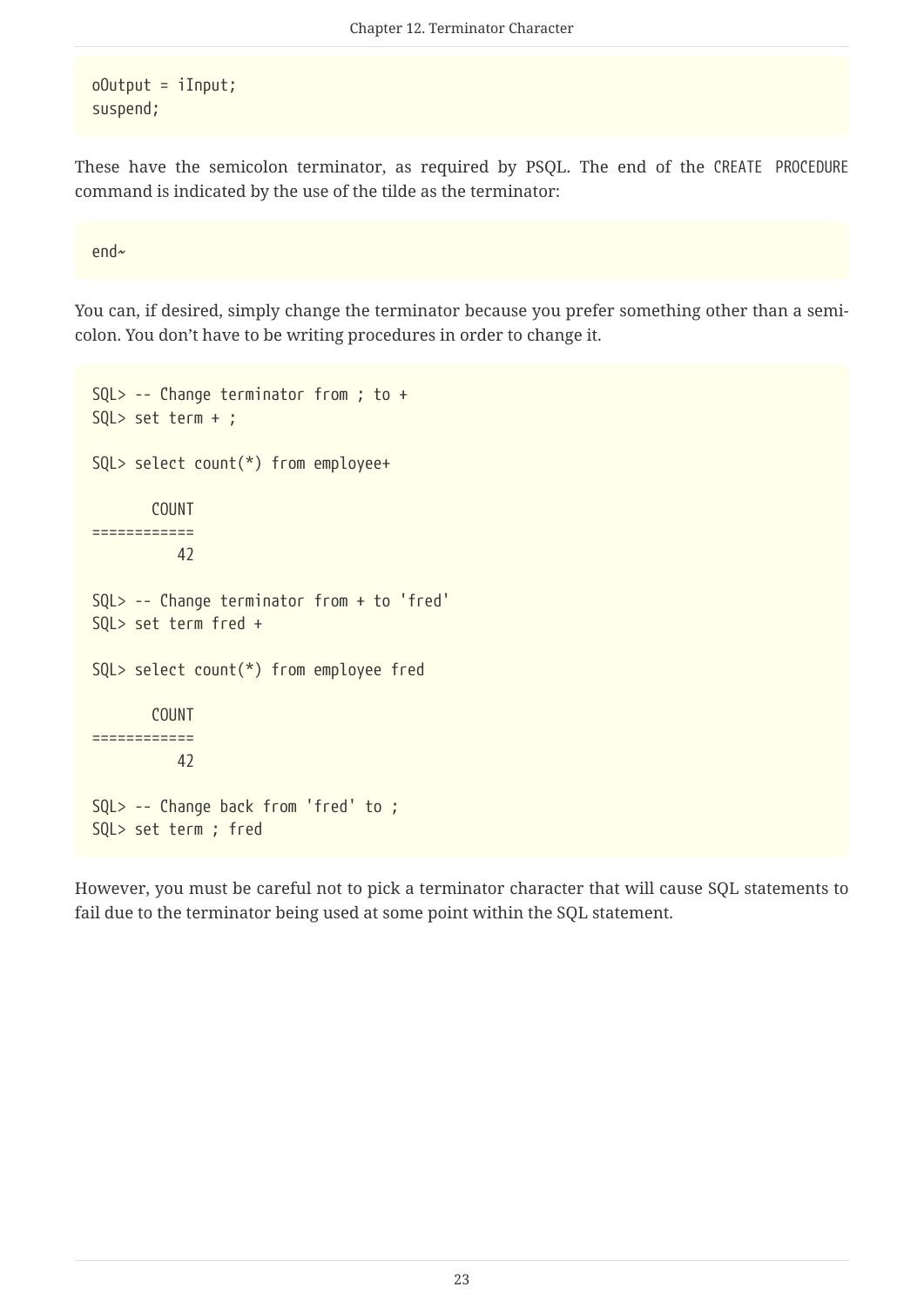```
oOutput = iInput;
suspend;
```

These have the semicolon terminator, as required by PSQL. The end of the `CREATE PROCEDURE` command is indicated by the use of the tilde as the terminator:

```
end~
```

You can, if desired, simply change the terminator because you prefer something other than a semi-colon. You don't have to be writing procedures in order to change it.

```
SQL> -- Change terminator from ; to +
SQL> set term + ;

SQL> select count(*) from employee+

       COUNT
============
          42

SQL> -- Change terminator from + to 'fred'
SQL> set term fred +

SQL> select count(*) from employee fred

       COUNT
============
          42

SQL> -- Change back from 'fred' to ;
SQL> set term ; fred
```

However, you must be careful not to pick a terminator character that will cause SQL statements to fail due to the terminator being used at some point within the SQL statement.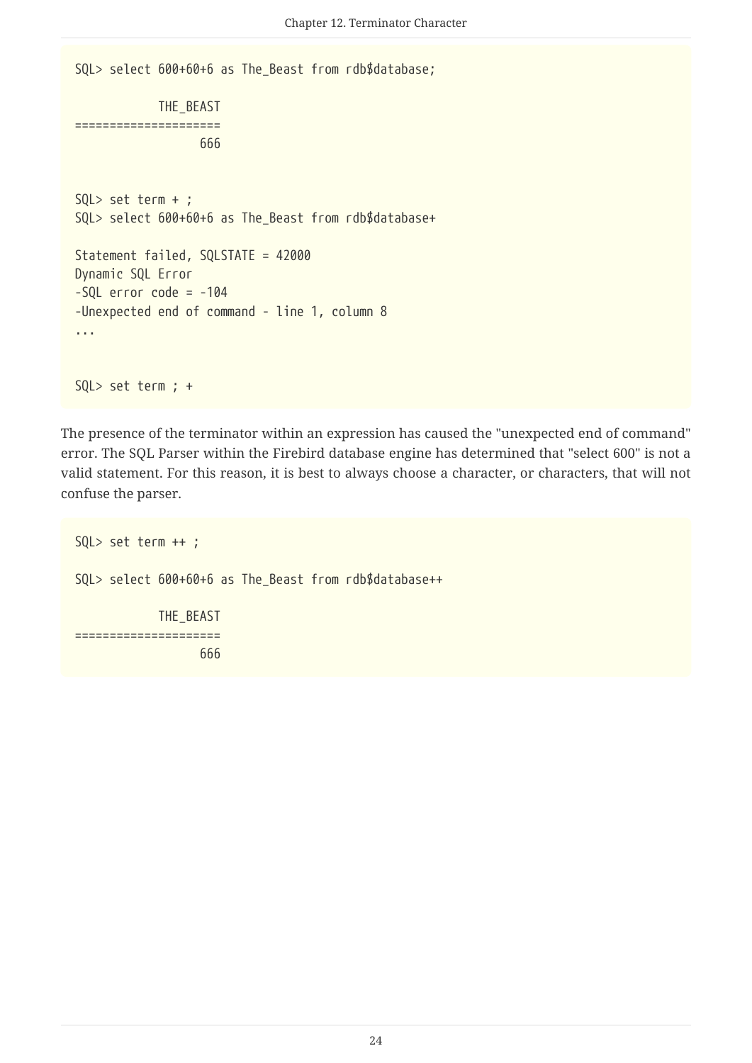```
SQL> select 600+60+6 as The_Beast from rdb$database;

           THE_BEAST
=====================
                 666


SQL> set term + ;
SQL> select 600+60+6 as The_Beast from rdb$database+

Statement failed, SQLSTATE = 42000
Dynamic SQL Error
-SQL error code = -104
-Unexpected end of command - line 1, column 8
...


SQL> set term ; +
```

The presence of the terminator within an expression has caused the "unexpected end of command" error. The SQL Parser within the Firebird database engine has determined that "select 600" is not a valid statement. For this reason, it is best to always choose a character, or characters, that will not confuse the parser.

```
SQL> set term ++ ;

SQL> select 600+60+6 as The_Beast from rdb$database++

           THE_BEAST
=====================
                 666
```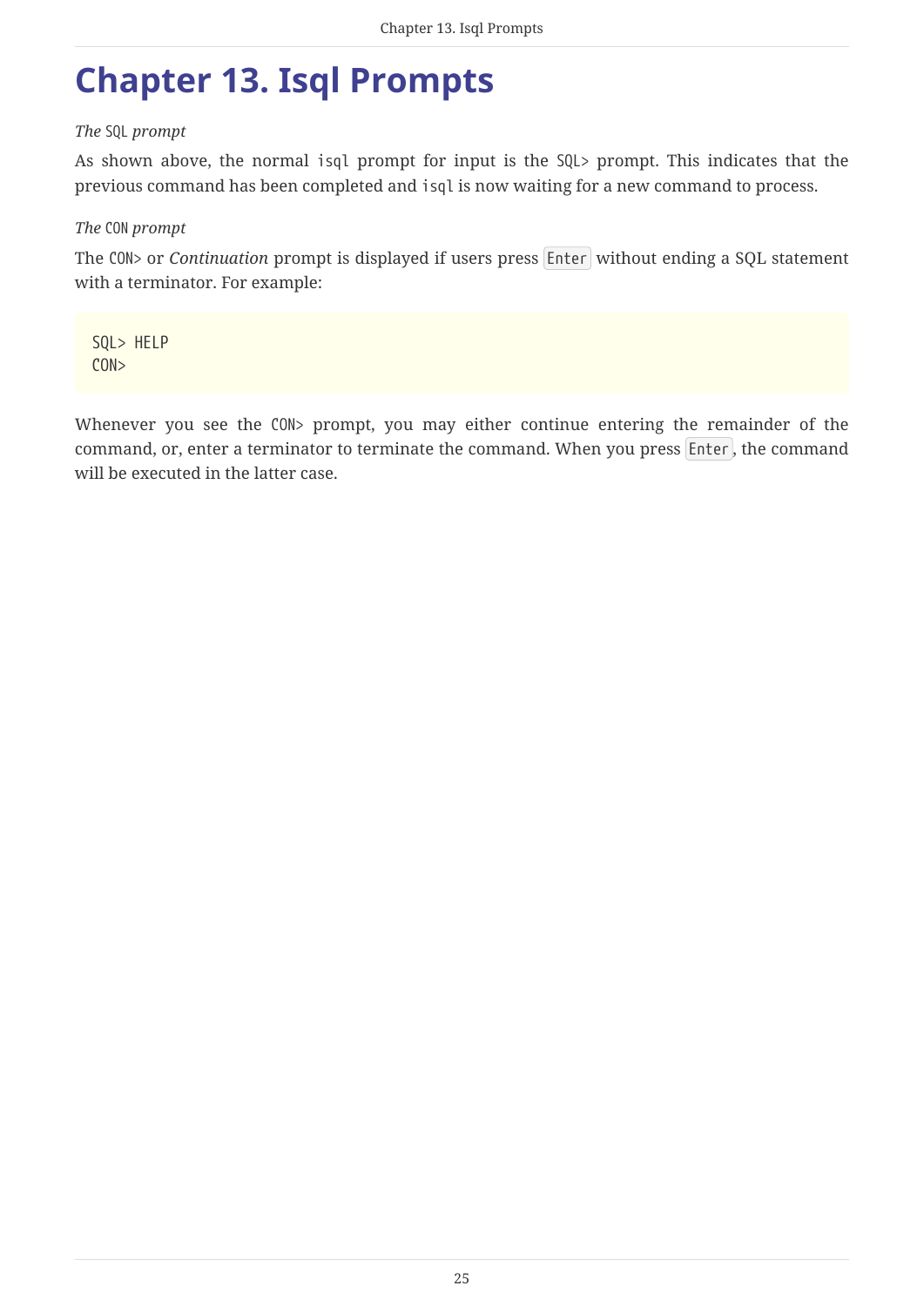# Chapter 13. Isql Prompts

*The* `SQL` *prompt*

As shown above, the normal `isql` prompt for input is the `SQL>` prompt. This indicates that the previous command has been completed and `isql` is now waiting for a new command to process.

*The* `CON` *prompt*

The `CON>` or *Continuation* prompt is displayed if users press `Enter` without ending a SQL statement with a terminator. For example:

```
SQL> HELP
CON>
```

Whenever you see the `CON>` prompt, you may either continue entering the remainder of the command, or, enter a terminator to terminate the command. When you press `Enter`, the command will be executed in the latter case.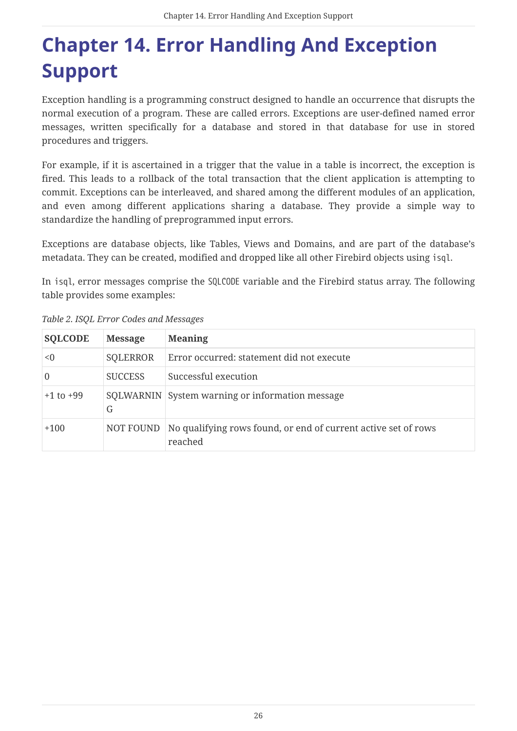# Chapter 14. Error Handling And Exception Support

Exception handling is a programming construct designed to handle an occurrence that disrupts the normal execution of a program. These are called errors. Exceptions are user-defined named error messages, written specifically for a database and stored in that database for use in stored procedures and triggers.

For example, if it is ascertained in a trigger that the value in a table is incorrect, the exception is fired. This leads to a rollback of the total transaction that the client application is attempting to commit. Exceptions can be interleaved, and shared among the different modules of an application, and even among different applications sharing a database. They provide a simple way to standardize the handling of preprogrammed input errors.

Exceptions are database objects, like Tables, Views and Domains, and are part of the database's metadata. They can be created, modified and dropped like all other Firebird objects using `isql`.

In `isql`, error messages comprise the `SQLCODE` variable and the Firebird status array. The following table provides some examples:

*Table 2. ISQL Error Codes and Messages*

| SQLCODE | Message | Meaning |
|---|---|---|
| <0 | SQLERROR | Error occurred: statement did not execute |
| 0 | SUCCESS | Successful execution |
| +1 to +99 | SQLWARNING | System warning or information message |
| +100 | NOT FOUND | No qualifying rows found, or end of current active set of rows reached |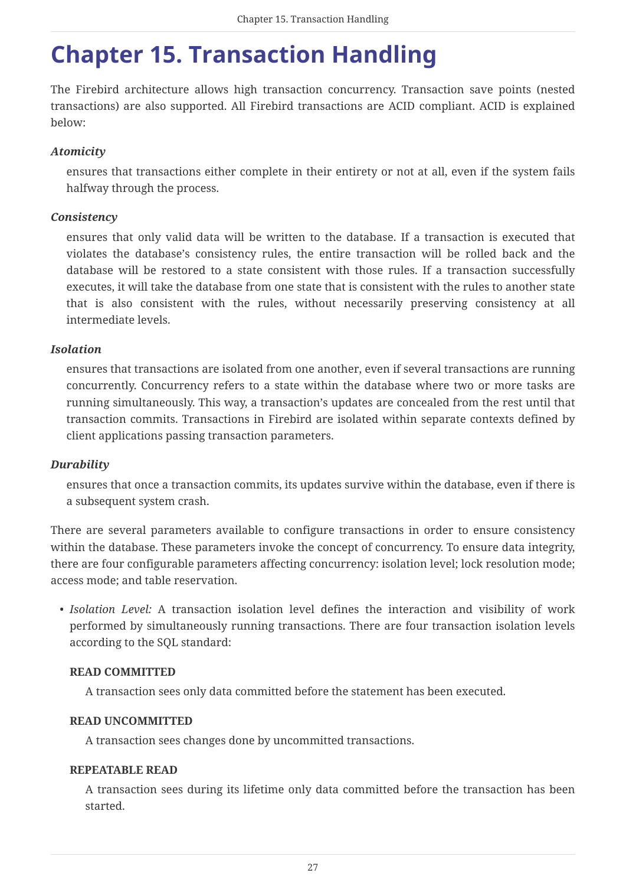# Chapter 15. Transaction Handling

The Firebird architecture allows high transaction concurrency. Transaction save points (nested transactions) are also supported. All Firebird transactions are ACID compliant. ACID is explained below:

***Atomicity***

ensures that transactions either complete in their entirety or not at all, even if the system fails halfway through the process.

***Consistency***

ensures that only valid data will be written to the database. If a transaction is executed that violates the database's consistency rules, the entire transaction will be rolled back and the database will be restored to a state consistent with those rules. If a transaction successfully executes, it will take the database from one state that is consistent with the rules to another state that is also consistent with the rules, without necessarily preserving consistency at all intermediate levels.

***Isolation***

ensures that transactions are isolated from one another, even if several transactions are running concurrently. Concurrency refers to a state within the database where two or more tasks are running simultaneously. This way, a transaction's updates are concealed from the rest until that transaction commits. Transactions in Firebird are isolated within separate contexts defined by client applications passing transaction parameters.

***Durability***

ensures that once a transaction commits, its updates survive within the database, even if there is a subsequent system crash.

There are several parameters available to configure transactions in order to ensure consistency within the database. These parameters invoke the concept of concurrency. To ensure data integrity, there are four configurable parameters affecting concurrency: isolation level; lock resolution mode; access mode; and table reservation.

- *Isolation Level:* A transaction isolation level defines the interaction and visibility of work performed by simultaneously running transactions. There are four transaction isolation levels according to the SQL standard:

  **READ COMMITTED**

  A transaction sees only data committed before the statement has been executed.

  **READ UNCOMMITTED**

  A transaction sees changes done by uncommitted transactions.

  **REPEATABLE READ**

  A transaction sees during its lifetime only data committed before the transaction has been started.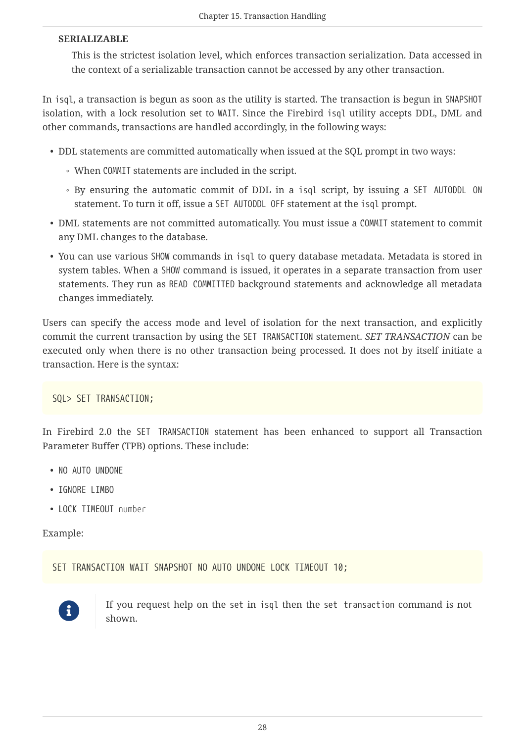**SERIALIZABLE**

This is the strictest isolation level, which enforces transaction serialization. Data accessed in the context of a serializable transaction cannot be accessed by any other transaction.

In `isql`, a transaction is begun as soon as the utility is started. The transaction is begun in `SNAPSHOT` isolation, with a lock resolution set to `WAIT`. Since the Firebird `isql` utility accepts DDL, DML and other commands, transactions are handled accordingly, in the following ways:

- DDL statements are committed automatically when issued at the SQL prompt in two ways:
  - When `COMMIT` statements are included in the script.
  - By ensuring the automatic commit of DDL in a `isql` script, by issuing a `SET AUTODDL ON` statement. To turn it off, issue a `SET AUTODDL OFF` statement at the `isql` prompt.
- DML statements are not committed automatically. You must issue a `COMMIT` statement to commit any DML changes to the database.
- You can use various `SHOW` commands in `isql` to query database metadata. Metadata is stored in system tables. When a `SHOW` command is issued, it operates in a separate transaction from user statements. They run as `READ COMMITTED` background statements and acknowledge all metadata changes immediately.

Users can specify the access mode and level of isolation for the next transaction, and explicitly commit the current transaction by using the `SET TRANSACTION` statement. *SET TRANSACTION* can be executed only when there is no other transaction being processed. It does not by itself initiate a transaction. Here is the syntax:

```
SQL> SET TRANSACTION;
```

In Firebird 2.0 the `SET TRANSACTION` statement has been enhanced to support all Transaction Parameter Buffer (TPB) options. These include:

- `NO AUTO UNDONE`
- `IGNORE LIMBO`
- `LOCK TIMEOUT` *number*

Example:

```
SET TRANSACTION WAIT SNAPSHOT NO AUTO UNDONE LOCK TIMEOUT 10;
```

> If you request help on the `set` in `isql` then the `set transaction` command is not shown.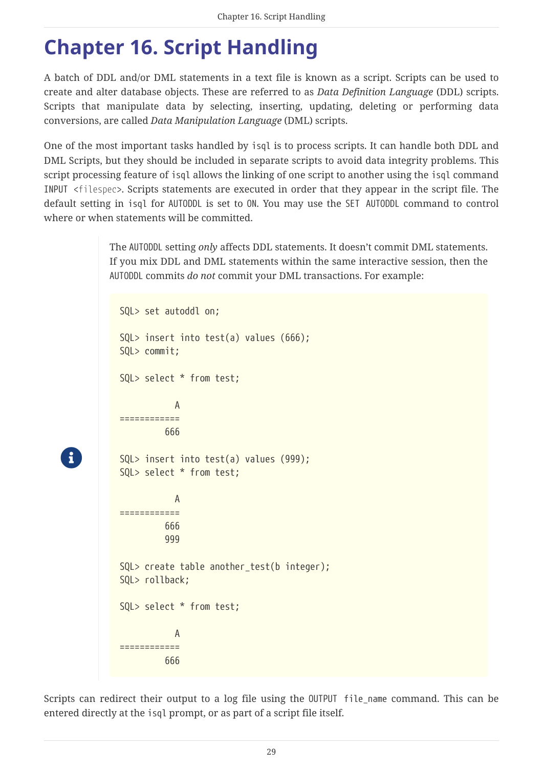# Chapter 16. Script Handling

A batch of DDL and/or DML statements in a text file is known as a script. Scripts can be used to create and alter database objects. These are referred to as *Data Definition Language* (DDL) scripts. Scripts that manipulate data by selecting, inserting, updating, deleting or performing data conversions, are called *Data Manipulation Language* (DML) scripts.

One of the most important tasks handled by `isql` is to process scripts. It can handle both DDL and DML Scripts, but they should be included in separate scripts to avoid data integrity problems. This script processing feature of `isql` allows the linking of one script to another using the `isql` command `INPUT <filespec>`. Scripts statements are executed in order that they appear in the script file. The default setting in `isql` for `AUTODDL` is set to `ON`. You may use the `SET AUTODDL` command to control where or when statements will be committed.

> The `AUTODDL` setting *only* affects DDL statements. It doesn't commit DML statements. If you mix DDL and DML statements within the same interactive session, then the `AUTODDL` commits *do not* commit your DML transactions. For example:
>
> ```
> SQL> set autoddl on;
>
> SQL> insert into test(a) values (666);
> SQL> commit;
>
> SQL> select * from test;
>
>            A
> ============
>          666
>
> SQL> insert into test(a) values (999);
> SQL> select * from test;
>
>            A
> ============
>          666
>          999
>
> SQL> create table another_test(b integer);
> SQL> rollback;
>
> SQL> select * from test;
>
>            A
> ============
>          666
> ```

Scripts can redirect their output to a log file using the `OUTPUT file_name` command. This can be entered directly at the `isql` prompt, or as part of a script file itself.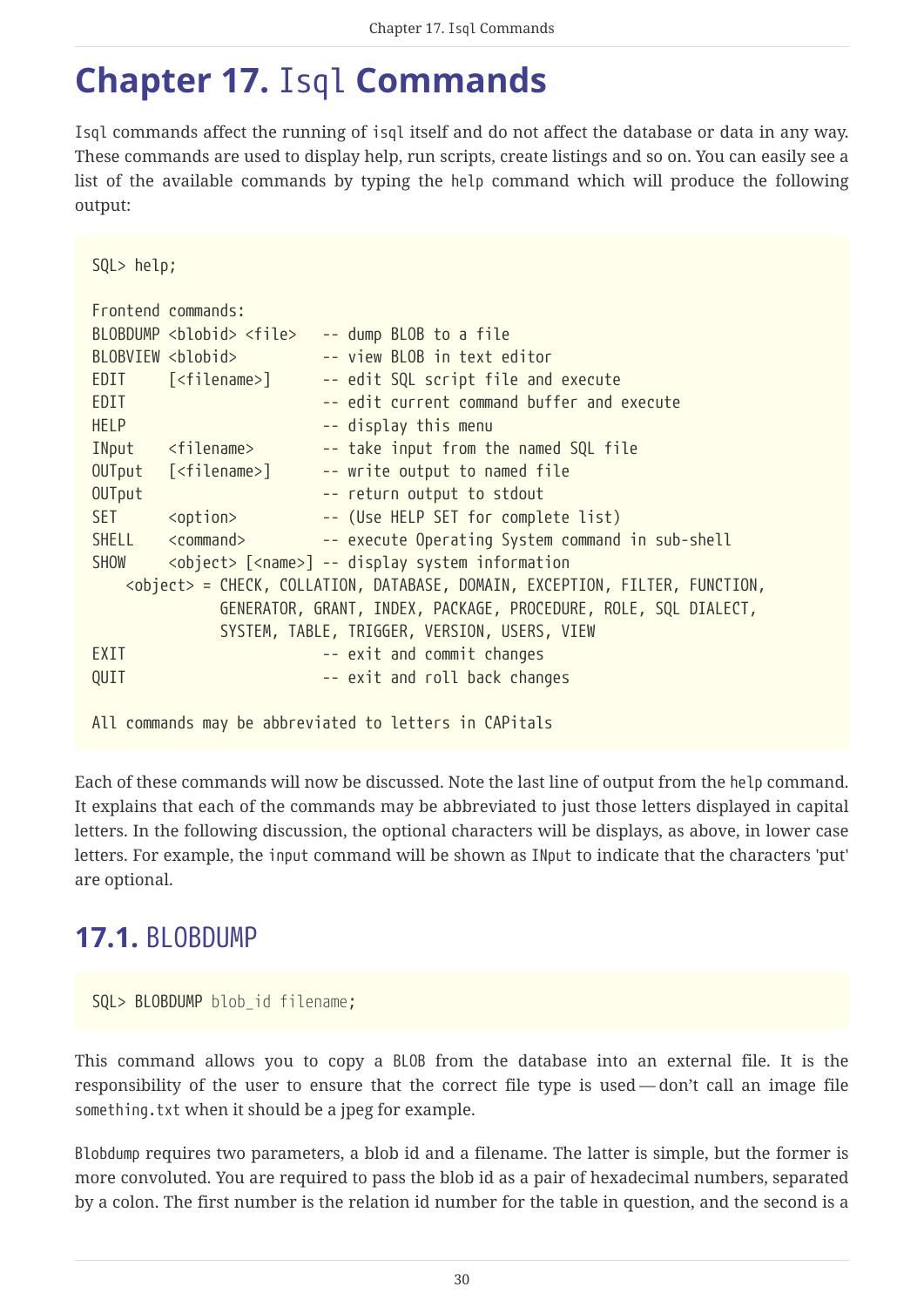# Chapter 17. Isql Commands

Isql commands affect the running of isql itself and do not affect the database or data in any way. These commands are used to display help, run scripts, create listings and so on. You can easily see a list of the available commands by typing the help command which will produce the following output:

```
SQL> help;

Frontend commands:
BLOBDUMP <blobid> <file>   -- dump BLOB to a file
BLOBVIEW <blobid>          -- view BLOB in text editor
EDIT     [<filename>]      -- edit SQL script file and execute
EDIT                       -- edit current command buffer and execute
HELP                       -- display this menu
INput    <filename>        -- take input from the named SQL file
OUTput   [<filename>]      -- write output to named file
OUTput                     -- return output to stdout
SET      <option>          -- (Use HELP SET for complete list)
SHELL    <command>         -- execute Operating System command in sub-shell
SHOW     <object> [<name>] -- display system information
    <object> = CHECK, COLLATION, DATABASE, DOMAIN, EXCEPTION, FILTER, FUNCTION,
               GENERATOR, GRANT, INDEX, PACKAGE, PROCEDURE, ROLE, SQL DIALECT,
               SYSTEM, TABLE, TRIGGER, VERSION, USERS, VIEW
EXIT                       -- exit and commit changes
QUIT                       -- exit and roll back changes

All commands may be abbreviated to letters in CAPitals
```

Each of these commands will now be discussed. Note the last line of output from the help command. It explains that each of the commands may be abbreviated to just those letters displayed in capital letters. In the following discussion, the optional characters will be displays, as above, in lower case letters. For example, the input command will be shown as INput to indicate that the characters 'put' are optional.

## 17.1. BLOBDUMP

```
SQL> BLOBDUMP blob_id filename;
```

This command allows you to copy a BLOB from the database into an external file. It is the responsibility of the user to ensure that the correct file type is used — don't call an image file something.txt when it should be a jpeg for example.

Blobdump requires two parameters, a blob id and a filename. The latter is simple, but the former is more convoluted. You are required to pass the blob id as a pair of hexadecimal numbers, separated by a colon. The first number is the relation id number for the table in question, and the second is a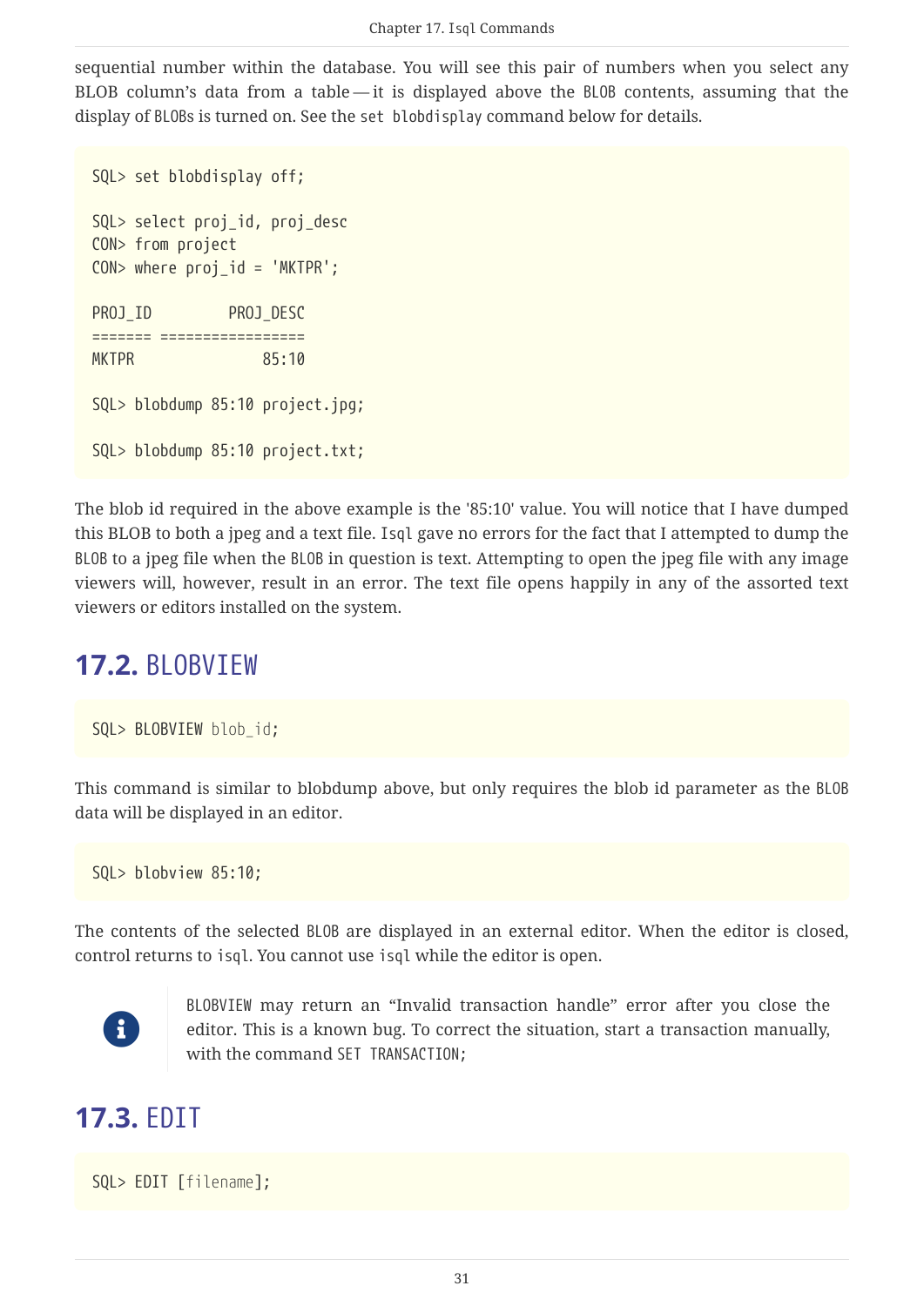sequential number within the database. You will see this pair of numbers when you select any BLOB column's data from a table — it is displayed above the BLOB contents, assuming that the display of BLOBs is turned on. See the `set blobdisplay` command below for details.

```
SQL> set blobdisplay off;

SQL> select proj_id, proj_desc
CON> from project
CON> where proj_id = 'MKTPR';

PROJ_ID         PROJ_DESC
======= =================
MKTPR                85:10

SQL> blobdump 85:10 project.jpg;

SQL> blobdump 85:10 project.txt;
```

The blob id required in the above example is the '85:10' value. You will notice that I have dumped this BLOB to both a jpeg and a text file. `Isql` gave no errors for the fact that I attempted to dump the BLOB to a jpeg file when the BLOB in question is text. Attempting to open the jpeg file with any image viewers will, however, result in an error. The text file opens happily in any of the assorted text viewers or editors installed on the system.

## 17.2. BLOBVIEW

```
SQL> BLOBVIEW blob_id;
```

This command is similar to blobdump above, but only requires the blob id parameter as the BLOB data will be displayed in an editor.

```
SQL> blobview 85:10;
```

The contents of the selected BLOB are displayed in an external editor. When the editor is closed, control returns to `isql`. You cannot use `isql` while the editor is open.

> BLOBVIEW may return an “Invalid transaction handle” error after you close the editor. This is a known bug. To correct the situation, start a transaction manually, with the command `SET TRANSACTION;`

## 17.3. EDIT

```
SQL> EDIT [filename];
```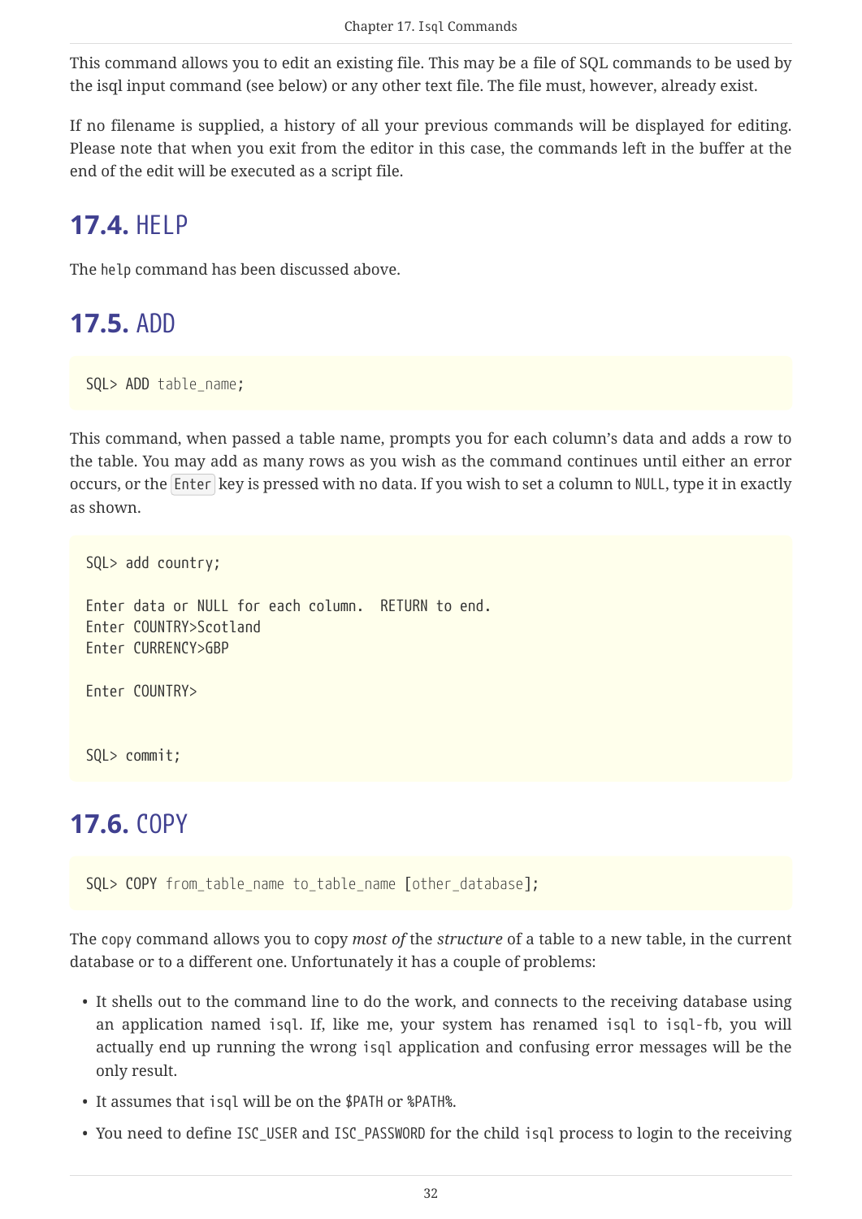This command allows you to edit an existing file. This may be a file of SQL commands to be used by the isql input command (see below) or any other text file. The file must, however, already exist.

If no filename is supplied, a history of all your previous commands will be displayed for editing. Please note that when you exit from the editor in this case, the commands left in the buffer at the end of the edit will be executed as a script file.

## 17.4. HELP

The `help` command has been discussed above.

## 17.5. ADD

```
SQL> ADD table_name;
```

This command, when passed a table name, prompts you for each column's data and adds a row to the table. You may add as many rows as you wish as the command continues until either an error occurs, or the `Enter` key is pressed with no data. If you wish to set a column to `NULL`, type it in exactly as shown.

```
SQL> add country;

Enter data or NULL for each column.  RETURN to end.
Enter COUNTRY>Scotland
Enter CURRENCY>GBP

Enter COUNTRY>


SQL> commit;
```

## 17.6. COPY

```
SQL> COPY from_table_name to_table_name [other_database];
```

The `copy` command allows you to copy *most of* the *structure* of a table to a new table, in the current database or to a different one. Unfortunately it has a couple of problems:

- It shells out to the command line to do the work, and connects to the receiving database using an application named `isql`. If, like me, your system has renamed `isql` to `isql-fb`, you will actually end up running the wrong `isql` application and confusing error messages will be the only result.
- It assumes that `isql` will be on the `$PATH` or `%PATH%`.
- You need to define `ISC_USER` and `ISC_PASSWORD` for the child `isql` process to login to the receiving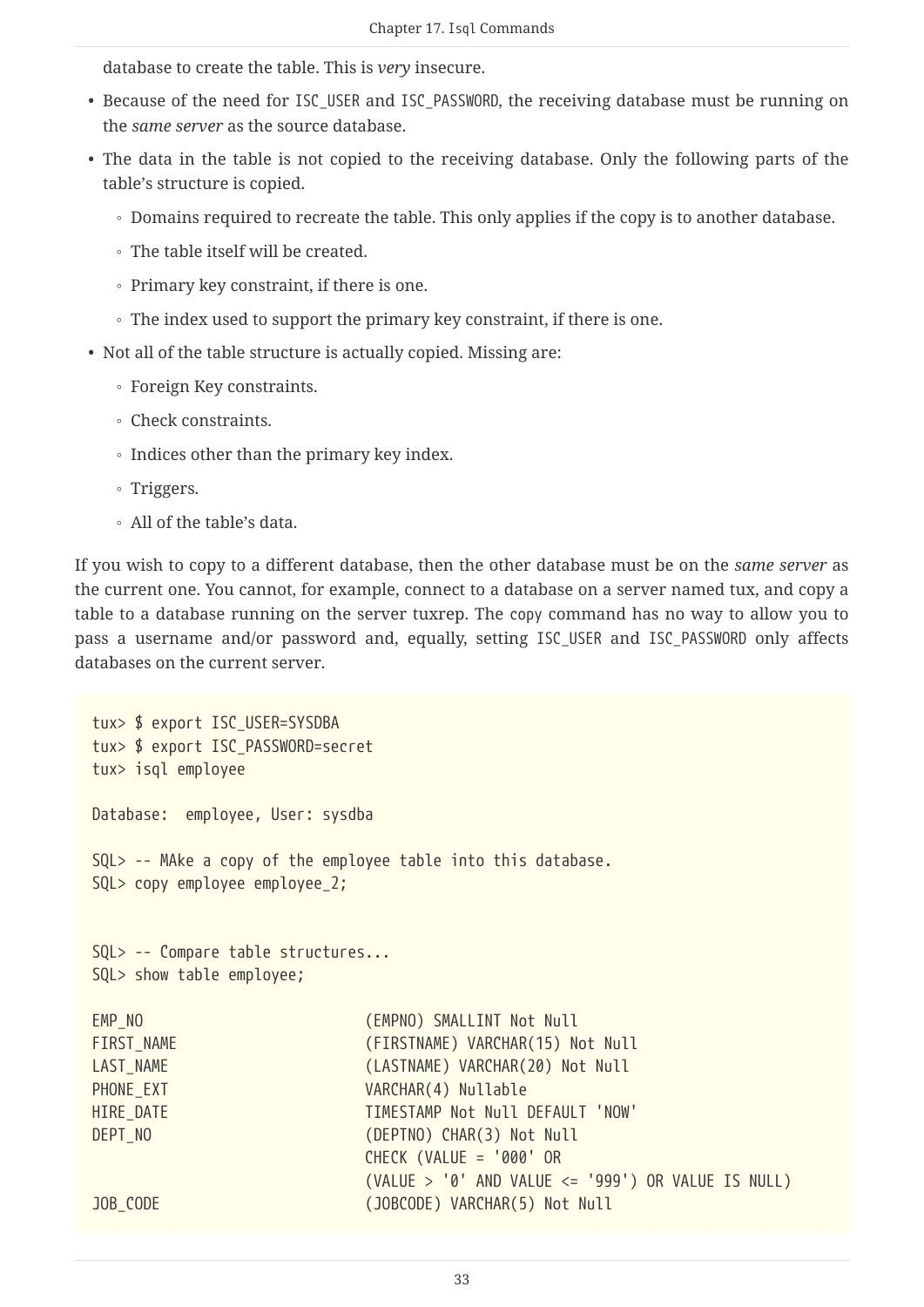database to create the table. This is *very* insecure.

- Because of the need for `ISC_USER` and `ISC_PASSWORD`, the receiving database must be running on the *same server* as the source database.
- The data in the table is not copied to the receiving database. Only the following parts of the table's structure is copied.
  - Domains required to recreate the table. This only applies if the copy is to another database.
  - The table itself will be created.
  - Primary key constraint, if there is one.
  - The index used to support the primary key constraint, if there is one.
- Not all of the table structure is actually copied. Missing are:
  - Foreign Key constraints.
  - Check constraints.
  - Indices other than the primary key index.
  - Triggers.
  - All of the table's data.

If you wish to copy to a different database, then the other database must be on the *same server* as the current one. You cannot, for example, connect to a database on a server named tux, and copy a table to a database running on the server tuxrep. The `copy` command has no way to allow you to pass a username and/or password and, equally, setting `ISC_USER` and `ISC_PASSWORD` only affects databases on the current server.

```
tux> $ export ISC_USER=SYSDBA
tux> $ export ISC_PASSWORD=secret
tux> isql employee

Database:  employee, User: sysdba

SQL> -- MAke a copy of the employee table into this database.
SQL> copy employee employee_2;


SQL> -- Compare table structures...
SQL> show table employee;

EMP_NO                          (EMPNO) SMALLINT Not Null
FIRST_NAME                      (FIRSTNAME) VARCHAR(15) Not Null
LAST_NAME                       (LASTNAME) VARCHAR(20) Not Null
PHONE_EXT                       VARCHAR(4) Nullable
HIRE_DATE                       TIMESTAMP Not Null DEFAULT 'NOW'
DEPT_NO                         (DEPTNO) CHAR(3) Not Null
                                CHECK (VALUE = '000' OR
                                (VALUE > '0' AND VALUE <= '999') OR VALUE IS NULL)
JOB_CODE                        (JOBCODE) VARCHAR(5) Not Null
```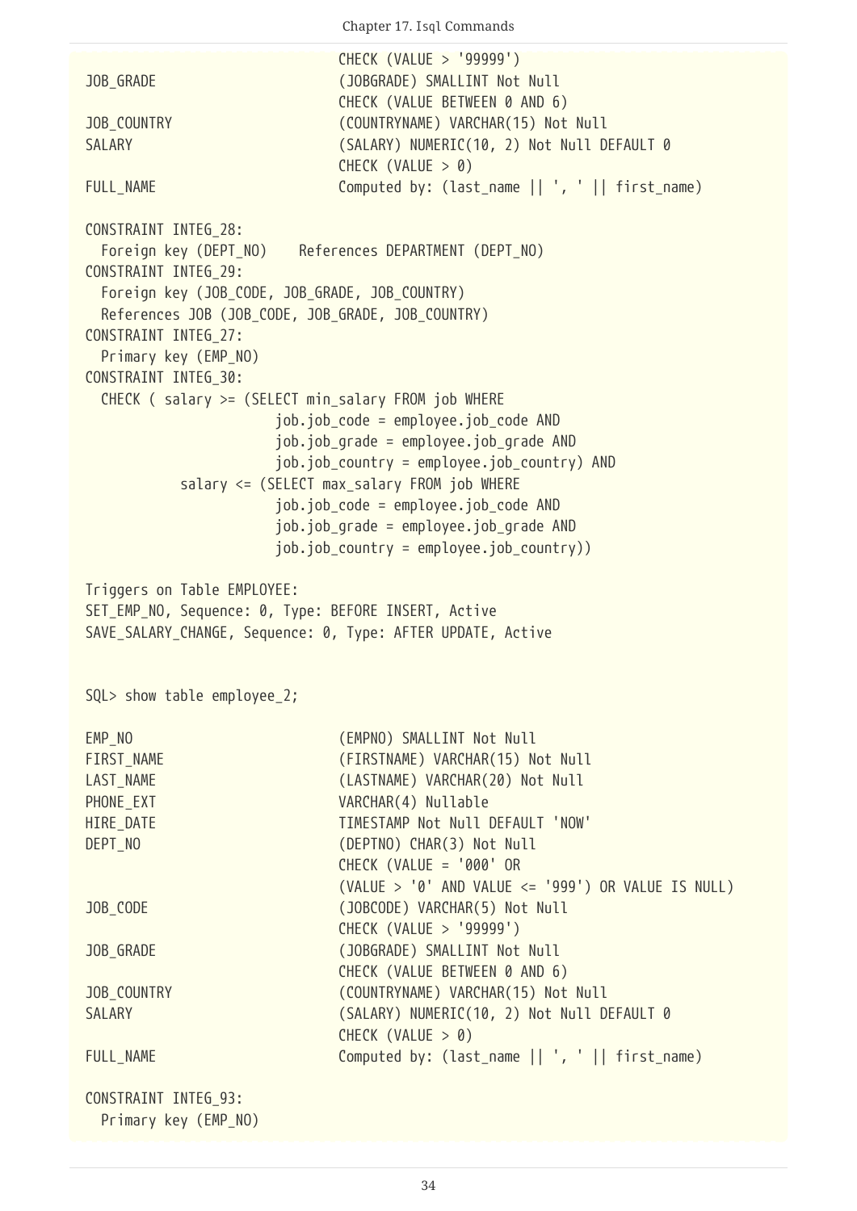```
                              CHECK (VALUE > '99999')
JOB_GRADE                     (JOBGRADE) SMALLINT Not Null
                              CHECK (VALUE BETWEEN 0 AND 6)
JOB_COUNTRY                   (COUNTRYNAME) VARCHAR(15) Not Null
SALARY                        (SALARY) NUMERIC(10, 2) Not Null DEFAULT 0
                              CHECK (VALUE > 0)
FULL_NAME                     Computed by: (last_name || ', ' || first_name)

CONSTRAINT INTEG_28:
  Foreign key (DEPT_NO)    References DEPARTMENT (DEPT_NO)
CONSTRAINT INTEG_29:
  Foreign key (JOB_CODE, JOB_GRADE, JOB_COUNTRY)
  References JOB (JOB_CODE, JOB_GRADE, JOB_COUNTRY)
CONSTRAINT INTEG_27:
  Primary key (EMP_NO)
CONSTRAINT INTEG_30:
  CHECK ( salary >= (SELECT min_salary FROM job WHERE
                      job.job_code = employee.job_code AND
                      job.job_grade = employee.job_grade AND
                      job.job_country = employee.job_country) AND
            salary <= (SELECT max_salary FROM job WHERE
                      job.job_code = employee.job_code AND
                      job.job_grade = employee.job_grade AND
                      job.job_country = employee.job_country))

Triggers on Table EMPLOYEE:
SET_EMP_NO, Sequence: 0, Type: BEFORE INSERT, Active
SAVE_SALARY_CHANGE, Sequence: 0, Type: AFTER UPDATE, Active


SQL> show table employee_2;

EMP_NO                        (EMPNO) SMALLINT Not Null
FIRST_NAME                    (FIRSTNAME) VARCHAR(15) Not Null
LAST_NAME                     (LASTNAME) VARCHAR(20) Not Null
PHONE_EXT                     VARCHAR(4) Nullable
HIRE_DATE                     TIMESTAMP Not Null DEFAULT 'NOW'
DEPT_NO                       (DEPTNO) CHAR(3) Not Null
                              CHECK (VALUE = '000' OR
                              (VALUE > '0' AND VALUE <= '999') OR VALUE IS NULL)
JOB_CODE                      (JOBCODE) VARCHAR(5) Not Null
                              CHECK (VALUE > '99999')
JOB_GRADE                     (JOBGRADE) SMALLINT Not Null
                              CHECK (VALUE BETWEEN 0 AND 6)
JOB_COUNTRY                   (COUNTRYNAME) VARCHAR(15) Not Null
SALARY                        (SALARY) NUMERIC(10, 2) Not Null DEFAULT 0
                              CHECK (VALUE > 0)
FULL_NAME                     Computed by: (last_name || ', ' || first_name)

CONSTRAINT INTEG_93:
  Primary key (EMP_NO)
```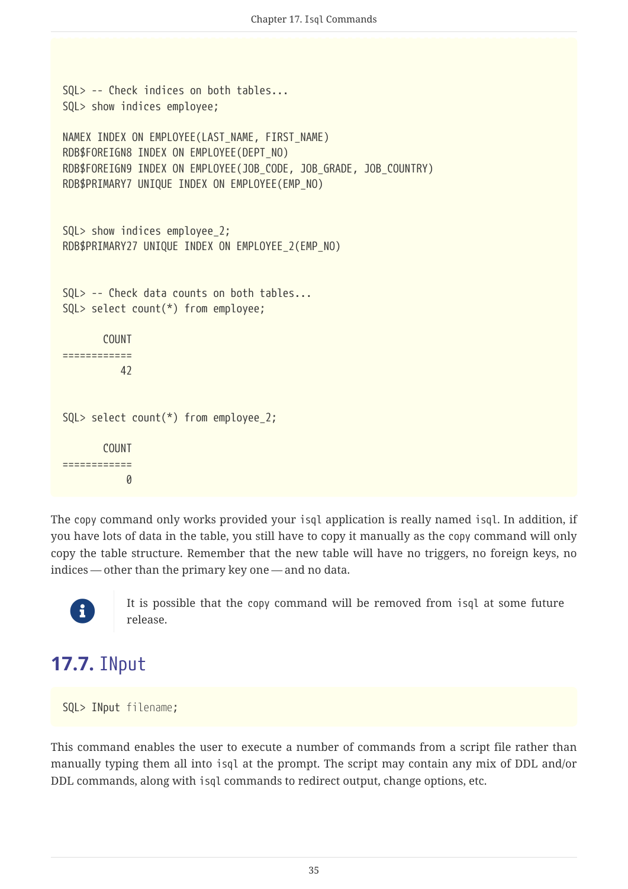```
SQL> -- Check indices on both tables...
SQL> show indices employee;

NAMEX INDEX ON EMPLOYEE(LAST_NAME, FIRST_NAME)
RDB$FOREIGN8 INDEX ON EMPLOYEE(DEPT_NO)
RDB$FOREIGN9 INDEX ON EMPLOYEE(JOB_CODE, JOB_GRADE, JOB_COUNTRY)
RDB$PRIMARY7 UNIQUE INDEX ON EMPLOYEE(EMP_NO)


SQL> show indices employee_2;
RDB$PRIMARY27 UNIQUE INDEX ON EMPLOYEE_2(EMP_NO)


SQL> -- Check data counts on both tables...
SQL> select count(*) from employee;

       COUNT
============
          42


SQL> select count(*) from employee_2;

       COUNT
============
           0
```

The `copy` command only works provided your `isql` application is really named `isql`. In addition, if you have lots of data in the table, you still have to copy it manually as the `copy` command will only copy the table structure. Remember that the new table will have no triggers, no foreign keys, no indices — other than the primary key one — and no data.

> It is possible that the `copy` command will be removed from `isql` at some future release.

## 17.7. INput

```
SQL> INput filename;
```

This command enables the user to execute a number of commands from a script file rather than manually typing them all into `isql` at the prompt. The script may contain any mix of DDL and/or DDL commands, along with `isql` commands to redirect output, change options, etc.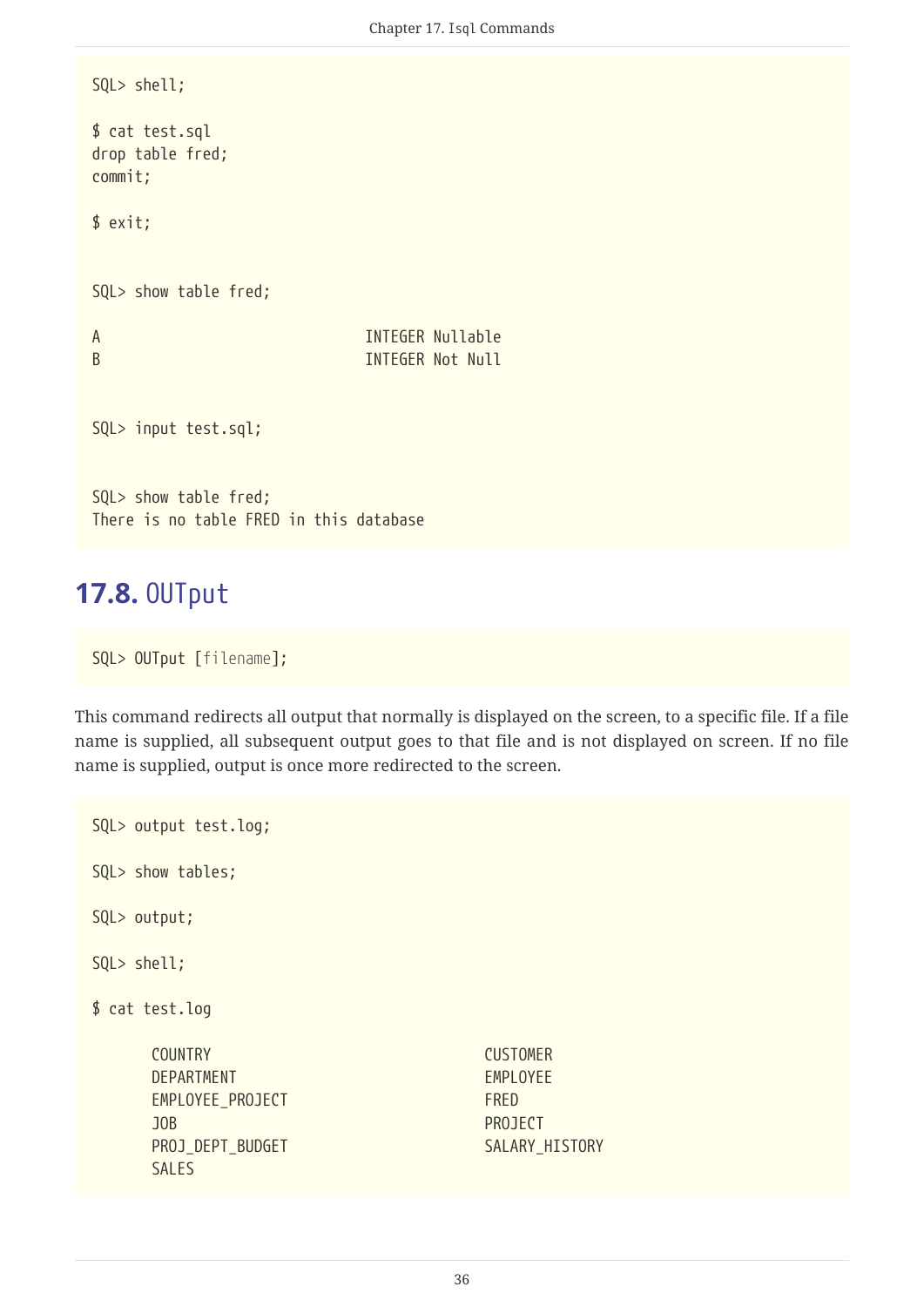```
SQL> shell;

$ cat test.sql
drop table fred;
commit;

$ exit;


SQL> show table fred;

A                               INTEGER Nullable
B                               INTEGER Not Null


SQL> input test.sql;


SQL> show table fred;
There is no table FRED in this database
```

## 17.8. OUTput

```
SQL> OUTput [filename];
```

This command redirects all output that normally is displayed on the screen, to a specific file. If a file name is supplied, all subsequent output goes to that file and is not displayed on screen. If no file name is supplied, output is once more redirected to the screen.

```
SQL> output test.log;

SQL> show tables;

SQL> output;

SQL> shell;

$ cat test.log

       COUNTRY                                CUSTOMER
       DEPARTMENT                             EMPLOYEE
       EMPLOYEE_PROJECT                       FRED
       JOB                                    PROJECT
       PROJ_DEPT_BUDGET                       SALARY_HISTORY
       SALES
```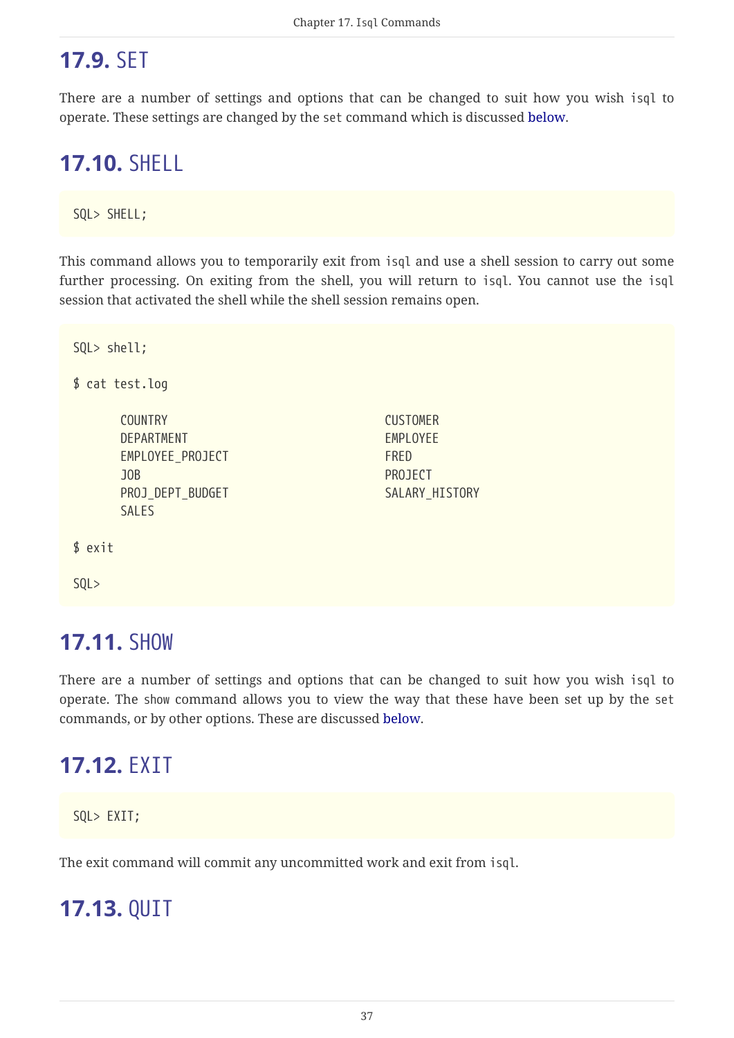## 17.9. SET

There are a number of settings and options that can be changed to suit how you wish `isql` to operate. These settings are changed by the `set` command which is discussed below.

## 17.10. SHELL

```
SQL> SHELL;
```

This command allows you to temporarily exit from `isql` and use a shell session to carry out some further processing. On exiting from the shell, you will return to `isql`. You cannot use the `isql` session that activated the shell while the shell session remains open.

```
SQL> shell;

$ cat test.log

       COUNTRY                              CUSTOMER
       DEPARTMENT                           EMPLOYEE
       EMPLOYEE_PROJECT                     FRED
       JOB                                  PROJECT
       PROJ_DEPT_BUDGET                     SALARY_HISTORY
       SALES

$ exit

SQL>
```

## 17.11. SHOW

There are a number of settings and options that can be changed to suit how you wish `isql` to operate. The `show` command allows you to view the way that these have been set up by the `set` commands, or by other options. These are discussed below.

## 17.12. EXIT

```
SQL> EXIT;
```

The exit command will commit any uncommitted work and exit from `isql`.

## 17.13. QUIT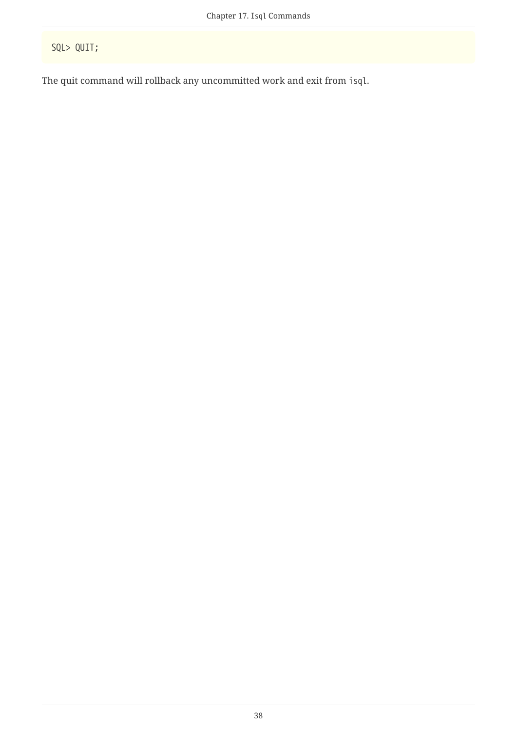```
SQL> QUIT;
```

The quit command will rollback any uncommitted work and exit from `isql`.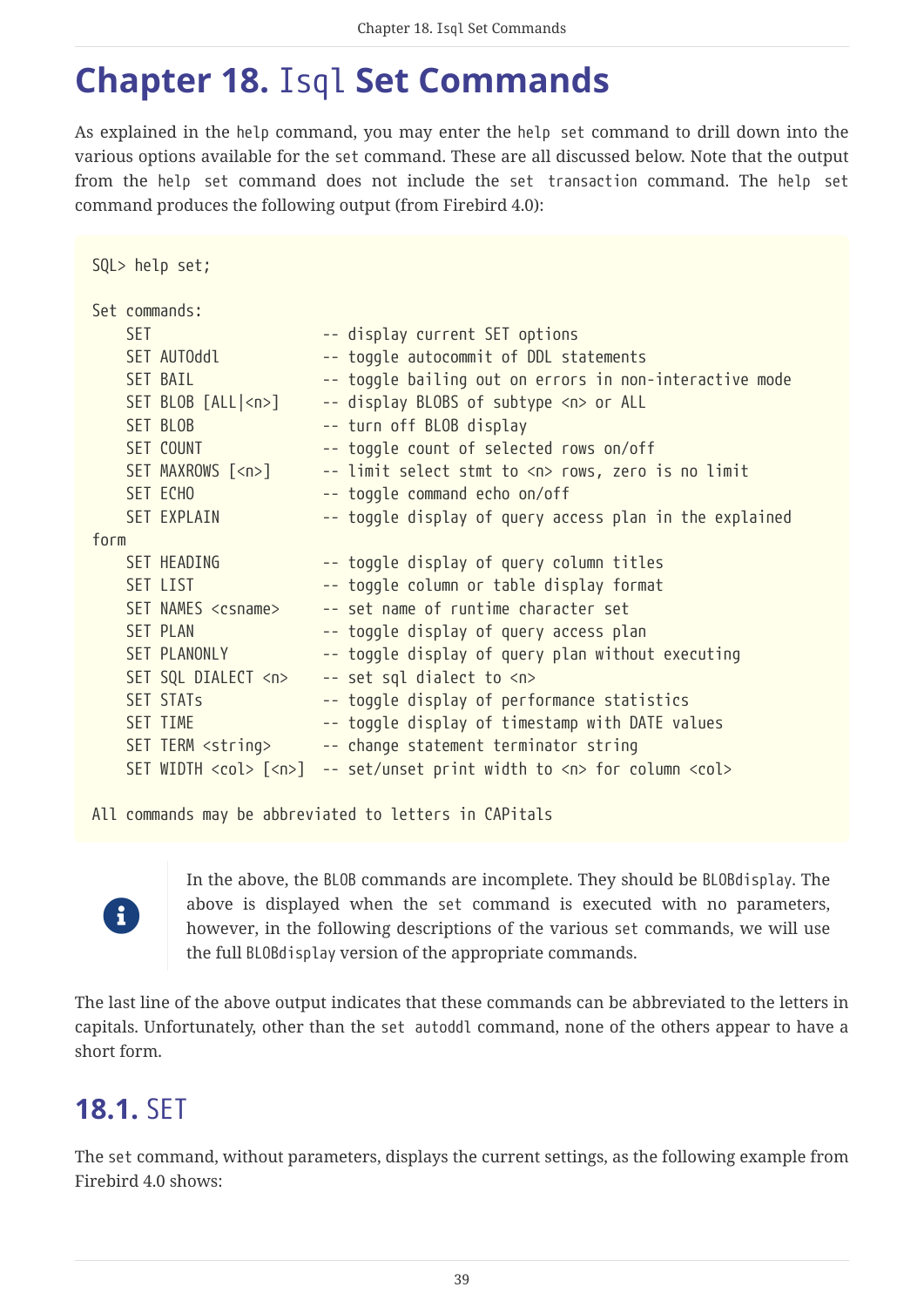# Chapter 18. Isql Set Commands

As explained in the `help` command, you may enter the `help set` command to drill down into the various options available for the `set` command. These are all discussed below. Note that the output from the `help set` command does not include the `set transaction` command. The `help set` command produces the following output (from Firebird 4.0):

```
SQL> help set;

Set commands:
    SET                    -- display current SET options
    SET AUTOddl            -- toggle autocommit of DDL statements
    SET BAIL               -- toggle bailing out on errors in non-interactive mode
    SET BLOB [ALL|<n>]     -- display BLOBS of subtype <n> or ALL
    SET BLOB               -- turn off BLOB display
    SET COUNT              -- toggle count of selected rows on/off
    SET MAXROWS [<n>]      -- limit select stmt to <n> rows, zero is no limit
    SET ECHO               -- toggle command echo on/off
    SET EXPLAIN            -- toggle display of query access plan in the explained
form
    SET HEADING            -- toggle display of query column titles
    SET LIST               -- toggle column or table display format
    SET NAMES <csname>     -- set name of runtime character set
    SET PLAN               -- toggle display of query access plan
    SET PLANONLY           -- toggle display of query plan without executing
    SET SQL DIALECT <n>    -- set sql dialect to <n>
    SET STATs              -- toggle display of performance statistics
    SET TIME               -- toggle display of timestamp with DATE values
    SET TERM <string>      -- change statement terminator string
    SET WIDTH <col> [<n>]  -- set/unset print width to <n> for column <col>

All commands may be abbreviated to letters in CAPitals
```

> **Note:** In the above, the `BLOB` commands are incomplete. They should be `BLOBdisplay`. The above is displayed when the `set` command is executed with no parameters, however, in the following descriptions of the various `set` commands, we will use the full `BLOBdisplay` version of the appropriate commands.

The last line of the above output indicates that these commands can be abbreviated to the letters in capitals. Unfortunately, other than the `set autoddl` command, none of the others appear to have a short form.

## 18.1. SET

The `set` command, without parameters, displays the current settings, as the following example from Firebird 4.0 shows: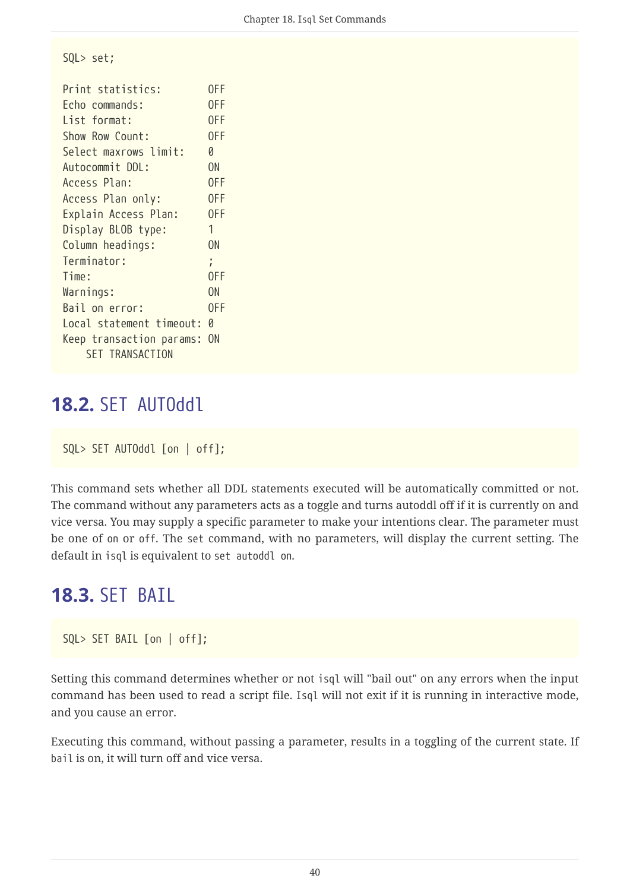```
SQL> set;

Print statistics:        OFF
Echo commands:           OFF
List format:             OFF
Show Row Count:          OFF
Select maxrows limit:    0
Autocommit DDL:          ON
Access Plan:             OFF
Access Plan only:        OFF
Explain Access Plan:     OFF
Display BLOB type:       1
Column headings:         ON
Terminator:              ;
Time:                    OFF
Warnings:                ON
Bail on error:           OFF
Local statement timeout: 0
Keep transaction params: ON
    SET TRANSACTION
```

## 18.2. SET AUTOddl

```
SQL> SET AUTOddl [on | off];
```

This command sets whether all DDL statements executed will be automatically committed or not. The command without any parameters acts as a toggle and turns autoddl off if it is currently on and vice versa. You may supply a specific parameter to make your intentions clear. The parameter must be one of `on` or `off`. The `set` command, with no parameters, will display the current setting. The default in `isql` is equivalent to `set autoddl on`.

## 18.3. SET BAIL

```
SQL> SET BAIL [on | off];
```

Setting this command determines whether or not `isql` will "bail out" on any errors when the input command has been used to read a script file. `Isql` will not exit if it is running in interactive mode, and you cause an error.

Executing this command, without passing a parameter, results in a toggling of the current state. If `bail` is on, it will turn off and vice versa.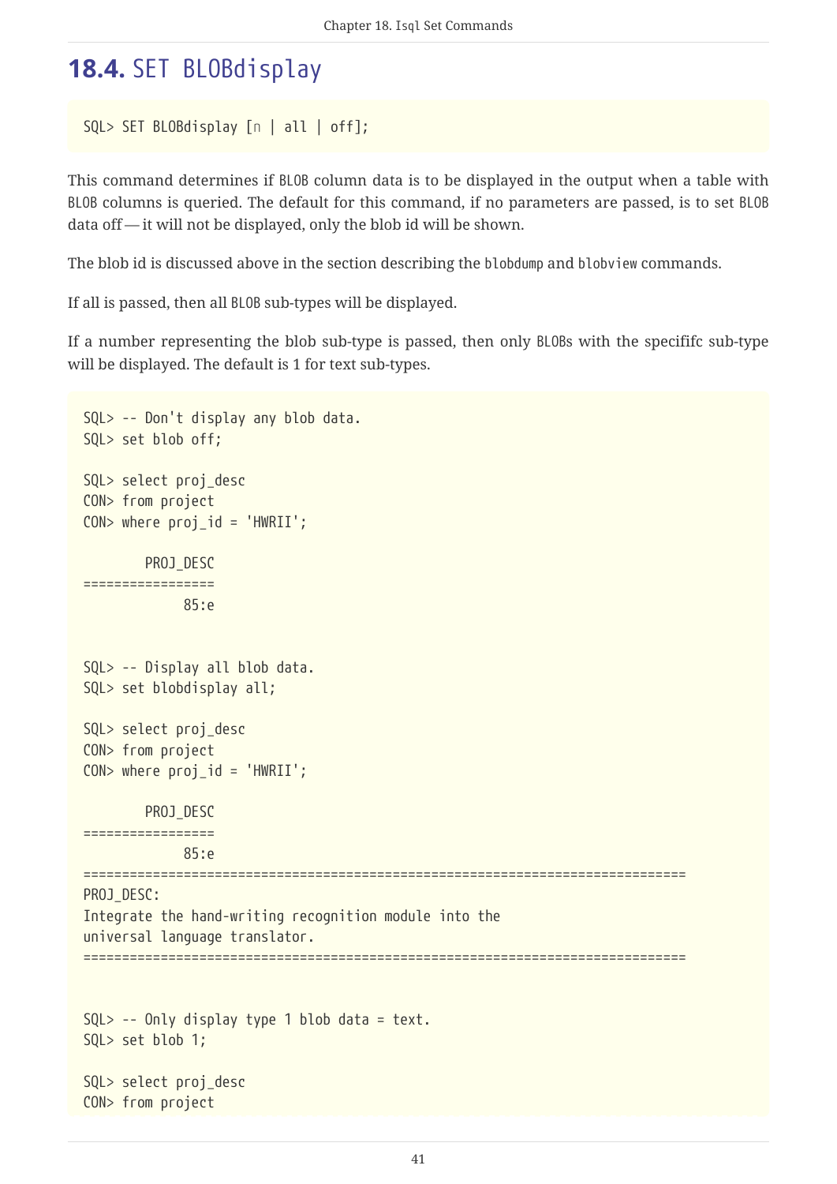## 18.4. SET BLOBdisplay

```
SQL> SET BLOBdisplay [n | all | off];
```

This command determines if BLOB column data is to be displayed in the output when a table with BLOB columns is queried. The default for this command, if no parameters are passed, is to set BLOB data off — it will not be displayed, only the blob id will be shown.

The blob id is discussed above in the section describing the blobdump and blobview commands.

If all is passed, then all BLOB sub-types will be displayed.

If a number representing the blob sub-type is passed, then only BLOBs with the specififc sub-type will be displayed. The default is 1 for text sub-types.

```
SQL> -- Don't display any blob data.
SQL> set blob off;

SQL> select proj_desc
CON> from project
CON> where proj_id = 'HWRII';

        PROJ_DESC
=================
             85:e


SQL> -- Display all blob data.
SQL> set blobdisplay all;

SQL> select proj_desc
CON> from project
CON> where proj_id = 'HWRII';

        PROJ_DESC
=================
             85:e
==============================================================================
PROJ_DESC:
Integrate the hand-writing recognition module into the
universal language translator.
==============================================================================


SQL> -- Only display type 1 blob data = text.
SQL> set blob 1;

SQL> select proj_desc
CON> from project
```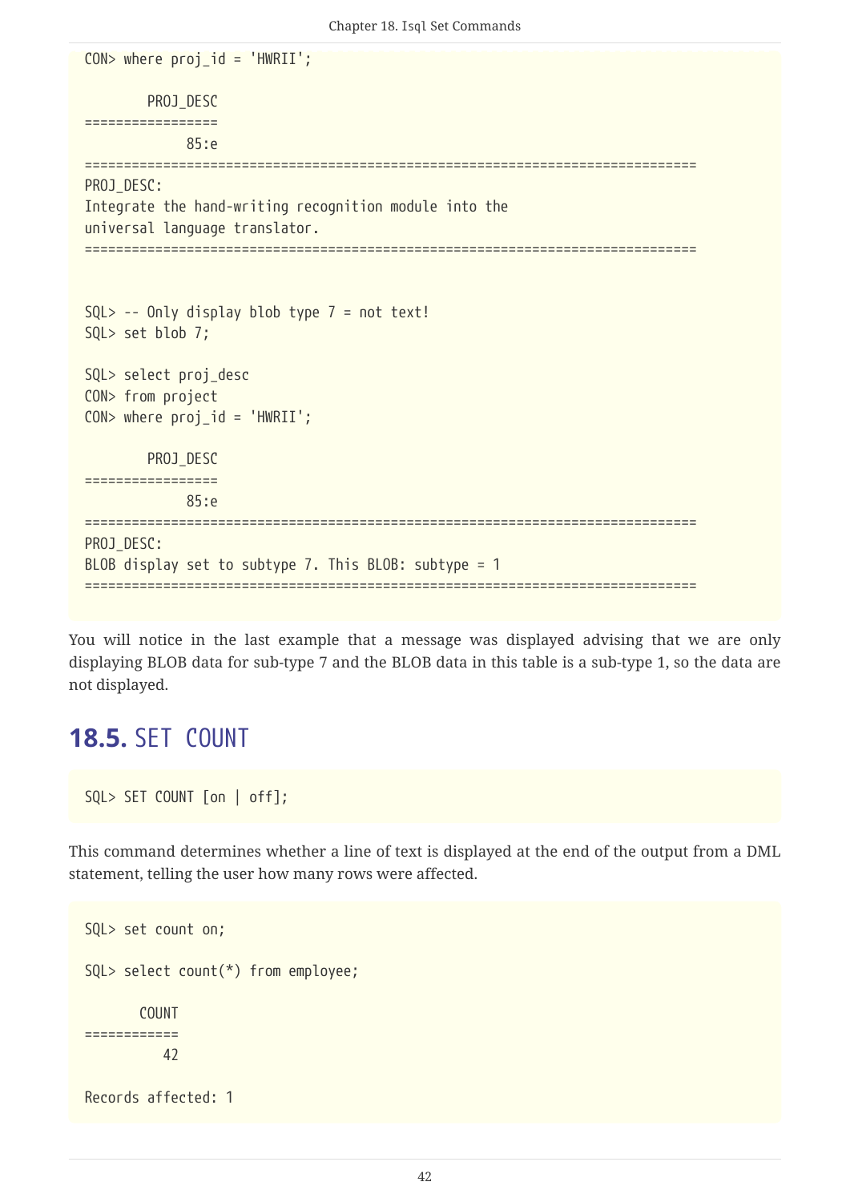```
CON> where proj_id = 'HWRII';

        PROJ_DESC
=================
             85:e
==============================================================================
PROJ_DESC:
Integrate the hand-writing recognition module into the
universal language translator.
==============================================================================


SQL> -- Only display blob type 7 = not text!
SQL> set blob 7;

SQL> select proj_desc
CON> from project
CON> where proj_id = 'HWRII';

        PROJ_DESC
=================
             85:e
==============================================================================
PROJ_DESC:
BLOB display set to subtype 7. This BLOB: subtype = 1
==============================================================================
```

You will notice in the last example that a message was displayed advising that we are only displaying BLOB data for sub-type 7 and the BLOB data in this table is a sub-type 1, so the data are not displayed.

## 18.5. SET COUNT

```
SQL> SET COUNT [on | off];
```

This command determines whether a line of text is displayed at the end of the output from a DML statement, telling the user how many rows were affected.

```
SQL> set count on;

SQL> select count(*) from employee;

       COUNT
============
          42

Records affected: 1
```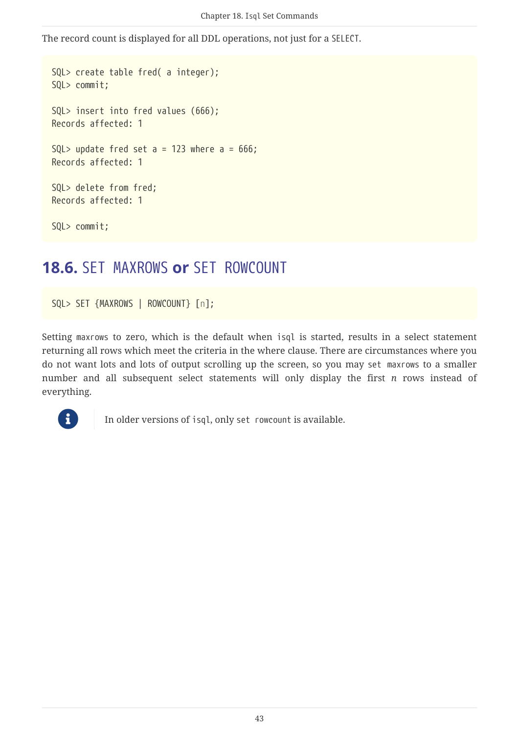The record count is displayed for all DDL operations, not just for a `SELECT`.

```
SQL> create table fred( a integer);
SQL> commit;

SQL> insert into fred values (666);
Records affected: 1

SQL> update fred set a = 123 where a = 666;
Records affected: 1

SQL> delete from fred;
Records affected: 1

SQL> commit;
```

## 18.6. `SET MAXROWS` or `SET ROWCOUNT`

```
SQL> SET {MAXROWS | ROWCOUNT} [n];
```

Setting `maxrows` to zero, which is the default when `isql` is started, results in a select statement returning all rows which meet the criteria in the where clause. There are circumstances where you do not want lots and lots of output scrolling up the screen, so you may `set maxrows` to a smaller number and all subsequent select statements will only display the first *n* rows instead of everything.

> In older versions of `isql`, only `set rowcount` is available.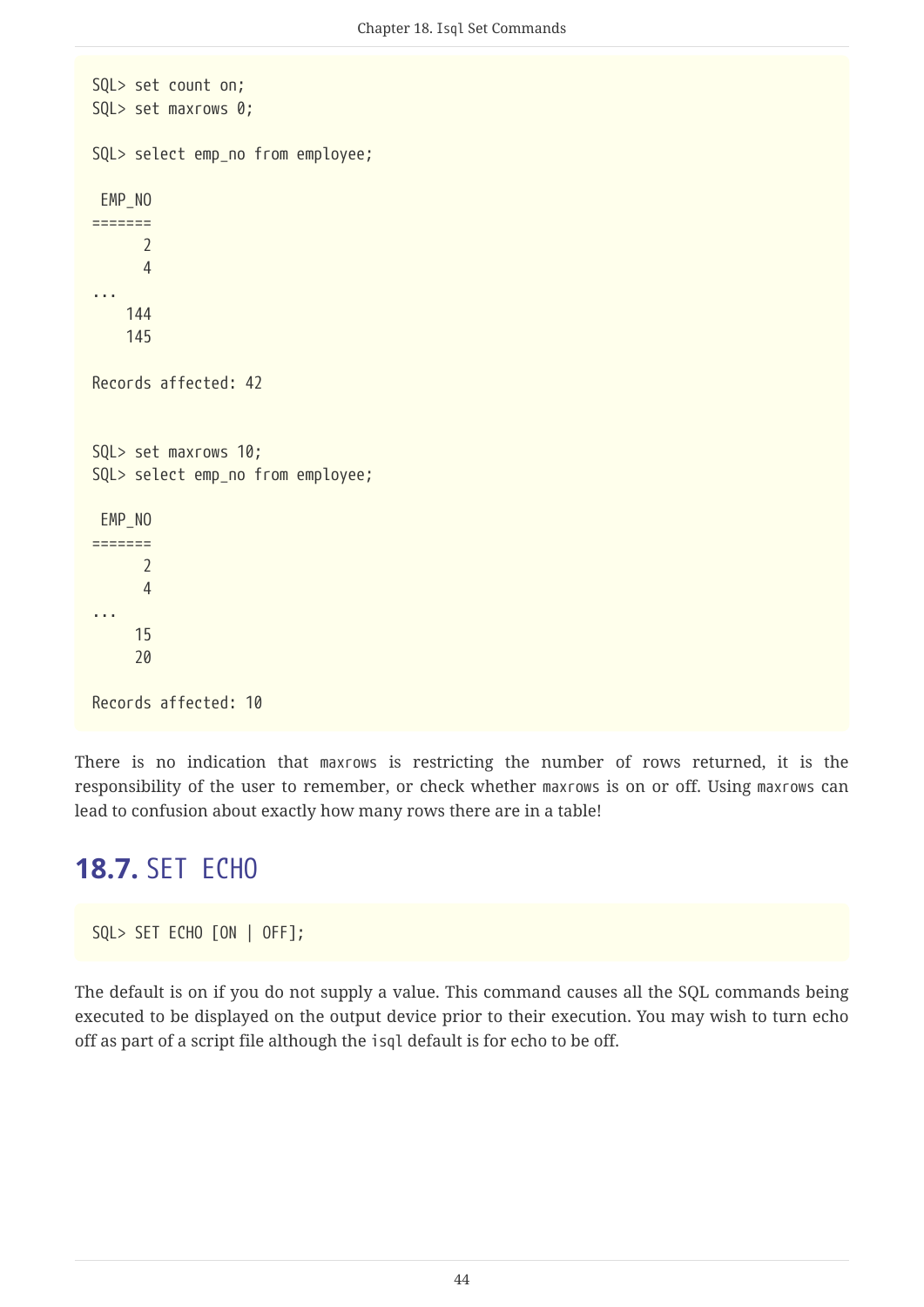```
SQL> set count on;
SQL> set maxrows 0;

SQL> select emp_no from employee;

 EMP_NO
=======
      2
      4
...
    144
    145

Records affected: 42


SQL> set maxrows 10;
SQL> select emp_no from employee;

 EMP_NO
=======
      2
      4
...
     15
     20

Records affected: 10
```

There is no indication that `maxrows` is restricting the number of rows returned, it is the responsibility of the user to remember, or check whether `maxrows` is on or off. Using `maxrows` can lead to confusion about exactly how many rows there are in a table!

## 18.7. SET ECHO

```
SQL> SET ECHO [ON | OFF];
```

The default is on if you do not supply a value. This command causes all the SQL commands being executed to be displayed on the output device prior to their execution. You may wish to turn echo off as part of a script file although the `isql` default is for echo to be off.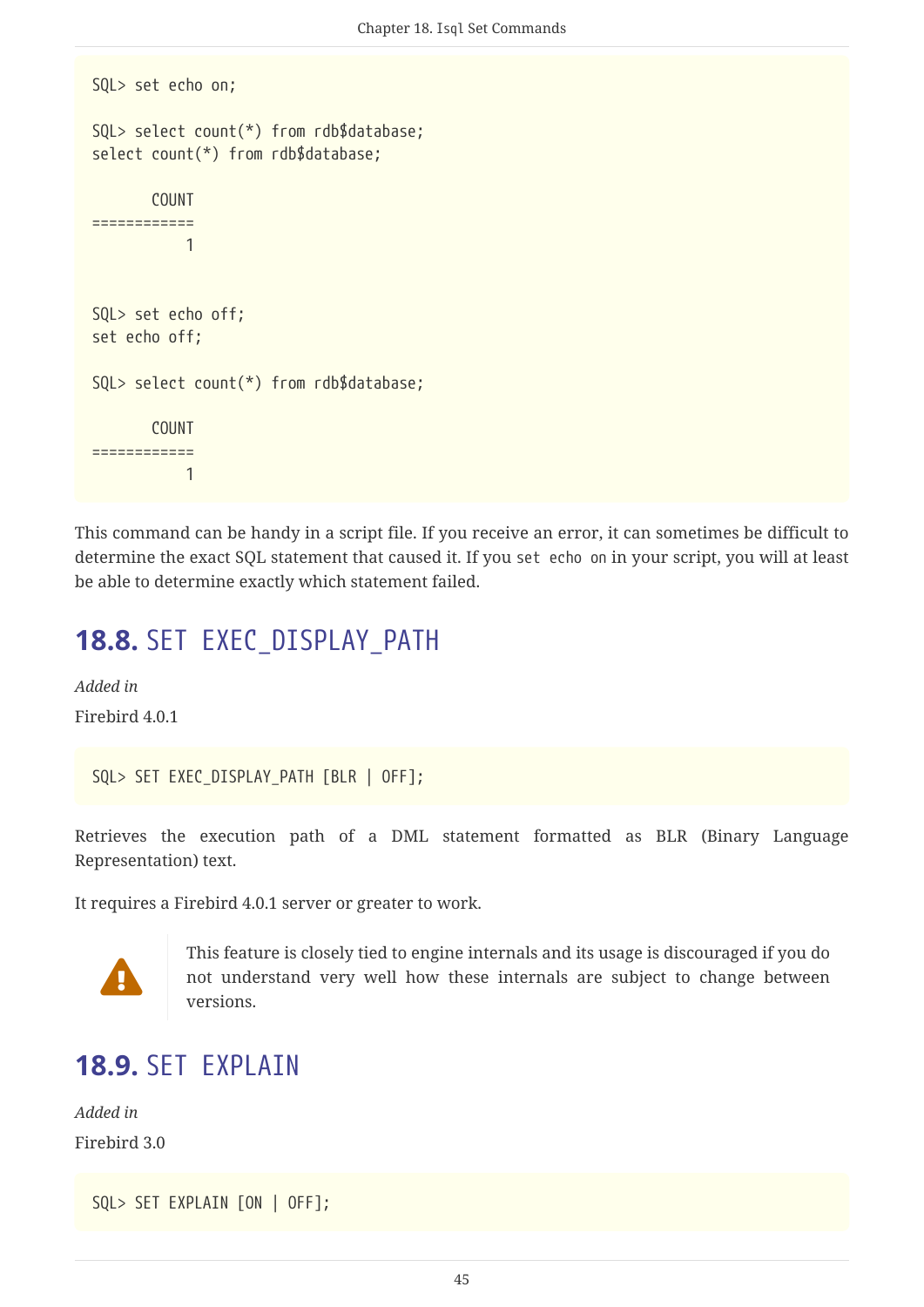```
SQL> set echo on;

SQL> select count(*) from rdb$database;
select count(*) from rdb$database;

       COUNT
============
           1


SQL> set echo off;
set echo off;

SQL> select count(*) from rdb$database;

       COUNT
============
           1
```

This command can be handy in a script file. If you receive an error, it can sometimes be difficult to determine the exact SQL statement that caused it. If you `set echo on` in your script, you will at least be able to determine exactly which statement failed.

## 18.8. SET EXEC_DISPLAY_PATH

*Added in*

Firebird 4.0.1

```
SQL> SET EXEC_DISPLAY_PATH [BLR | OFF];
```

Retrieves the execution path of a DML statement formatted as BLR (Binary Language Representation) text.

It requires a Firebird 4.0.1 server or greater to work.

> This feature is closely tied to engine internals and its usage is discouraged if you do not understand very well how these internals are subject to change between versions.

## 18.9. SET EXPLAIN

*Added in*

Firebird 3.0

```
SQL> SET EXPLAIN [ON | OFF];
```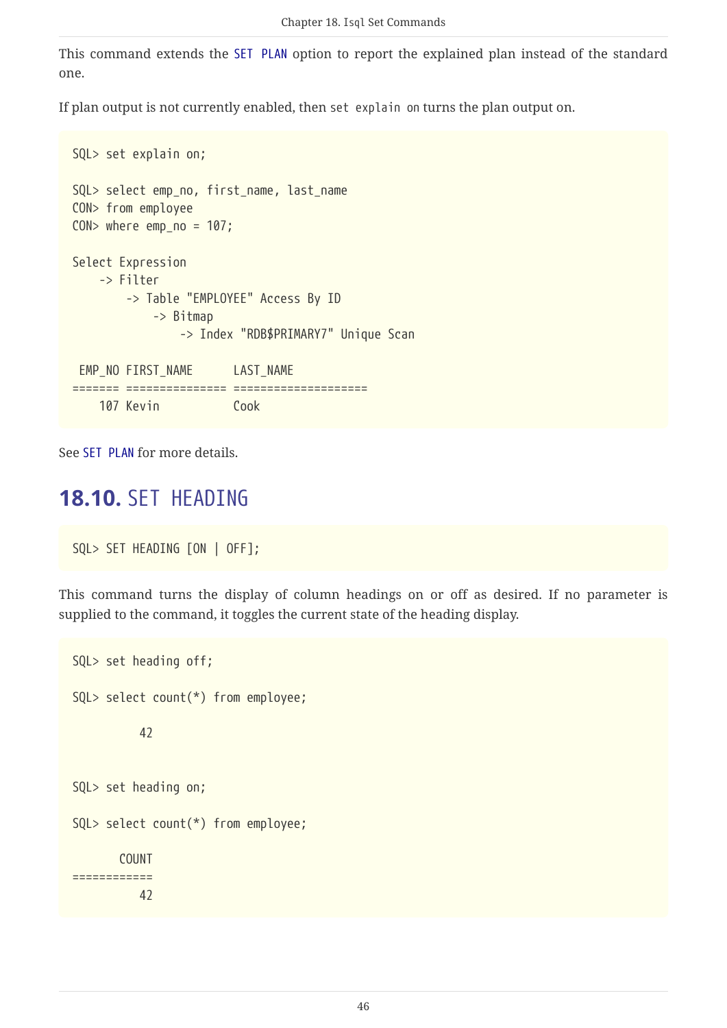This command extends the `SET PLAN` option to report the explained plan instead of the standard one.

If plan output is not currently enabled, then `set explain on` turns the plan output on.

```
SQL> set explain on;

SQL> select emp_no, first_name, last_name
CON> from employee
CON> where emp_no = 107;

Select Expression
    -> Filter
        -> Table "EMPLOYEE" Access By ID
            -> Bitmap
                -> Index "RDB$PRIMARY7" Unique Scan

 EMP_NO FIRST_NAME      LAST_NAME
======= =============== ====================
    107 Kevin           Cook
```

See `SET PLAN` for more details.

## 18.10. SET HEADING

```
SQL> SET HEADING [ON | OFF];
```

This command turns the display of column headings on or off as desired. If no parameter is supplied to the command, it toggles the current state of the heading display.

```
SQL> set heading off;

SQL> select count(*) from employee;

          42


SQL> set heading on;

SQL> select count(*) from employee;

       COUNT
============
          42
```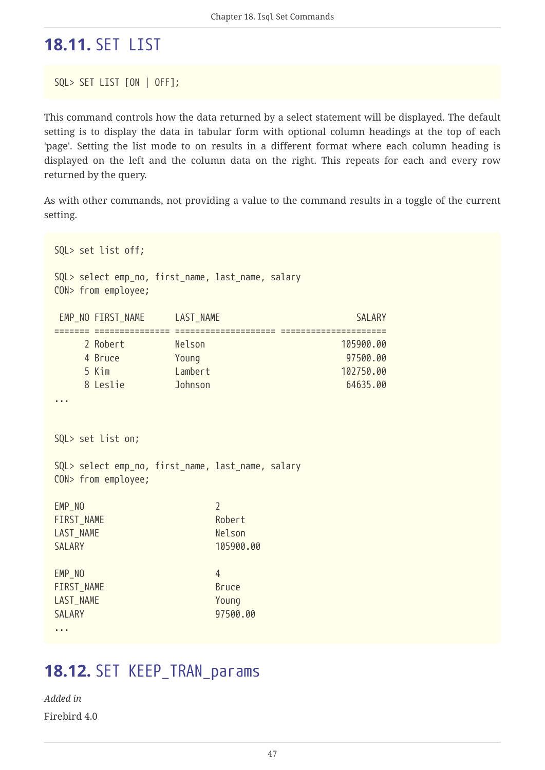## 18.11. SET LIST

```
SQL> SET LIST [ON | OFF];
```

This command controls how the data returned by a select statement will be displayed. The default setting is to display the data in tabular form with optional column headings at the top of each 'page'. Setting the list mode to on results in a different format where each column heading is displayed on the left and the column data on the right. This repeats for each and every row returned by the query.

As with other commands, not providing a value to the command results in a toggle of the current setting.

```
SQL> set list off;

SQL> select emp_no, first_name, last_name, salary
CON> from employee;

 EMP_NO FIRST_NAME      LAST_NAME                           SALARY
======= =============== ==================== =====================
      2 Robert          Nelson                           105900.00
      4 Bruce           Young                             97500.00
      5 Kim             Lambert                          102750.00
      8 Leslie          Johnson                           64635.00
...


SQL> set list on;

SQL> select emp_no, first_name, last_name, salary
CON> from employee;

EMP_NO                          2
FIRST_NAME                      Robert
LAST_NAME                       Nelson
SALARY                          105900.00

EMP_NO                          4
FIRST_NAME                      Bruce
LAST_NAME                       Young
SALARY                          97500.00
...
```

## 18.12. SET KEEP_TRAN_params

*Added in*

Firebird 4.0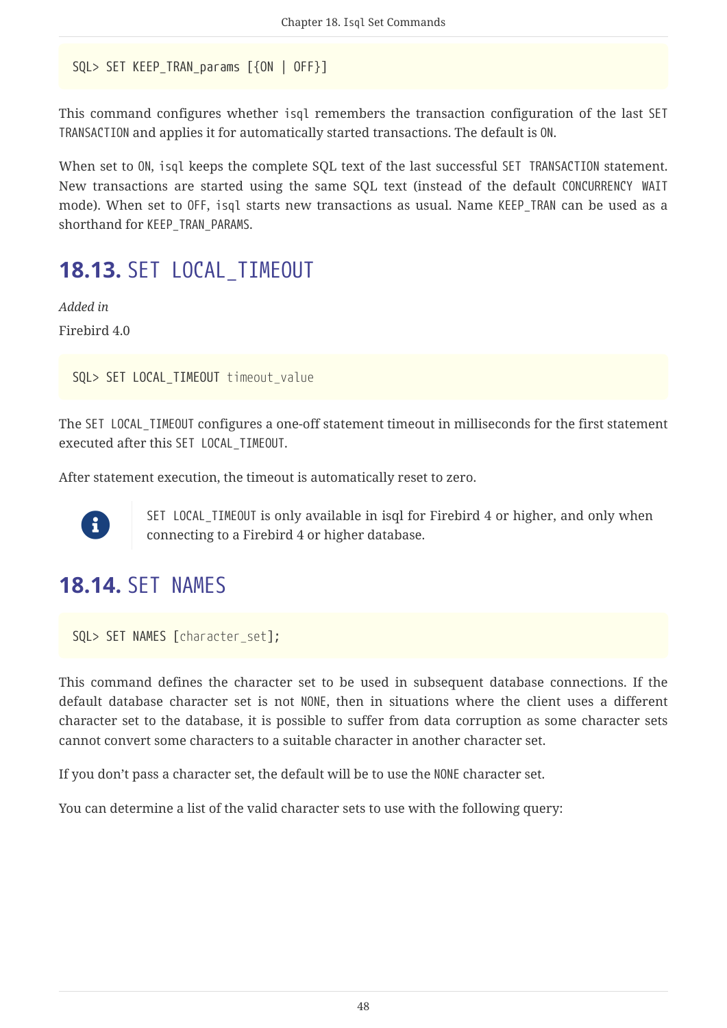```
SQL> SET KEEP_TRAN_params [{ON | OFF}]
```

This command configures whether isql remembers the transaction configuration of the last SET TRANSACTION and applies it for automatically started transactions. The default is ON.

When set to ON, isql keeps the complete SQL text of the last successful SET TRANSACTION statement. New transactions are started using the same SQL text (instead of the default CONCURRENCY WAIT mode). When set to OFF, isql starts new transactions as usual. Name KEEP_TRAN can be used as a shorthand for KEEP_TRAN_PARAMS.

## 18.13. SET LOCAL_TIMEOUT

*Added in*

Firebird 4.0

```
SQL> SET LOCAL_TIMEOUT timeout_value
```

The SET LOCAL_TIMEOUT configures a one-off statement timeout in milliseconds for the first statement executed after this SET LOCAL_TIMEOUT.

After statement execution, the timeout is automatically reset to zero.

> SET LOCAL_TIMEOUT is only available in isql for Firebird 4 or higher, and only when connecting to a Firebird 4 or higher database.

## 18.14. SET NAMES

```
SQL> SET NAMES [character_set];
```

This command defines the character set to be used in subsequent database connections. If the default database character set is not NONE, then in situations where the client uses a different character set to the database, it is possible to suffer from data corruption as some character sets cannot convert some characters to a suitable character in another character set.

If you don't pass a character set, the default will be to use the NONE character set.

You can determine a list of the valid character sets to use with the following query: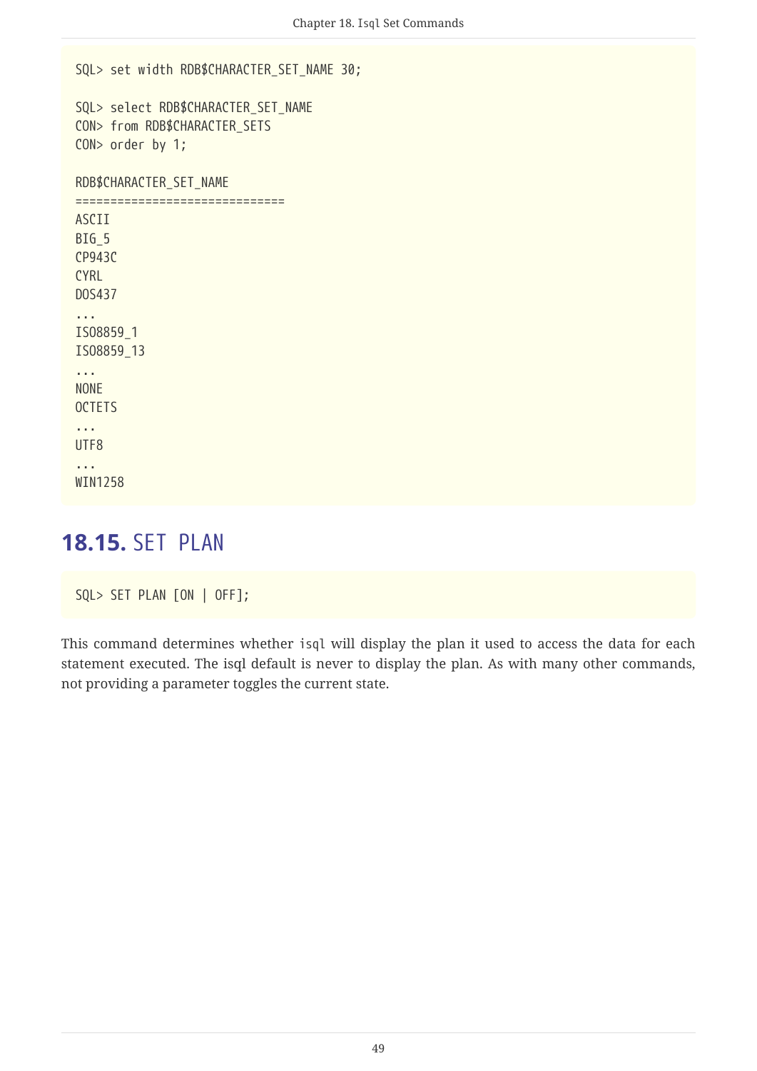```
SQL> set width RDB$CHARACTER_SET_NAME 30;

SQL> select RDB$CHARACTER_SET_NAME
CON> from RDB$CHARACTER_SETS
CON> order by 1;

RDB$CHARACTER_SET_NAME
==============================
ASCII
BIG_5
CP943C
CYRL
DOS437
...
ISO8859_1
ISO8859_13
...
NONE
OCTETS
...
UTF8
...
WIN1258
```

## 18.15. SET PLAN

```
SQL> SET PLAN [ON | OFF];
```

This command determines whether `isql` will display the plan it used to access the data for each statement executed. The isql default is never to display the plan. As with many other commands, not providing a parameter toggles the current state.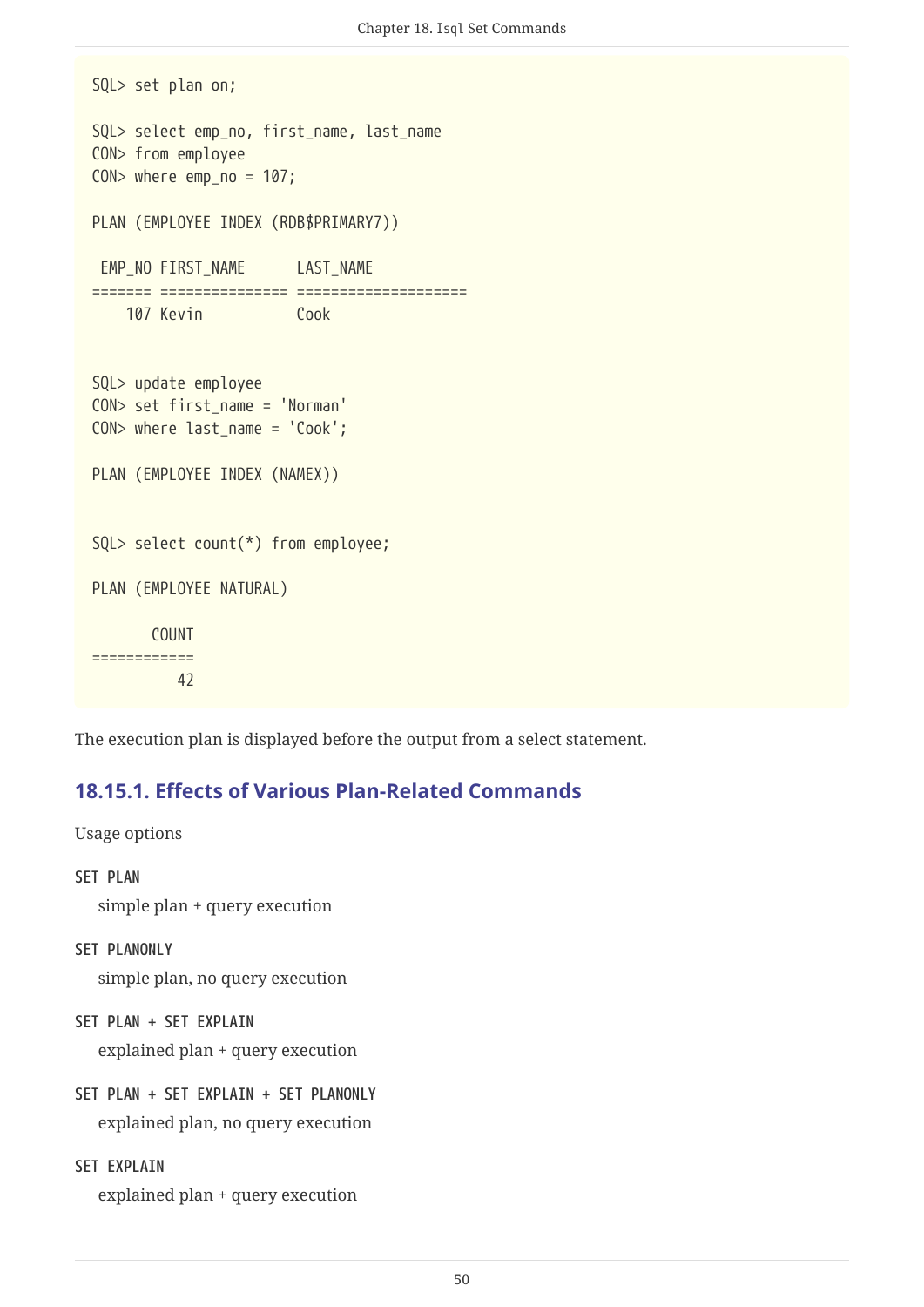```
SQL> set plan on;

SQL> select emp_no, first_name, last_name
CON> from employee
CON> where emp_no = 107;

PLAN (EMPLOYEE INDEX (RDB$PRIMARY7))

 EMP_NO FIRST_NAME      LAST_NAME
======= =============== ====================
    107 Kevin           Cook


SQL> update employee
CON> set first_name = 'Norman'
CON> where last_name = 'Cook';

PLAN (EMPLOYEE INDEX (NAMEX))


SQL> select count(*) from employee;

PLAN (EMPLOYEE NATURAL)

       COUNT
============
          42
```

The execution plan is displayed before the output from a select statement.

### 18.15.1. Effects of Various Plan-Related Commands

Usage options

**SET PLAN**

simple plan + query execution

**SET PLANONLY**

simple plan, no query execution

**SET PLAN + SET EXPLAIN**

explained plan + query execution

**SET PLAN + SET EXPLAIN + SET PLANONLY**

explained plan, no query execution

**SET EXPLAIN**

explained plan + query execution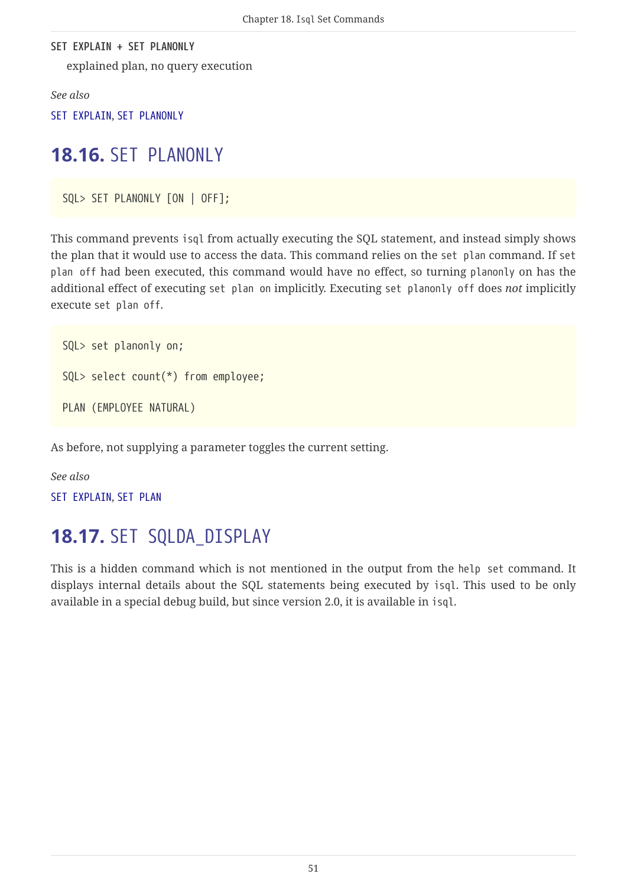**SET EXPLAIN + SET PLANONLY**

explained plan, no query execution

*See also*

SET EXPLAIN, SET PLANONLY

## 18.16. SET PLANONLY

```
SQL> SET PLANONLY [ON | OFF];
```

This command prevents `isql` from actually executing the SQL statement, and instead simply shows the plan that it would use to access the data. This command relies on the `set plan` command. If `set plan off` had been executed, this command would have no effect, so turning `planonly` on has the additional effect of executing `set plan on` implicitly. Executing `set planonly off` does *not* implicitly execute `set plan off`.

```
SQL> set planonly on;

SQL> select count(*) from employee;

PLAN (EMPLOYEE NATURAL)
```

As before, not supplying a parameter toggles the current setting.

*See also*

SET EXPLAIN, SET PLAN

## 18.17. SET SQLDA_DISPLAY

This is a hidden command which is not mentioned in the output from the `help set` command. It displays internal details about the SQL statements being executed by `isql`. This used to be only available in a special debug build, but since version 2.0, it is available in `isql`.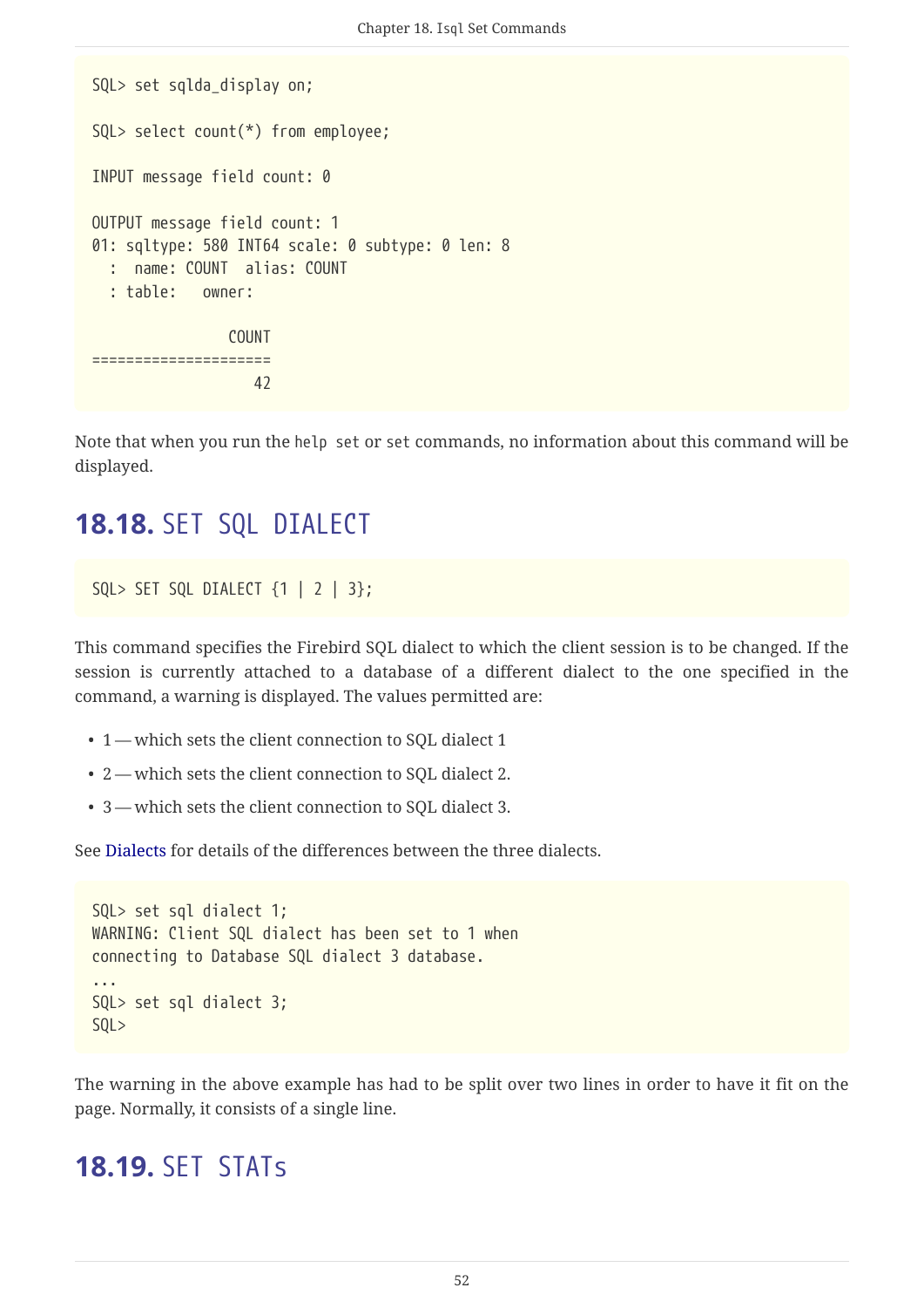```
SQL> set sqlda_display on;

SQL> select count(*) from employee;

INPUT message field count: 0

OUTPUT message field count: 1
01: sqltype: 580 INT64 scale: 0 subtype: 0 len: 8
  :  name: COUNT  alias: COUNT
  : table:   owner:

                COUNT
=====================
                   42
```

Note that when you run the `help set` or `set` commands, no information about this command will be displayed.

## 18.18. SET SQL DIALECT

```
SQL> SET SQL DIALECT {1 | 2 | 3};
```

This command specifies the Firebird SQL dialect to which the client session is to be changed. If the session is currently attached to a database of a different dialect to the one specified in the command, a warning is displayed. The values permitted are:

- 1 — which sets the client connection to SQL dialect 1
- 2 — which sets the client connection to SQL dialect 2.
- 3 — which sets the client connection to SQL dialect 3.

See Dialects for details of the differences between the three dialects.

```
SQL> set sql dialect 1;
WARNING: Client SQL dialect has been set to 1 when
connecting to Database SQL dialect 3 database.
...
SQL> set sql dialect 3;
SQL>
```

The warning in the above example has had to be split over two lines in order to have it fit on the page. Normally, it consists of a single line.

## 18.19. SET STATs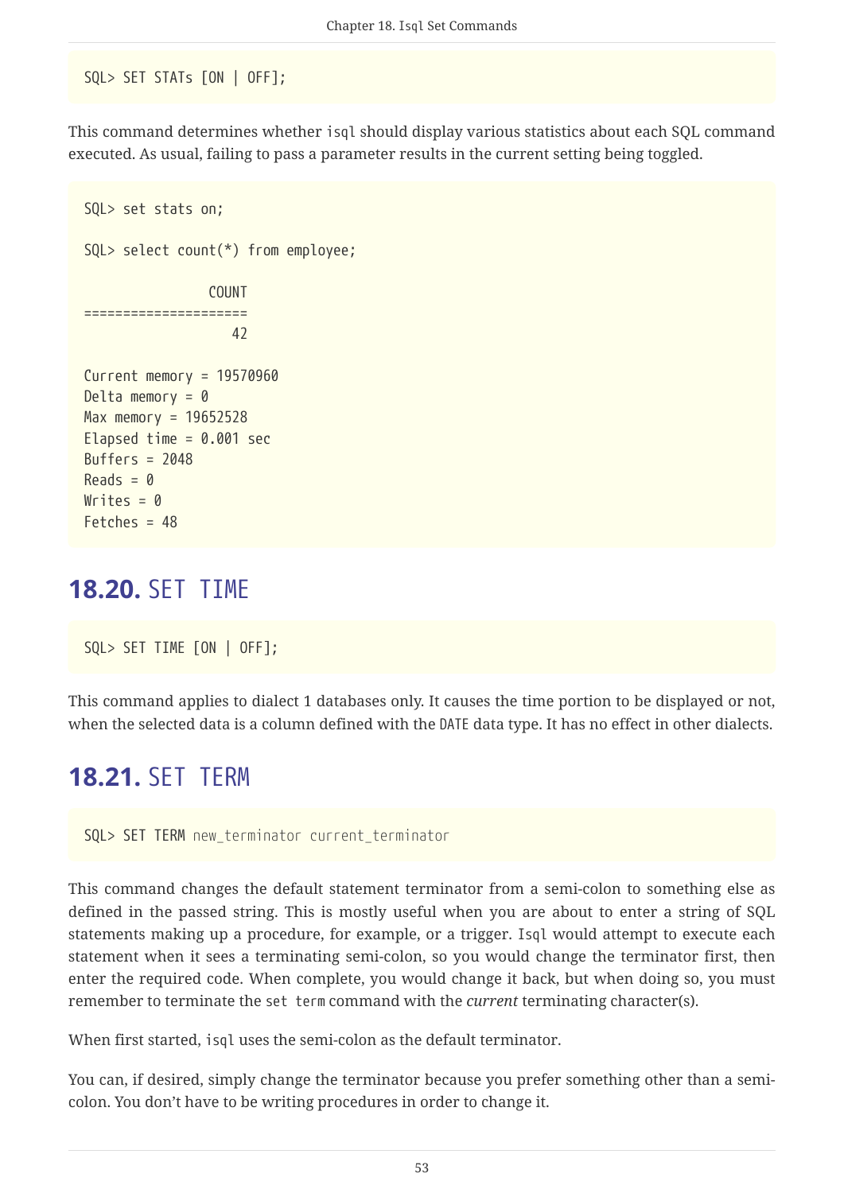```
SQL> SET STATs [ON | OFF];
```

This command determines whether `isql` should display various statistics about each SQL command executed. As usual, failing to pass a parameter results in the current setting being toggled.

```
SQL> set stats on;

SQL> select count(*) from employee;

                COUNT
=====================
                   42

Current memory = 19570960
Delta memory = 0
Max memory = 19652528
Elapsed time = 0.001 sec
Buffers = 2048
Reads = 0
Writes = 0
Fetches = 48
```

## 18.20. SET TIME

```
SQL> SET TIME [ON | OFF];
```

This command applies to dialect 1 databases only. It causes the time portion to be displayed or not, when the selected data is a column defined with the `DATE` data type. It has no effect in other dialects.

## 18.21. SET TERM

```
SQL> SET TERM new_terminator current_terminator
```

This command changes the default statement terminator from a semi-colon to something else as defined in the passed string. This is mostly useful when you are about to enter a string of SQL statements making up a procedure, for example, or a trigger. `Isql` would attempt to execute each statement when it sees a terminating semi-colon, so you would change the terminator first, then enter the required code. When complete, you would change it back, but when doing so, you must remember to terminate the `set term` command with the *current* terminating character(s).

When first started, `isql` uses the semi-colon as the default terminator.

You can, if desired, simply change the terminator because you prefer something other than a semi-colon. You don't have to be writing procedures in order to change it.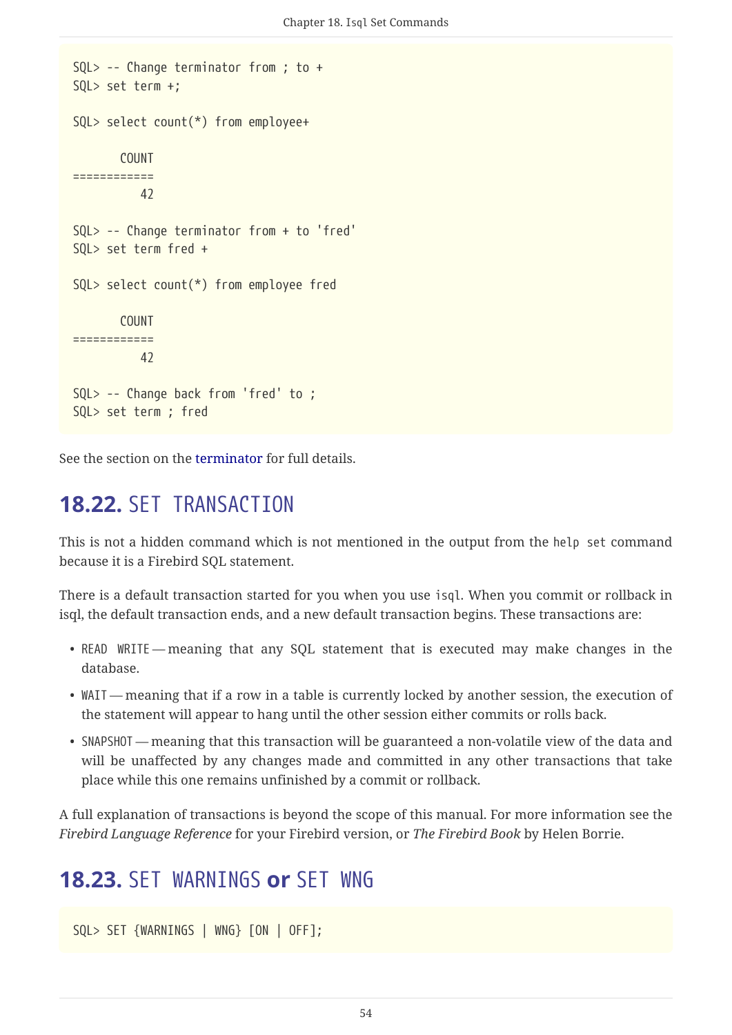```
SQL> -- Change terminator from ; to +
SQL> set term +;

SQL> select count(*) from employee+

       COUNT
============
          42

SQL> -- Change terminator from + to 'fred'
SQL> set term fred +

SQL> select count(*) from employee fred

       COUNT
============
          42

SQL> -- Change back from 'fred' to ;
SQL> set term ; fred
```

See the section on the terminator for full details.

## 18.22. `SET TRANSACTION`

This is not a hidden command which is not mentioned in the output from the `help set` command because it is a Firebird SQL statement.

There is a default transaction started for you when you use `isql`. When you commit or rollback in isql, the default transaction ends, and a new default transaction begins. These transactions are:

- `READ WRITE` — meaning that any SQL statement that is executed may make changes in the database.
- `WAIT` — meaning that if a row in a table is currently locked by another session, the execution of the statement will appear to hang until the other session either commits or rolls back.
- `SNAPSHOT` — meaning that this transaction will be guaranteed a non-volatile view of the data and will be unaffected by any changes made and committed in any other transactions that take place while this one remains unfinished by a commit or rollback.

A full explanation of transactions is beyond the scope of this manual. For more information see the *Firebird Language Reference* for your Firebird version, or *The Firebird Book* by Helen Borrie.

## 18.23. `SET WARNINGS` or `SET WNG`

```
SQL> SET {WARNINGS | WNG} [ON | OFF];
```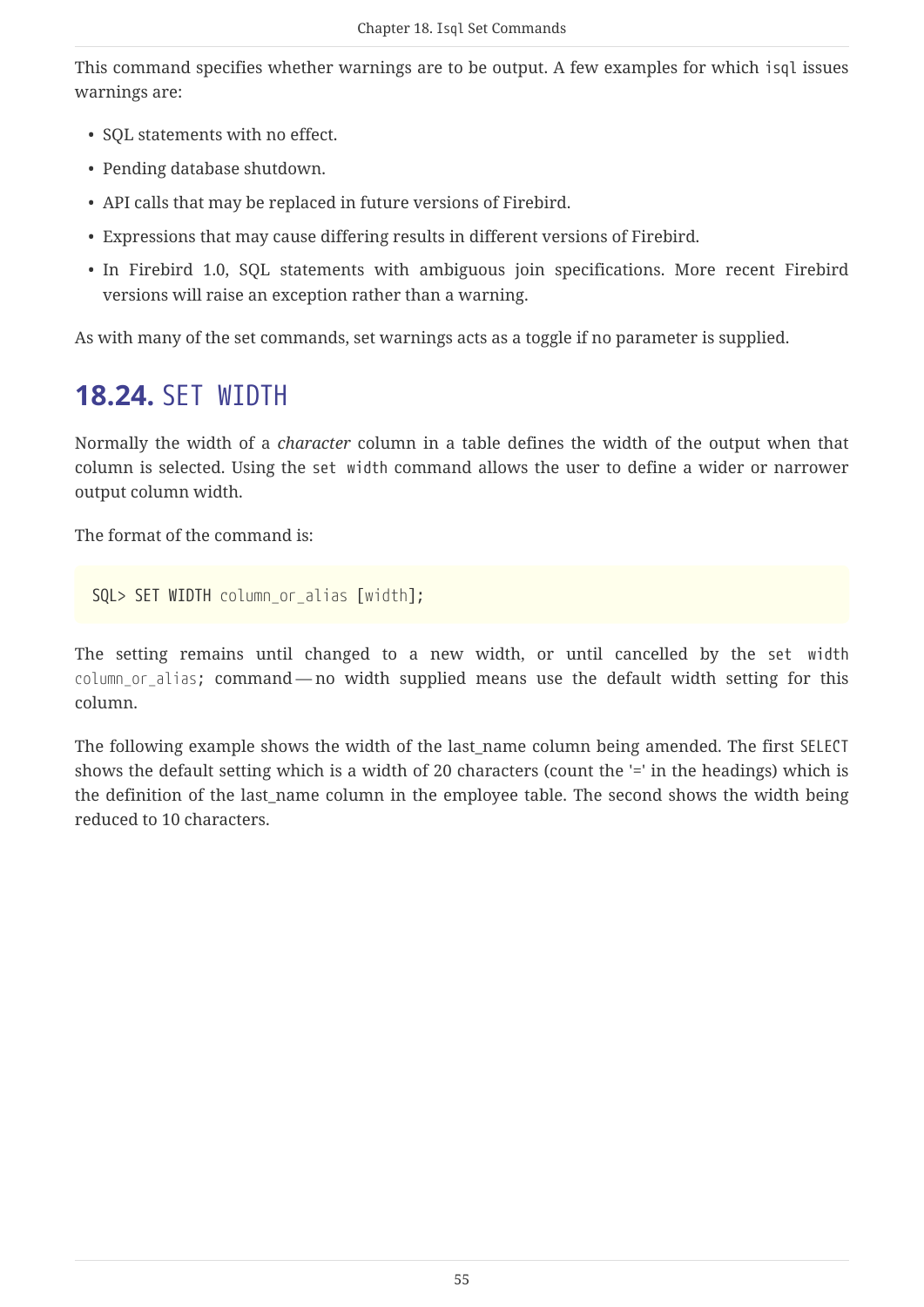This command specifies whether warnings are to be output. A few examples for which `isql` issues warnings are:

- SQL statements with no effect.
- Pending database shutdown.
- API calls that may be replaced in future versions of Firebird.
- Expressions that may cause differing results in different versions of Firebird.
- In Firebird 1.0, SQL statements with ambiguous join specifications. More recent Firebird versions will raise an exception rather than a warning.

As with many of the set commands, set warnings acts as a toggle if no parameter is supplied.

## 18.24. SET WIDTH

Normally the width of a *character* column in a table defines the width of the output when that column is selected. Using the `set width` command allows the user to define a wider or narrower output column width.

The format of the command is:

```
SQL> SET WIDTH column_or_alias [width];
```

The setting remains until changed to a new width, or until cancelled by the `set width column_or_alias;` command — no width supplied means use the default width setting for this column.

The following example shows the width of the last_name column being amended. The first `SELECT` shows the default setting which is a width of 20 characters (count the '=' in the headings) which is the definition of the last_name column in the employee table. The second shows the width being reduced to 10 characters.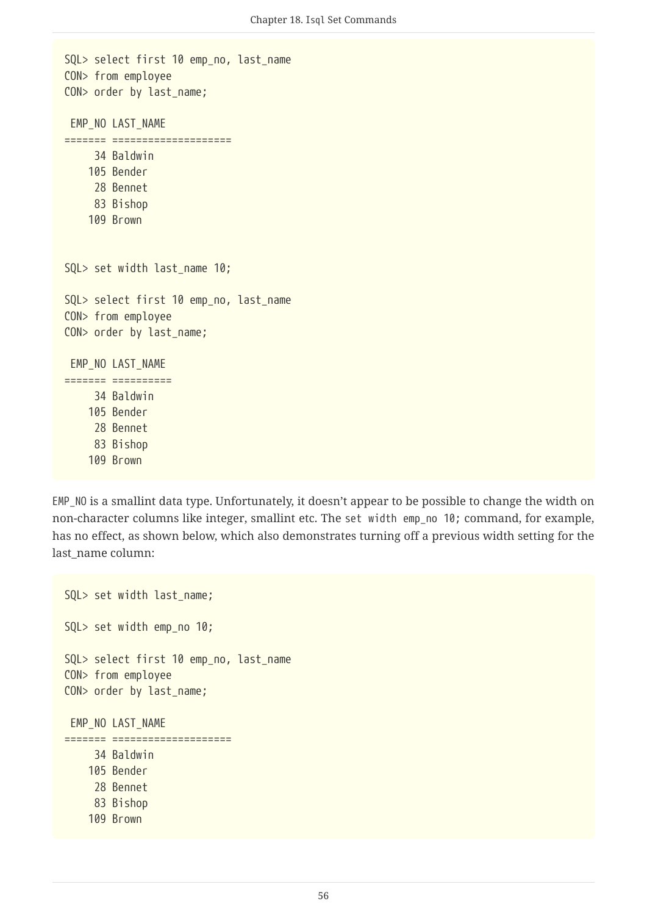```
SQL> select first 10 emp_no, last_name
CON> from employee
CON> order by last_name;

 EMP_NO LAST_NAME
======= ====================
     34 Baldwin
    105 Bender
     28 Bennet
     83 Bishop
    109 Brown


SQL> set width last_name 10;

SQL> select first 10 emp_no, last_name
CON> from employee
CON> order by last_name;

 EMP_NO LAST_NAME
======= ==========
     34 Baldwin
    105 Bender
     28 Bennet
     83 Bishop
    109 Brown
```

EMP_NO is a smallint data type. Unfortunately, it doesn't appear to be possible to change the width on non-character columns like integer, smallint etc. The `set width emp_no 10;` command, for example, has no effect, as shown below, which also demonstrates turning off a previous width setting for the last_name column:

```
SQL> set width last_name;

SQL> set width emp_no 10;

SQL> select first 10 emp_no, last_name
CON> from employee
CON> order by last_name;

 EMP_NO LAST_NAME
======= ====================
     34 Baldwin
    105 Bender
     28 Bennet
     83 Bishop
    109 Brown
```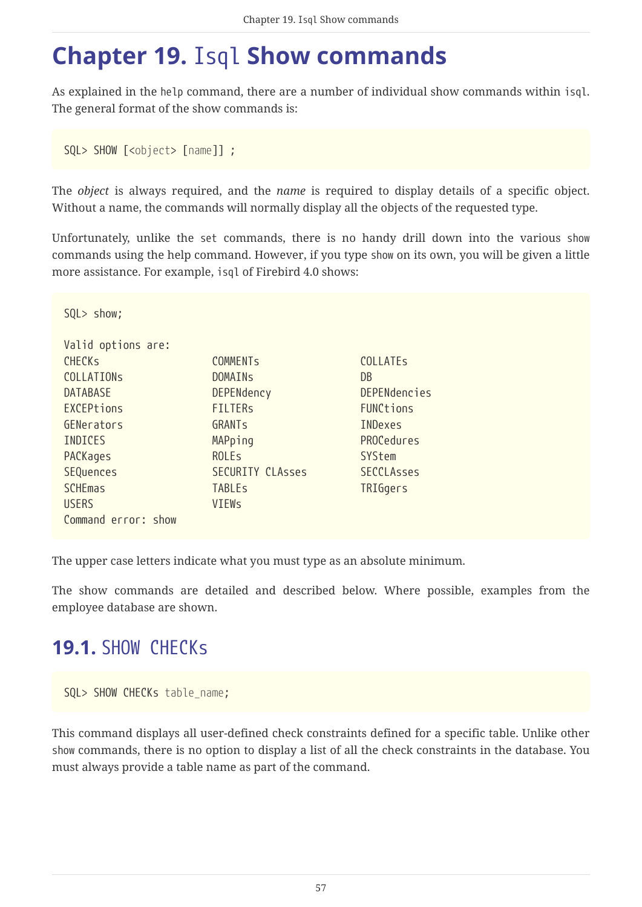# Chapter 19. Isql Show commands

As explained in the `help` command, there are a number of individual show commands within `isql`. The general format of the show commands is:

```
SQL> SHOW [<object> [name]] ;
```

The *object* is always required, and the *name* is required to display details of a specific object. Without a name, the commands will normally display all the objects of the requested type.

Unfortunately, unlike the `set` commands, there is no handy drill down into the various `show` commands using the help command. However, if you type `show` on its own, you will be given a little more assistance. For example, `isql` of Firebird 4.0 shows:

```
SQL> show;

Valid options are:
CHECKs                  COMMENTs                COLLATEs
COLLATIONs              DOMAINs                 DB
DATABASE                DEPENdency              DEPENdencies
EXCEPtions              FILTERs                 FUNCtions
GENerators              GRANTs                  INDexes
INDICES                 MAPping                 PROCedures
PACKages                ROLEs                   SYStem
SEQuences               SECURITY CLAsses        SECCLAsses
SCHEmas                 TABLEs                  TRIGgers
USERS                   VIEWs
Command error: show
```

The upper case letters indicate what you must type as an absolute minimum.

The show commands are detailed and described below. Where possible, examples from the employee database are shown.

## 19.1. SHOW CHECKs

```
SQL> SHOW CHECKs table_name;
```

This command displays all user-defined check constraints defined for a specific table. Unlike other `show` commands, there is no option to display a list of all the check constraints in the database. You must always provide a table name as part of the command.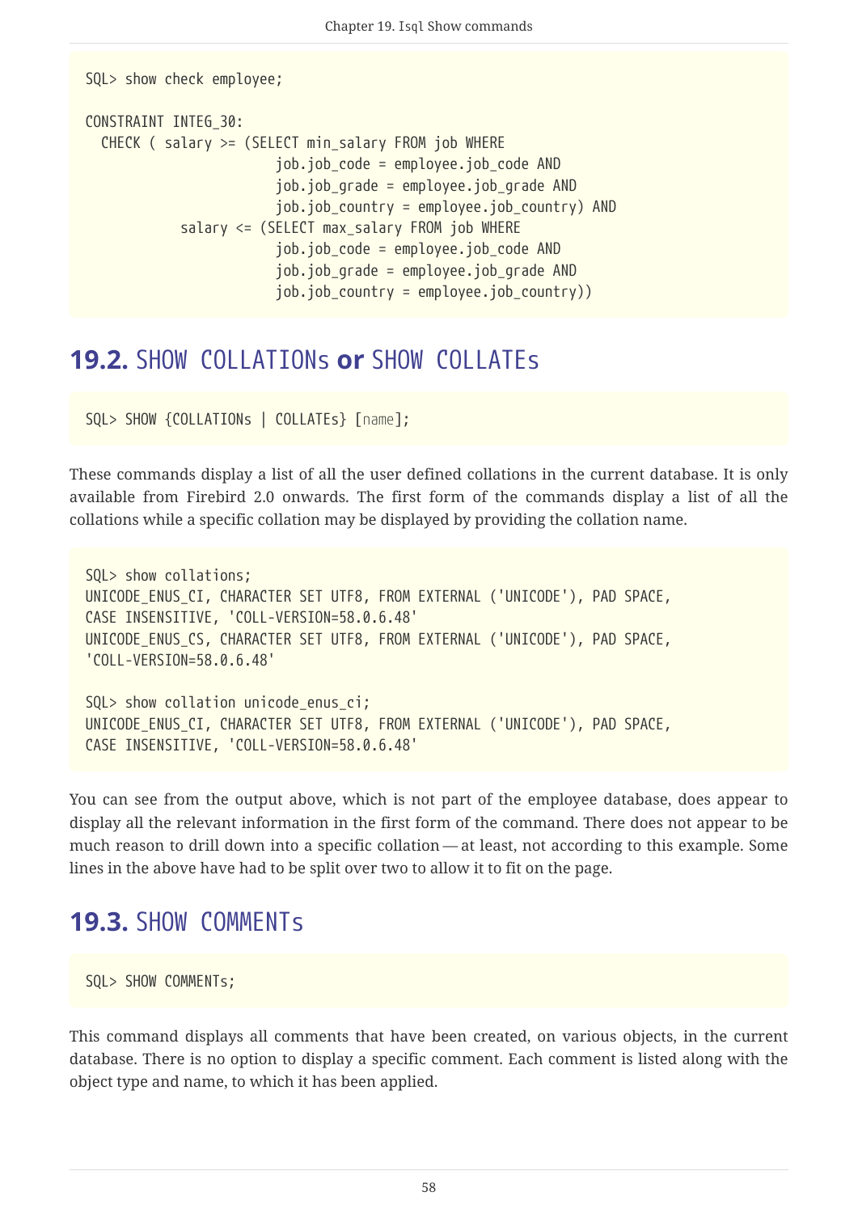```
SQL> show check employee;

CONSTRAINT INTEG_30:
  CHECK ( salary >= (SELECT min_salary FROM job WHERE
                        job.job_code = employee.job_code AND
                        job.job_grade = employee.job_grade AND
                        job.job_country = employee.job_country) AND
            salary <= (SELECT max_salary FROM job WHERE
                        job.job_code = employee.job_code AND
                        job.job_grade = employee.job_grade AND
                        job.job_country = employee.job_country))
```

## 19.2. SHOW COLLATIONs or SHOW COLLATEs

```
SQL> SHOW {COLLATIONs | COLLATEs} [name];
```

These commands display a list of all the user defined collations in the current database. It is only available from Firebird 2.0 onwards. The first form of the commands display a list of all the collations while a specific collation may be displayed by providing the collation name.

```
SQL> show collations;
UNICODE_ENUS_CI, CHARACTER SET UTF8, FROM EXTERNAL ('UNICODE'), PAD SPACE,
CASE INSENSITIVE, 'COLL-VERSION=58.0.6.48'
UNICODE_ENUS_CS, CHARACTER SET UTF8, FROM EXTERNAL ('UNICODE'), PAD SPACE,
'COLL-VERSION=58.0.6.48'

SQL> show collation unicode_enus_ci;
UNICODE_ENUS_CI, CHARACTER SET UTF8, FROM EXTERNAL ('UNICODE'), PAD SPACE,
CASE INSENSITIVE, 'COLL-VERSION=58.0.6.48'
```

You can see from the output above, which is not part of the employee database, does appear to display all the relevant information in the first form of the command. There does not appear to be much reason to drill down into a specific collation — at least, not according to this example. Some lines in the above have had to be split over two to allow it to fit on the page.

## 19.3. SHOW COMMENTs

```
SQL> SHOW COMMENTs;
```

This command displays all comments that have been created, on various objects, in the current database. There is no option to display a specific comment. Each comment is listed along with the object type and name, to which it has been applied.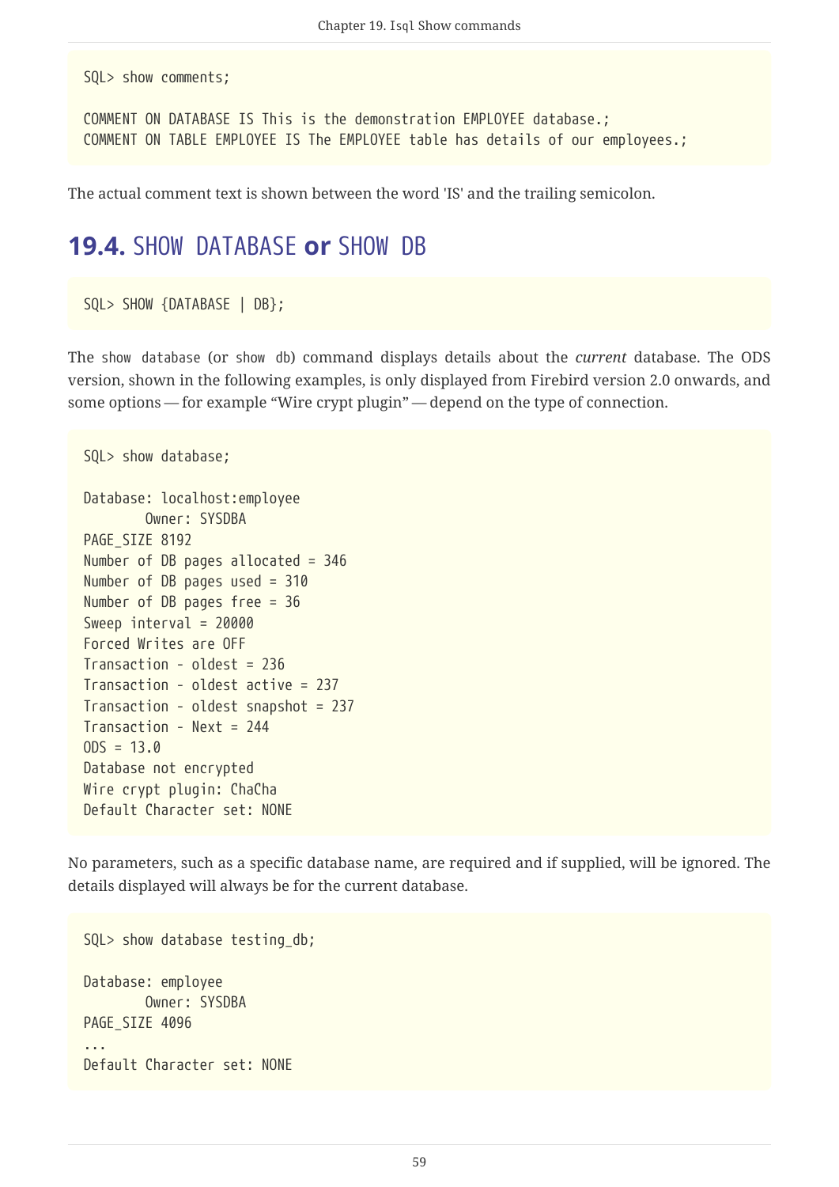```
SQL> show comments;

COMMENT ON DATABASE IS This is the demonstration EMPLOYEE database.;
COMMENT ON TABLE EMPLOYEE IS The EMPLOYEE table has details of our employees.;
```

The actual comment text is shown between the word 'IS' and the trailing semicolon.

## 19.4. `SHOW DATABASE` or `SHOW DB`

```
SQL> SHOW {DATABASE | DB};
```

The `show database` (or `show db`) command displays details about the *current* database. The ODS version, shown in the following examples, is only displayed from Firebird version 2.0 onwards, and some options — for example “Wire crypt plugin” — depend on the type of connection.

```
SQL> show database;

Database: localhost:employee
        Owner: SYSDBA
PAGE_SIZE 8192
Number of DB pages allocated = 346
Number of DB pages used = 310
Number of DB pages free = 36
Sweep interval = 20000
Forced Writes are OFF
Transaction - oldest = 236
Transaction - oldest active = 237
Transaction - oldest snapshot = 237
Transaction - Next = 244
ODS = 13.0
Database not encrypted
Wire crypt plugin: ChaCha
Default Character set: NONE
```

No parameters, such as a specific database name, are required and if supplied, will be ignored. The details displayed will always be for the current database.

```
SQL> show database testing_db;

Database: employee
        Owner: SYSDBA
PAGE_SIZE 4096
...
Default Character set: NONE
```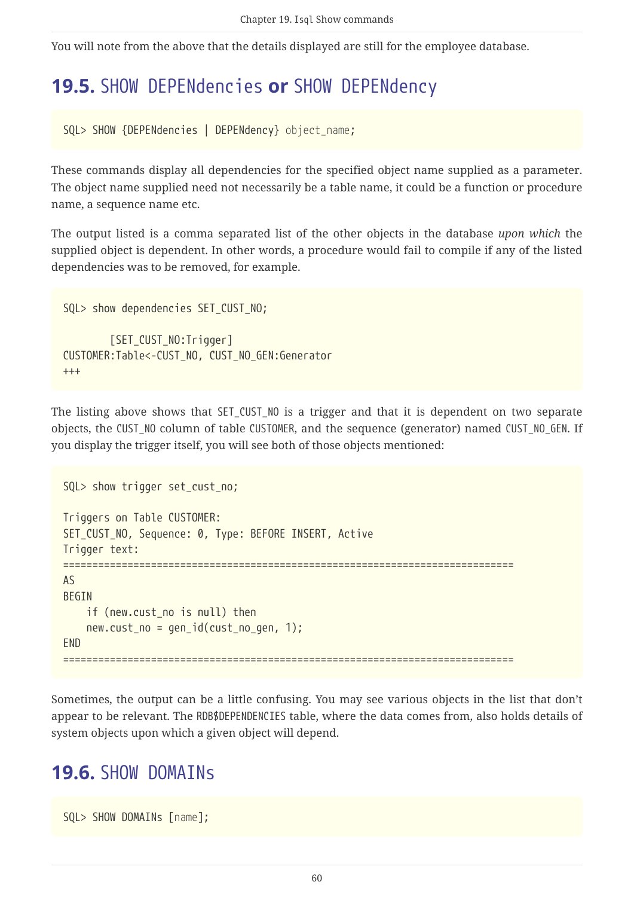You will note from the above that the details displayed are still for the employee database.

## 19.5. SHOW DEPENDencies or SHOW DEPENDency

```
SQL> SHOW {DEPENDencies | DEPENDency} object_name;
```

These commands display all dependencies for the specified object name supplied as a parameter. The object name supplied need not necessarily be a table name, it could be a function or procedure name, a sequence name etc.

The output listed is a comma separated list of the other objects in the database *upon which* the supplied object is dependent. In other words, a procedure would fail to compile if any of the listed dependencies was to be removed, for example.

```
SQL> show dependencies SET_CUST_NO;

        [SET_CUST_NO:Trigger]
CUSTOMER:Table<-CUST_NO, CUST_NO_GEN:Generator
+++
```

The listing above shows that SET_CUST_NO is a trigger and that it is dependent on two separate objects, the CUST_NO column of table CUSTOMER, and the sequence (generator) named CUST_NO_GEN. If you display the trigger itself, you will see both of those objects mentioned:

```
SQL> show trigger set_cust_no;

Triggers on Table CUSTOMER:
SET_CUST_NO, Sequence: 0, Type: BEFORE INSERT, Active
Trigger text:
=============================================================================
AS
BEGIN
    if (new.cust_no is null) then
    new.cust_no = gen_id(cust_no_gen, 1);
END
=============================================================================
```

Sometimes, the output can be a little confusing. You may see various objects in the list that don't appear to be relevant. The RDB$DEPENDENCIES table, where the data comes from, also holds details of system objects upon which a given object will depend.

## 19.6. SHOW DOMAINs

```
SQL> SHOW DOMAINs [name];
```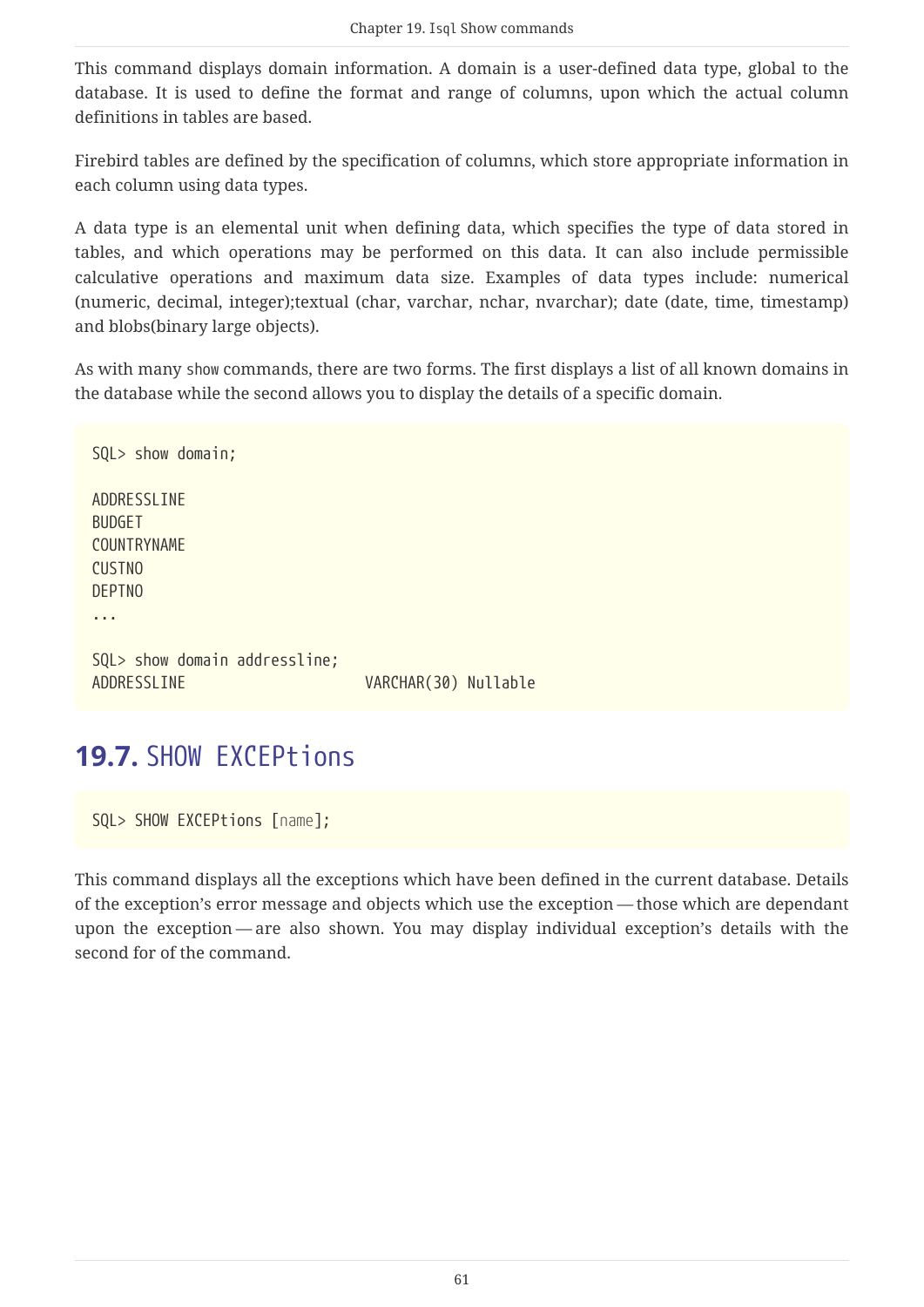This command displays domain information. A domain is a user-defined data type, global to the database. It is used to define the format and range of columns, upon which the actual column definitions in tables are based.

Firebird tables are defined by the specification of columns, which store appropriate information in each column using data types.

A data type is an elemental unit when defining data, which specifies the type of data stored in tables, and which operations may be performed on this data. It can also include permissible calculative operations and maximum data size. Examples of data types include: numerical (numeric, decimal, integer);textual (char, varchar, nchar, nvarchar); date (date, time, timestamp) and blobs(binary large objects).

As with many `show` commands, there are two forms. The first displays a list of all known domains in the database while the second allows you to display the details of a specific domain.

```
SQL> show domain;

ADDRESSLINE
BUDGET
COUNTRYNAME
CUSTNO
DEPTNO
...

SQL> show domain addressline;
ADDRESSLINE                     VARCHAR(30) Nullable
```

## 19.7. SHOW EXCEPtions

```
SQL> SHOW EXCEPtions [name];
```

This command displays all the exceptions which have been defined in the current database. Details of the exception's error message and objects which use the exception — those which are dependant upon the exception — are also shown. You may display individual exception's details with the second for of the command.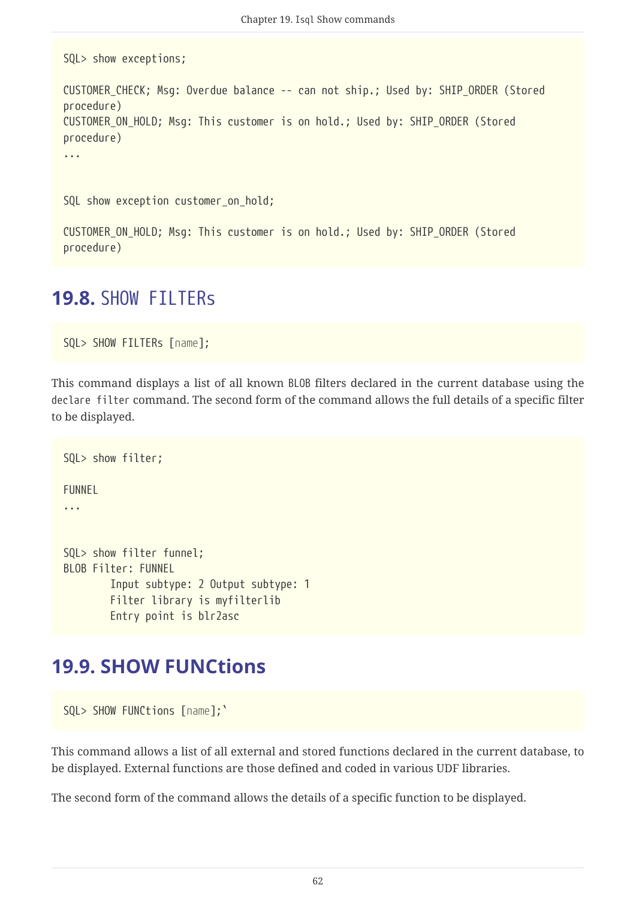```
SQL> show exceptions;

CUSTOMER_CHECK; Msg: Overdue balance -- can not ship.; Used by: SHIP_ORDER (Stored
procedure)
CUSTOMER_ON_HOLD; Msg: This customer is on hold.; Used by: SHIP_ORDER (Stored
procedure)
...


SQL show exception customer_on_hold;

CUSTOMER_ON_HOLD; Msg: This customer is on hold.; Used by: SHIP_ORDER (Stored
procedure)
```

## 19.8. SHOW FILTERs

```
SQL> SHOW FILTERs [name];
```

This command displays a list of all known `BLOB` filters declared in the current database using the `declare filter` command. The second form of the command allows the full details of a specific filter to be displayed.

```
SQL> show filter;

FUNNEL
...


SQL> show filter funnel;
BLOB Filter: FUNNEL
        Input subtype: 2 Output subtype: 1
        Filter library is myfilterlib
        Entry point is blr2asc
```

## 19.9. SHOW FUNCtions

```
SQL> SHOW FUNCtions [name];`
```

This command allows a list of all external and stored functions declared in the current database, to be displayed. External functions are those defined and coded in various UDF libraries.

The second form of the command allows the details of a specific function to be displayed.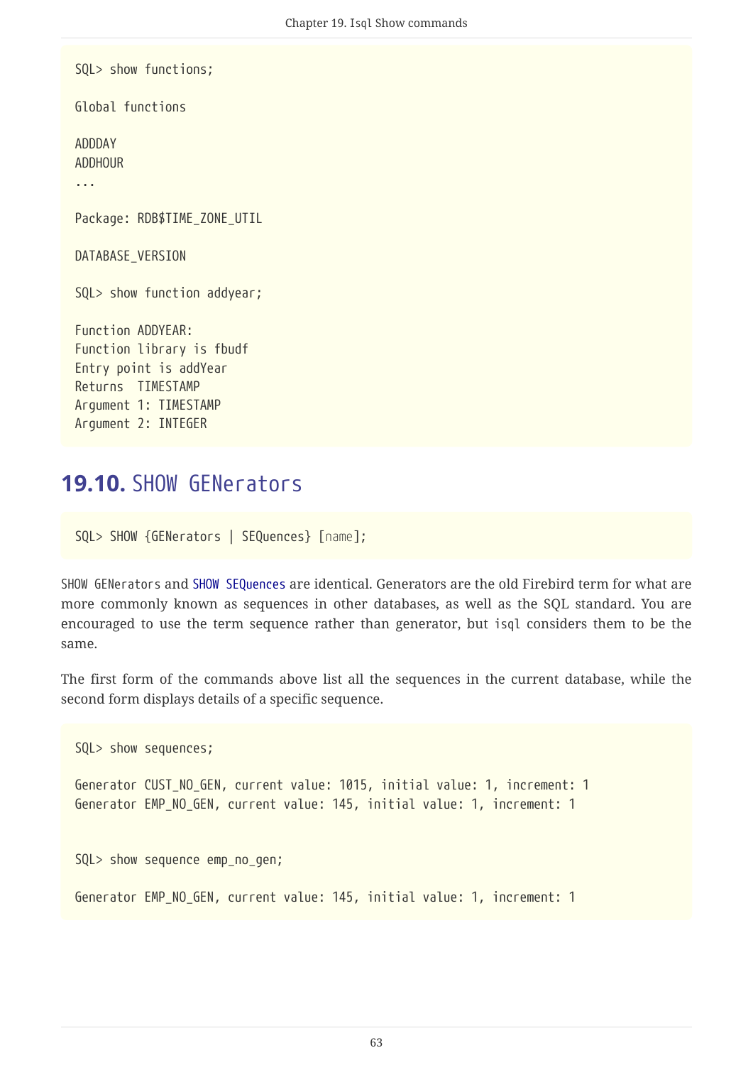```
SQL> show functions;

Global functions

ADDDAY
ADDHOUR
...

Package: RDB$TIME_ZONE_UTIL

DATABASE_VERSION

SQL> show function addyear;

Function ADDYEAR:
Function library is fbudf
Entry point is addYear
Returns  TIMESTAMP
Argument 1: TIMESTAMP
Argument 2: INTEGER
```

## 19.10. SHOW GENerators

```
SQL> SHOW {GENerators | SEQuences} [name];
```

SHOW GENerators and SHOW SEQuences are identical. Generators are the old Firebird term for what are more commonly known as sequences in other databases, as well as the SQL standard. You are encouraged to use the term sequence rather than generator, but isql considers them to be the same.

The first form of the commands above list all the sequences in the current database, while the second form displays details of a specific sequence.

```
SQL> show sequences;

Generator CUST_NO_GEN, current value: 1015, initial value: 1, increment: 1
Generator EMP_NO_GEN, current value: 145, initial value: 1, increment: 1


SQL> show sequence emp_no_gen;

Generator EMP_NO_GEN, current value: 145, initial value: 1, increment: 1
```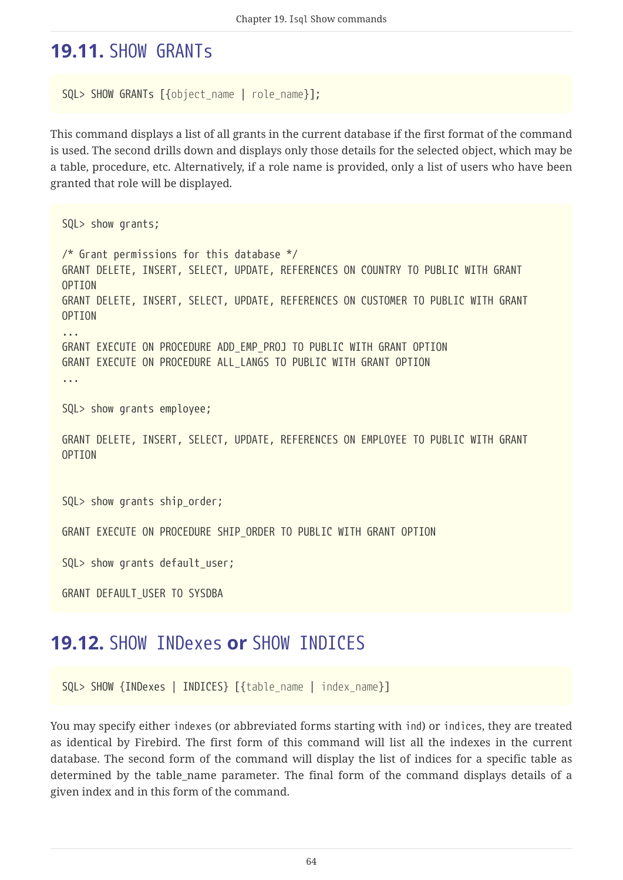## 19.11. SHOW GRANTs

```
SQL> SHOW GRANTs [{object_name | role_name}];
```

This command displays a list of all grants in the current database if the first format of the command is used. The second drills down and displays only those details for the selected object, which may be a table, procedure, etc. Alternatively, if a role name is provided, only a list of users who have been granted that role will be displayed.

```
SQL> show grants;

/* Grant permissions for this database */
GRANT DELETE, INSERT, SELECT, UPDATE, REFERENCES ON COUNTRY TO PUBLIC WITH GRANT
OPTION
GRANT DELETE, INSERT, SELECT, UPDATE, REFERENCES ON CUSTOMER TO PUBLIC WITH GRANT
OPTION
...
GRANT EXECUTE ON PROCEDURE ADD_EMP_PROJ TO PUBLIC WITH GRANT OPTION
GRANT EXECUTE ON PROCEDURE ALL_LANGS TO PUBLIC WITH GRANT OPTION
...

SQL> show grants employee;

GRANT DELETE, INSERT, SELECT, UPDATE, REFERENCES ON EMPLOYEE TO PUBLIC WITH GRANT
OPTION


SQL> show grants ship_order;

GRANT EXECUTE ON PROCEDURE SHIP_ORDER TO PUBLIC WITH GRANT OPTION

SQL> show grants default_user;

GRANT DEFAULT_USER TO SYSDBA
```

## 19.12. SHOW INDexes or SHOW INDICES

```
SQL> SHOW {INDexes | INDICES} [{table_name | index_name}]
```

You may specify either indexes (or abbreviated forms starting with ind) or indices, they are treated as identical by Firebird. The first form of this command will list all the indexes in the current database. The second form of the command will display the list of indices for a specific table as determined by the table_name parameter. The final form of the command displays details of a given index and in this form of the command.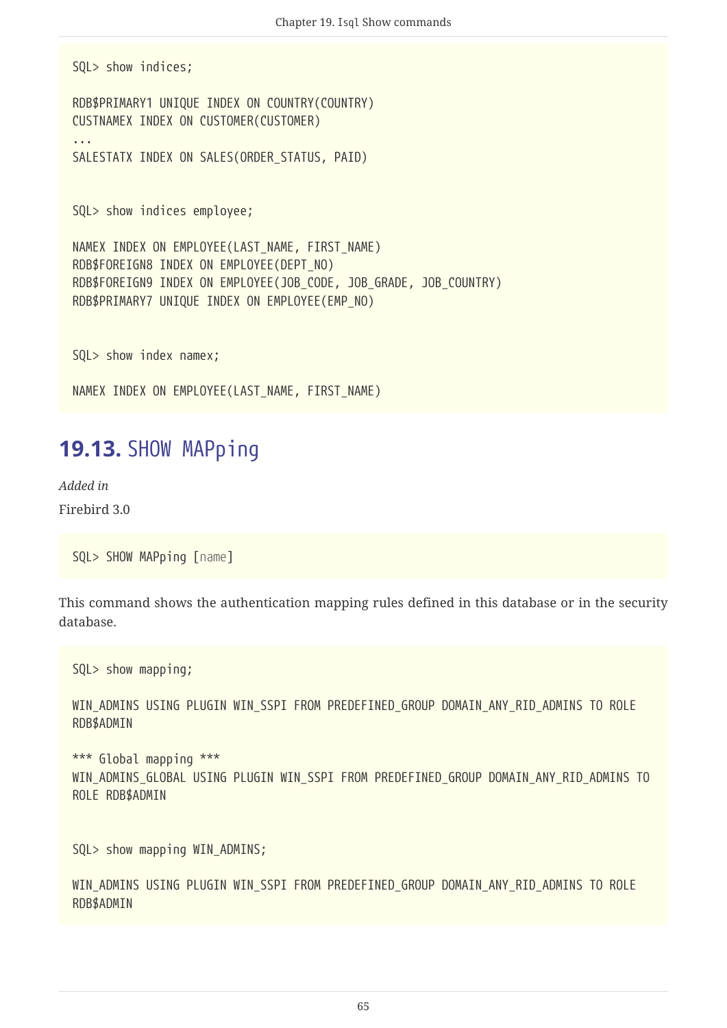```
SQL> show indices;

RDB$PRIMARY1 UNIQUE INDEX ON COUNTRY(COUNTRY)
CUSTNAMEX INDEX ON CUSTOMER(CUSTOMER)
...
SALESTATX INDEX ON SALES(ORDER_STATUS, PAID)


SQL> show indices employee;

NAMEX INDEX ON EMPLOYEE(LAST_NAME, FIRST_NAME)
RDB$FOREIGN8 INDEX ON EMPLOYEE(DEPT_NO)
RDB$FOREIGN9 INDEX ON EMPLOYEE(JOB_CODE, JOB_GRADE, JOB_COUNTRY)
RDB$PRIMARY7 UNIQUE INDEX ON EMPLOYEE(EMP_NO)


SQL> show index namex;

NAMEX INDEX ON EMPLOYEE(LAST_NAME, FIRST_NAME)
```

## 19.13. SHOW MAPping

*Added in*

Firebird 3.0

```
SQL> SHOW MAPping [name]
```

This command shows the authentication mapping rules defined in this database or in the security database.

```
SQL> show mapping;

WIN_ADMINS USING PLUGIN WIN_SSPI FROM PREDEFINED_GROUP DOMAIN_ANY_RID_ADMINS TO ROLE
RDB$ADMIN

*** Global mapping ***
WIN_ADMINS_GLOBAL USING PLUGIN WIN_SSPI FROM PREDEFINED_GROUP DOMAIN_ANY_RID_ADMINS TO
ROLE RDB$ADMIN


SQL> show mapping WIN_ADMINS;

WIN_ADMINS USING PLUGIN WIN_SSPI FROM PREDEFINED_GROUP DOMAIN_ANY_RID_ADMINS TO ROLE
RDB$ADMIN
```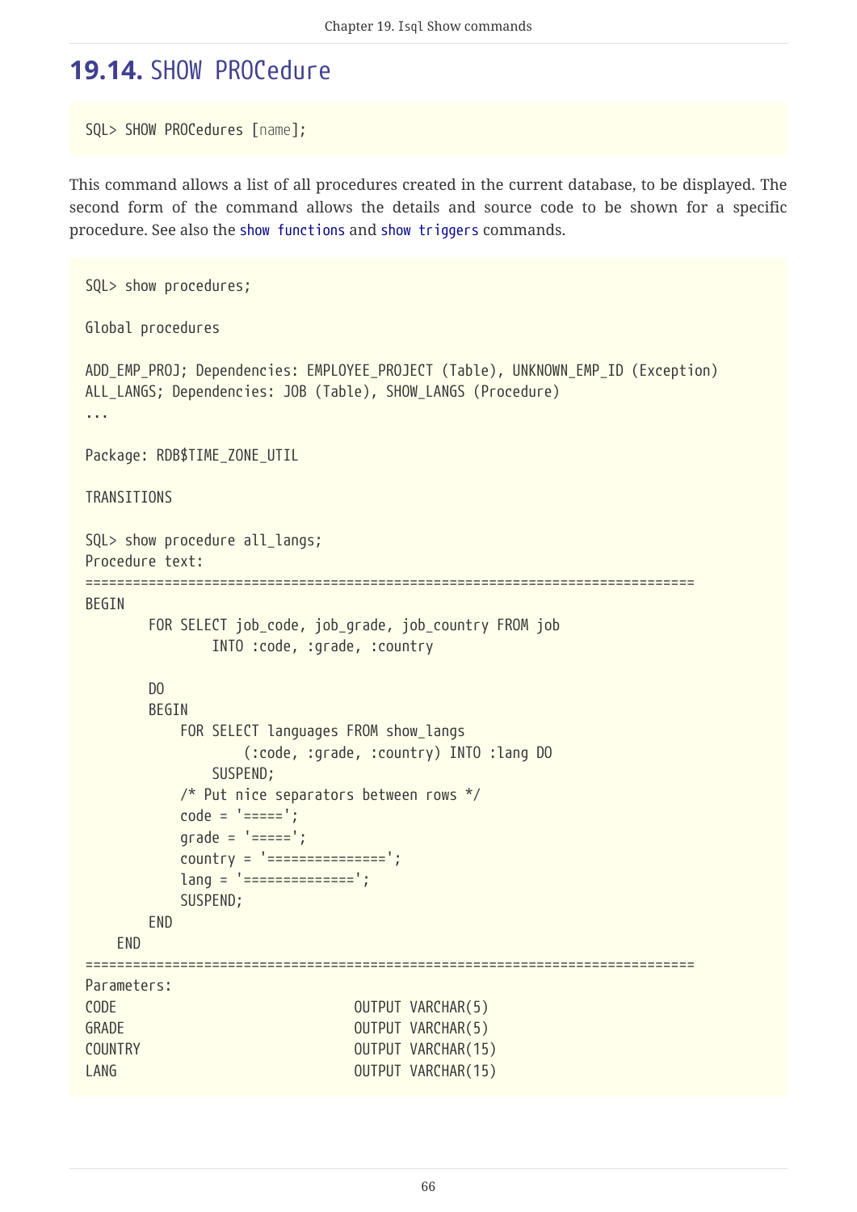## 19.14. SHOW PROCedure

```
SQL> SHOW PROCedures [name];
```

This command allows a list of all procedures created in the current database, to be displayed. The second form of the command allows the details and source code to be shown for a specific procedure. See also the `show functions` and `show triggers` commands.

```
SQL> show procedures;

Global procedures

ADD_EMP_PROJ; Dependencies: EMPLOYEE_PROJECT (Table), UNKNOWN_EMP_ID (Exception)
ALL_LANGS; Dependencies: JOB (Table), SHOW_LANGS (Procedure)
...

Package: RDB$TIME_ZONE_UTIL

TRANSITIONS

SQL> show procedure all_langs;
Procedure text:
=============================================================================
BEGIN
        FOR SELECT job_code, job_grade, job_country FROM job
                INTO :code, :grade, :country

        DO
        BEGIN
            FOR SELECT languages FROM show_langs
                    (:code, :grade, :country) INTO :lang DO
                SUSPEND;
            /* Put nice separators between rows */
            code = '=====';
            grade = '=====';
            country = '===============';
            lang = '==============';
            SUSPEND;
        END
    END
=============================================================================
Parameters:
CODE                              OUTPUT VARCHAR(5)
GRADE                             OUTPUT VARCHAR(5)
COUNTRY                           OUTPUT VARCHAR(15)
LANG                              OUTPUT VARCHAR(15)
```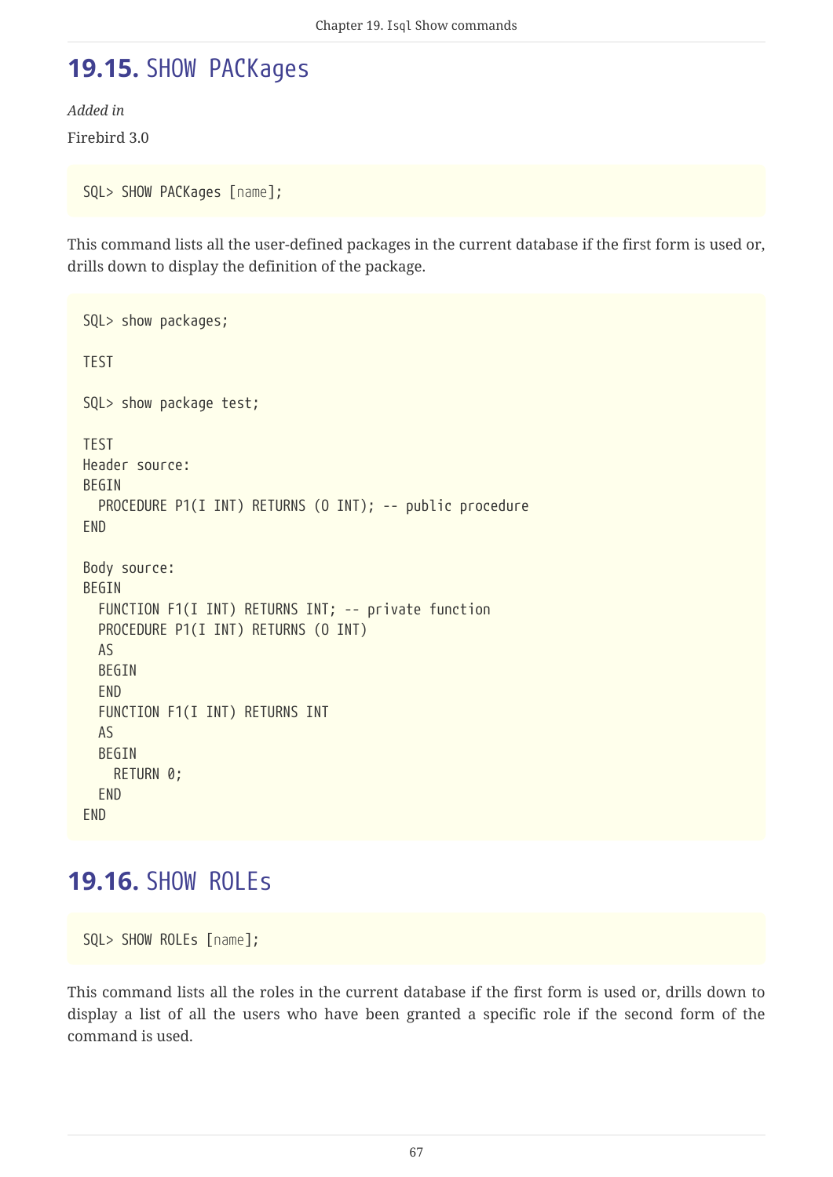## 19.15. SHOW PACKages

*Added in*

Firebird 3.0

```
SQL> SHOW PACKages [name];
```

This command lists all the user-defined packages in the current database if the first form is used or, drills down to display the definition of the package.

```
SQL> show packages;

TEST

SQL> show package test;

TEST
Header source:
BEGIN
  PROCEDURE P1(I INT) RETURNS (O INT); -- public procedure
END

Body source:
BEGIN
  FUNCTION F1(I INT) RETURNS INT; -- private function
  PROCEDURE P1(I INT) RETURNS (O INT)
  AS
  BEGIN
  END
  FUNCTION F1(I INT) RETURNS INT
  AS
  BEGIN
    RETURN 0;
  END
END
```

## 19.16. SHOW ROLEs

```
SQL> SHOW ROLEs [name];
```

This command lists all the roles in the current database if the first form is used or, drills down to display a list of all the users who have been granted a specific role if the second form of the command is used.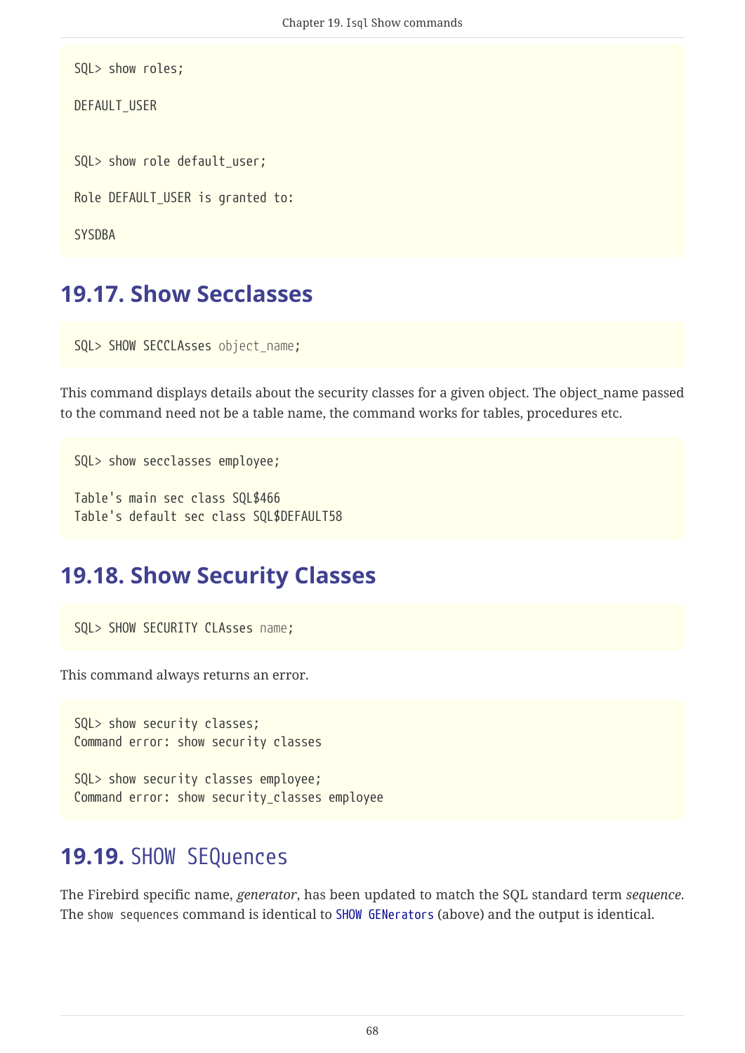```
SQL> show roles;

DEFAULT_USER


SQL> show role default_user;

Role DEFAULT_USER is granted to:

SYSDBA
```

## 19.17. Show Secclasses

```
SQL> SHOW SECCLAsses object_name;
```

This command displays details about the security classes for a given object. The object_name passed to the command need not be a table name, the command works for tables, procedures etc.

```
SQL> show secclasses employee;

Table's main sec class SQL$466
Table's default sec class SQL$DEFAULT58
```

## 19.18. Show Security Classes

```
SQL> SHOW SECURITY CLAsses name;
```

This command always returns an error.

```
SQL> show security classes;
Command error: show security classes

SQL> show security classes employee;
Command error: show security_classes employee
```

## 19.19. `SHOW SEQuences`

The Firebird specific name, *generator*, has been updated to match the SQL standard term *sequence*. The `show sequences` command is identical to `SHOW GENerators` (above) and the output is identical.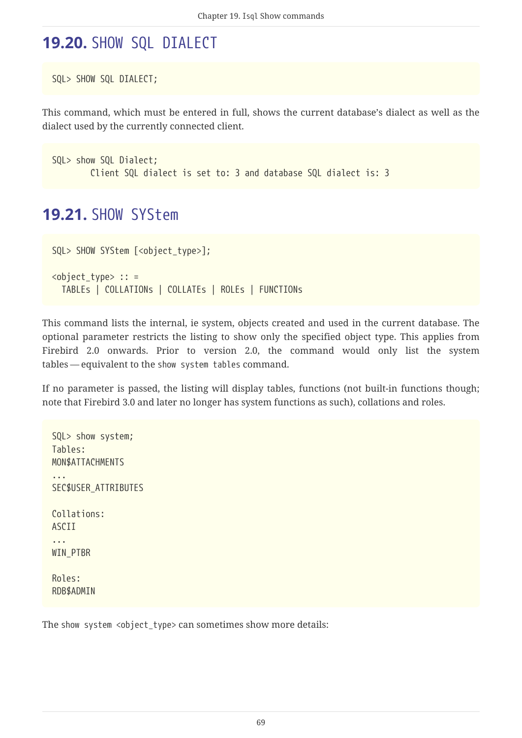## 19.20. SHOW SQL DIALECT

```
SQL> SHOW SQL DIALECT;
```

This command, which must be entered in full, shows the current database's dialect as well as the dialect used by the currently connected client.

```
SQL> show SQL Dialect;
        Client SQL dialect is set to: 3 and database SQL dialect is: 3
```

## 19.21. SHOW SYStem

```
SQL> SHOW SYStem [<object_type>];

<object_type> :: =
  TABLEs | COLLATIONs | COLLATEs | ROLEs | FUNCTIONs
```

This command lists the internal, ie system, objects created and used in the current database. The optional parameter restricts the listing to show only the specified object type. This applies from Firebird 2.0 onwards. Prior to version 2.0, the command would only list the system tables — equivalent to the `show system tables` command.

If no parameter is passed, the listing will display tables, functions (not built-in functions though; note that Firebird 3.0 and later no longer has system functions as such), collations and roles.

```
SQL> show system;
Tables:
MON$ATTACHMENTS
...
SEC$USER_ATTRIBUTES

Collations:
ASCII
...
WIN_PTBR

Roles:
RDB$ADMIN
```

The `show system <object_type>` can sometimes show more details: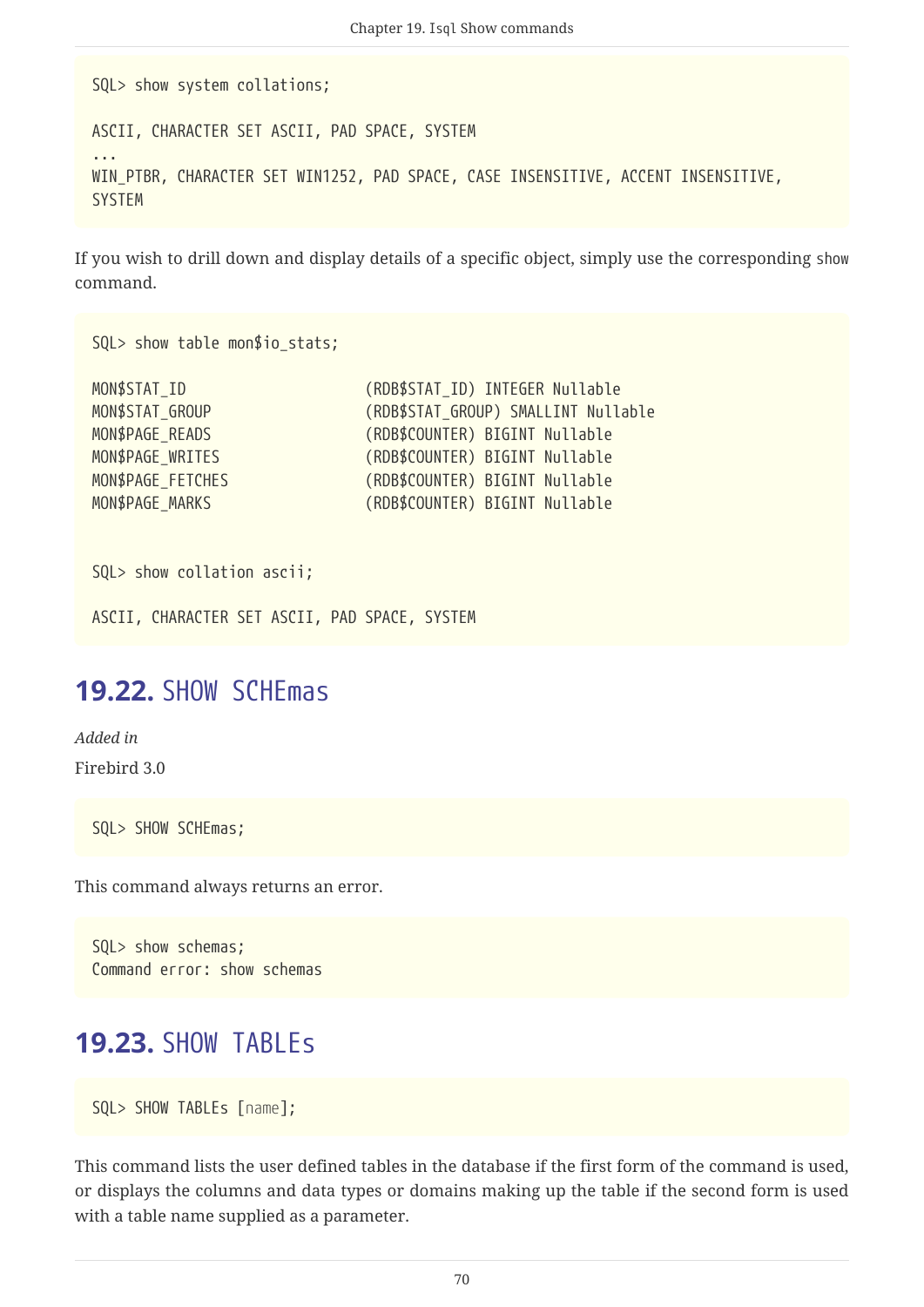```
SQL> show system collations;

ASCII, CHARACTER SET ASCII, PAD SPACE, SYSTEM
...
WIN_PTBR, CHARACTER SET WIN1252, PAD SPACE, CASE INSENSITIVE, ACCENT INSENSITIVE,
SYSTEM
```

If you wish to drill down and display details of a specific object, simply use the corresponding `show` command.

```
SQL> show table mon$io_stats;

MON$STAT_ID                     (RDB$STAT_ID) INTEGER Nullable
MON$STAT_GROUP                  (RDB$STAT_GROUP) SMALLINT Nullable
MON$PAGE_READS                  (RDB$COUNTER) BIGINT Nullable
MON$PAGE_WRITES                 (RDB$COUNTER) BIGINT Nullable
MON$PAGE_FETCHES                (RDB$COUNTER) BIGINT Nullable
MON$PAGE_MARKS                  (RDB$COUNTER) BIGINT Nullable


SQL> show collation ascii;

ASCII, CHARACTER SET ASCII, PAD SPACE, SYSTEM
```

## 19.22. SHOW SCHEmas

*Added in*

Firebird 3.0

```
SQL> SHOW SCHEmas;
```

This command always returns an error.

```
SQL> show schemas;
Command error: show schemas
```

## 19.23. SHOW TABLEs

```
SQL> SHOW TABLEs [name];
```

This command lists the user defined tables in the database if the first form of the command is used, or displays the columns and data types or domains making up the table if the second form is used with a table name supplied as a parameter.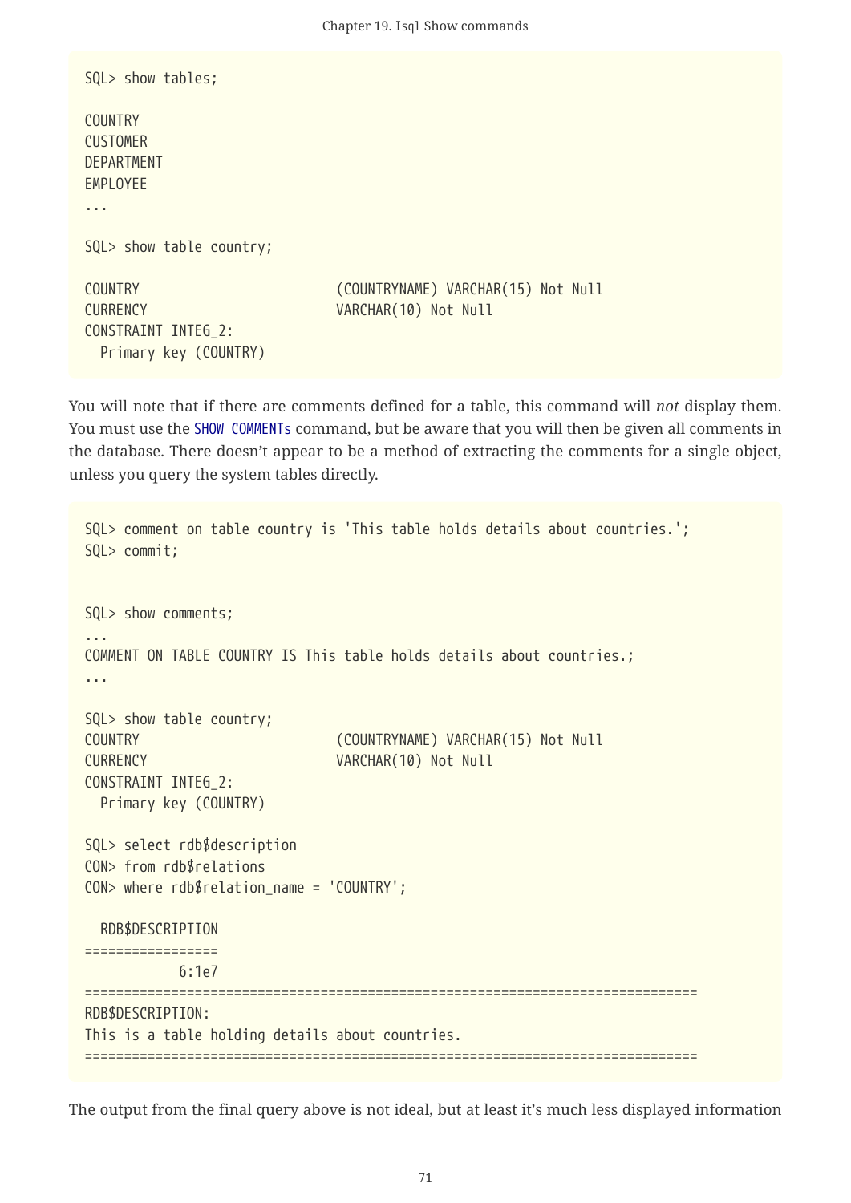```
SQL> show tables;

COUNTRY
CUSTOMER
DEPARTMENT
EMPLOYEE
...

SQL> show table country;

COUNTRY                         (COUNTRYNAME) VARCHAR(15) Not Null
CURRENCY                        VARCHAR(10) Not Null
CONSTRAINT INTEG_2:
  Primary key (COUNTRY)
```

You will note that if there are comments defined for a table, this command will *not* display them. You must use the SHOW COMMENTs command, but be aware that you will then be given all comments in the database. There doesn't appear to be a method of extracting the comments for a single object, unless you query the system tables directly.

```
SQL> comment on table country is 'This table holds details about countries.';
SQL> commit;


SQL> show comments;
...
COMMENT ON TABLE COUNTRY IS This table holds details about countries.;
...

SQL> show table country;
COUNTRY                         (COUNTRYNAME) VARCHAR(15) Not Null
CURRENCY                        VARCHAR(10) Not Null
CONSTRAINT INTEG_2:
  Primary key (COUNTRY)

SQL> select rdb$description
CON> from rdb$relations
CON> where rdb$relation_name = 'COUNTRY';

  RDB$DESCRIPTION
=================
            6:1e7
==============================================================================
RDB$DESCRIPTION:
This is a table holding details about countries.
==============================================================================
```

The output from the final query above is not ideal, but at least it's much less displayed information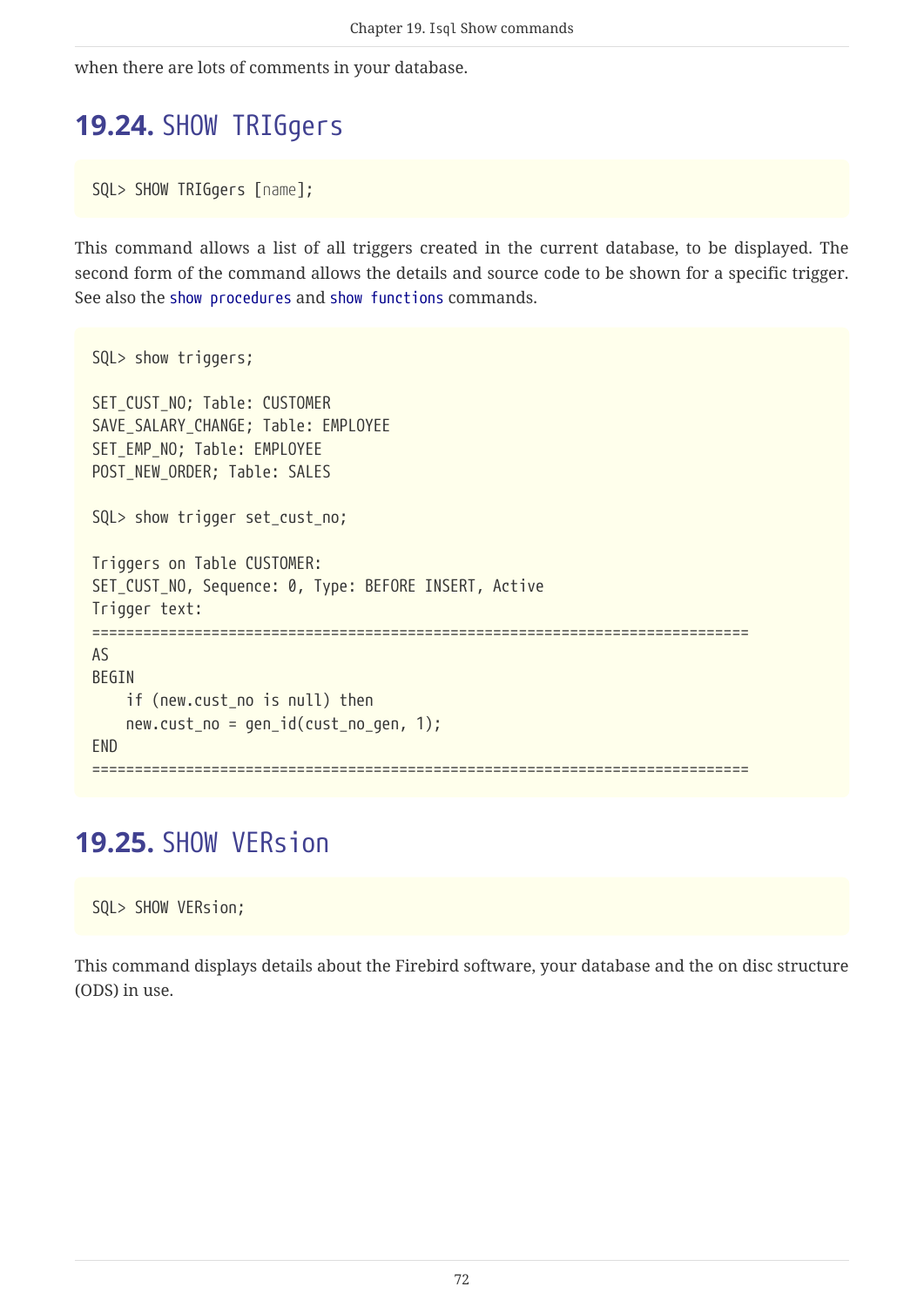when there are lots of comments in your database.

## 19.24. SHOW TRIGgers

```
SQL> SHOW TRIGgers [name];
```

This command allows a list of all triggers created in the current database, to be displayed. The second form of the command allows the details and source code to be shown for a specific trigger. See also the `show procedures` and `show functions` commands.

```
SQL> show triggers;

SET_CUST_NO; Table: CUSTOMER
SAVE_SALARY_CHANGE; Table: EMPLOYEE
SET_EMP_NO; Table: EMPLOYEE
POST_NEW_ORDER; Table: SALES

SQL> show trigger set_cust_no;

Triggers on Table CUSTOMER:
SET_CUST_NO, Sequence: 0, Type: BEFORE INSERT, Active
Trigger text:
=============================================================================
AS
BEGIN
    if (new.cust_no is null) then
    new.cust_no = gen_id(cust_no_gen, 1);
END
=============================================================================
```

## 19.25. SHOW VERsion

```
SQL> SHOW VERsion;
```

This command displays details about the Firebird software, your database and the on disc structure (ODS) in use.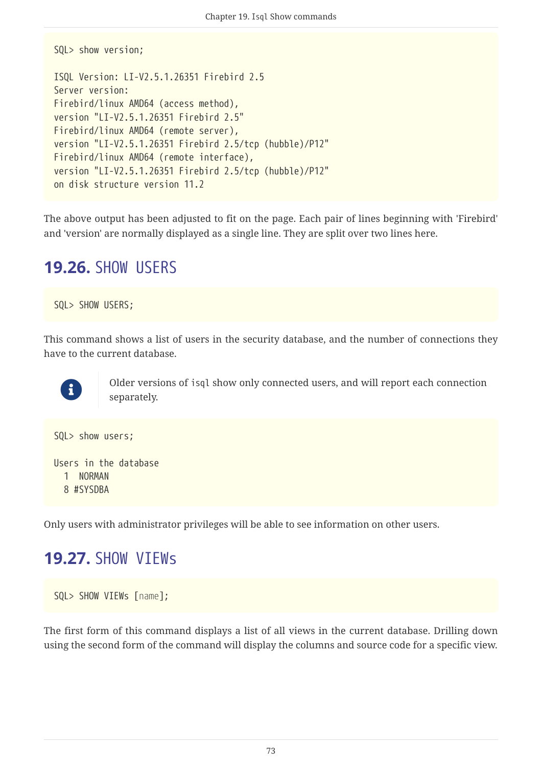```
SQL> show version;

ISQL Version: LI-V2.5.1.26351 Firebird 2.5
Server version:
Firebird/linux AMD64 (access method),
version "LI-V2.5.1.26351 Firebird 2.5"
Firebird/linux AMD64 (remote server),
version "LI-V2.5.1.26351 Firebird 2.5/tcp (hubble)/P12"
Firebird/linux AMD64 (remote interface),
version "LI-V2.5.1.26351 Firebird 2.5/tcp (hubble)/P12"
on disk structure version 11.2
```

The above output has been adjusted to fit on the page. Each pair of lines beginning with 'Firebird' and 'version' are normally displayed as a single line. They are split over two lines here.

## 19.26. SHOW USERS

```
SQL> SHOW USERS;
```

This command shows a list of users in the security database, and the number of connections they have to the current database.

> Older versions of `isql` show only connected users, and will report each connection separately.

```
SQL> show users;

Users in the database
  1  NORMAN
  8 #SYSDBA
```

Only users with administrator privileges will be able to see information on other users.

## 19.27. SHOW VIEWs

```
SQL> SHOW VIEWs [name];
```

The first form of this command displays a list of all views in the current database. Drilling down using the second form of the command will display the columns and source code for a specific view.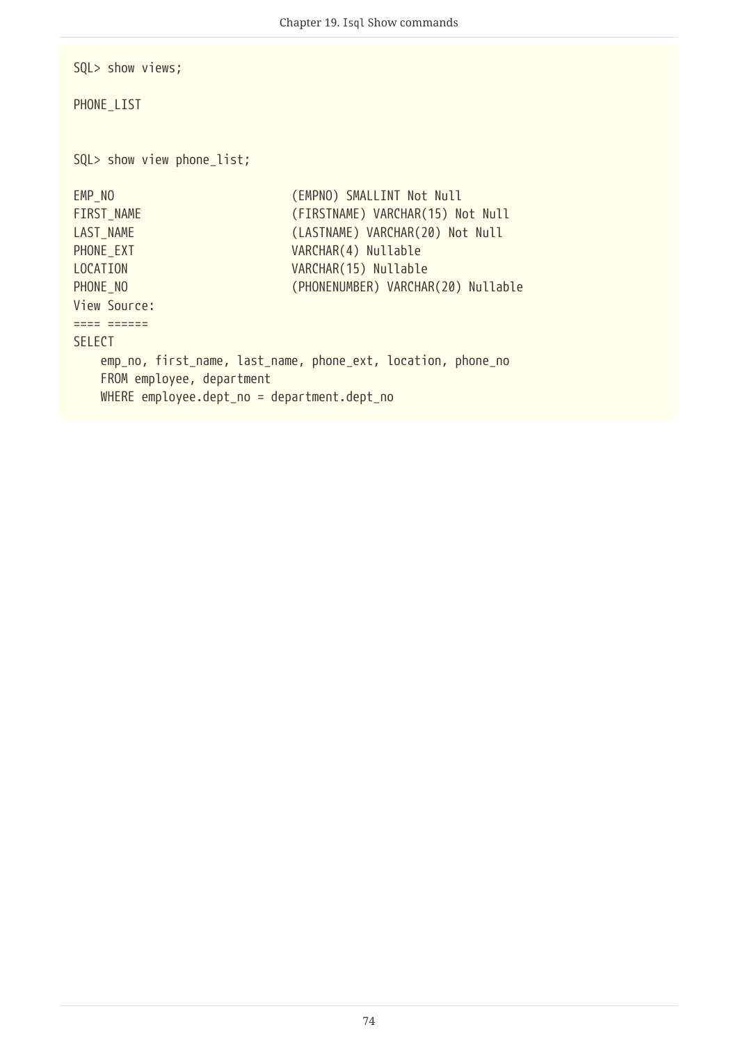```
SQL> show views;

PHONE_LIST


SQL> show view phone_list;

EMP_NO                          (EMPNO) SMALLINT Not Null
FIRST_NAME                      (FIRSTNAME) VARCHAR(15) Not Null
LAST_NAME                       (LASTNAME) VARCHAR(20) Not Null
PHONE_EXT                       VARCHAR(4) Nullable
LOCATION                        VARCHAR(15) Nullable
PHONE_NO                        (PHONENUMBER) VARCHAR(20) Nullable
View Source:
==== ======
SELECT
    emp_no, first_name, last_name, phone_ext, location, phone_no
    FROM employee, department
    WHERE employee.dept_no = department.dept_no
```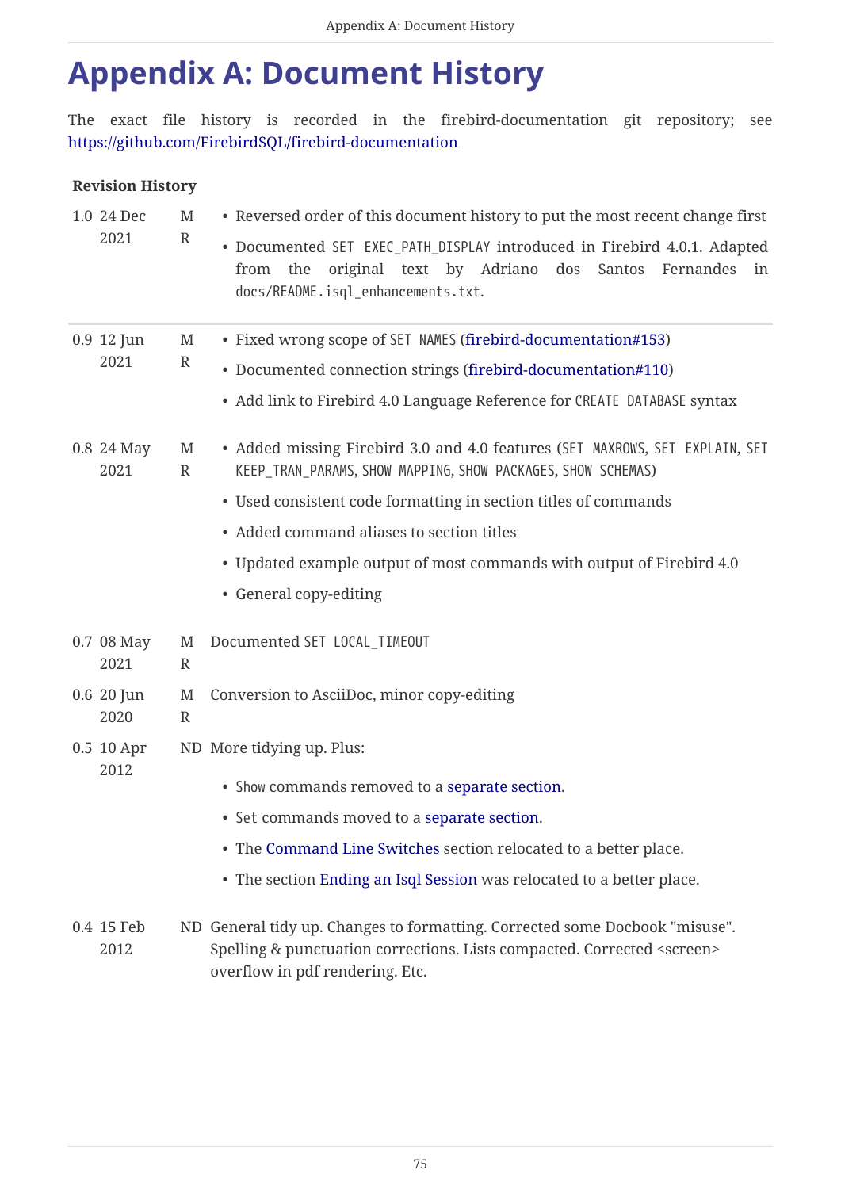# Appendix A: Document History

The exact file history is recorded in the firebird-documentation git repository; see https://github.com/FirebirdSQL/firebird-documentation

**Revision History**

| | | | |
|---|---|---|---|
| 1.0 | 24 Dec 2021 | MR | • Reversed order of this document history to put the most recent change first<br>• Documented `SET EXEC_PATH_DISPLAY` introduced in Firebird 4.0.1. Adapted from the original text by Adriano dos Santos Fernandes in `docs/README.isql_enhancements.txt`. |
| 0.9 | 12 Jun 2021 | MR | • Fixed wrong scope of `SET NAMES` (firebird-documentation#153)<br>• Documented connection strings (firebird-documentation#110)<br>• Add link to Firebird 4.0 Language Reference for `CREATE DATABASE` syntax |
| 0.8 | 24 May 2021 | MR | • Added missing Firebird 3.0 and 4.0 features (`SET MAXROWS`, `SET EXPLAIN`, `SET KEEP_TRAN_PARAMS`, `SHOW MAPPING`, `SHOW PACKAGES`, `SHOW SCHEMAS`)<br>• Used consistent code formatting in section titles of commands<br>• Added command aliases to section titles<br>• Updated example output of most commands with output of Firebird 4.0<br>• General copy-editing |
| 0.7 | 08 May 2021 | MR | Documented `SET LOCAL_TIMEOUT` |
| 0.6 | 20 Jun 2020 | MR | Conversion to AsciiDoc, minor copy-editing |
| 0.5 | 10 Apr 2012 | ND | More tidying up. Plus:<br>• `Show` commands removed to a separate section.<br>• `Set` commands moved to a separate section.<br>• The Command Line Switches section relocated to a better place.<br>• The section Ending an Isql Session was relocated to a better place. |
| 0.4 | 15 Feb 2012 | ND | General tidy up. Changes to formatting. Corrected some Docbook "misuse". Spelling & punctuation corrections. Lists compacted. Corrected <screen> overflow in pdf rendering. Etc. |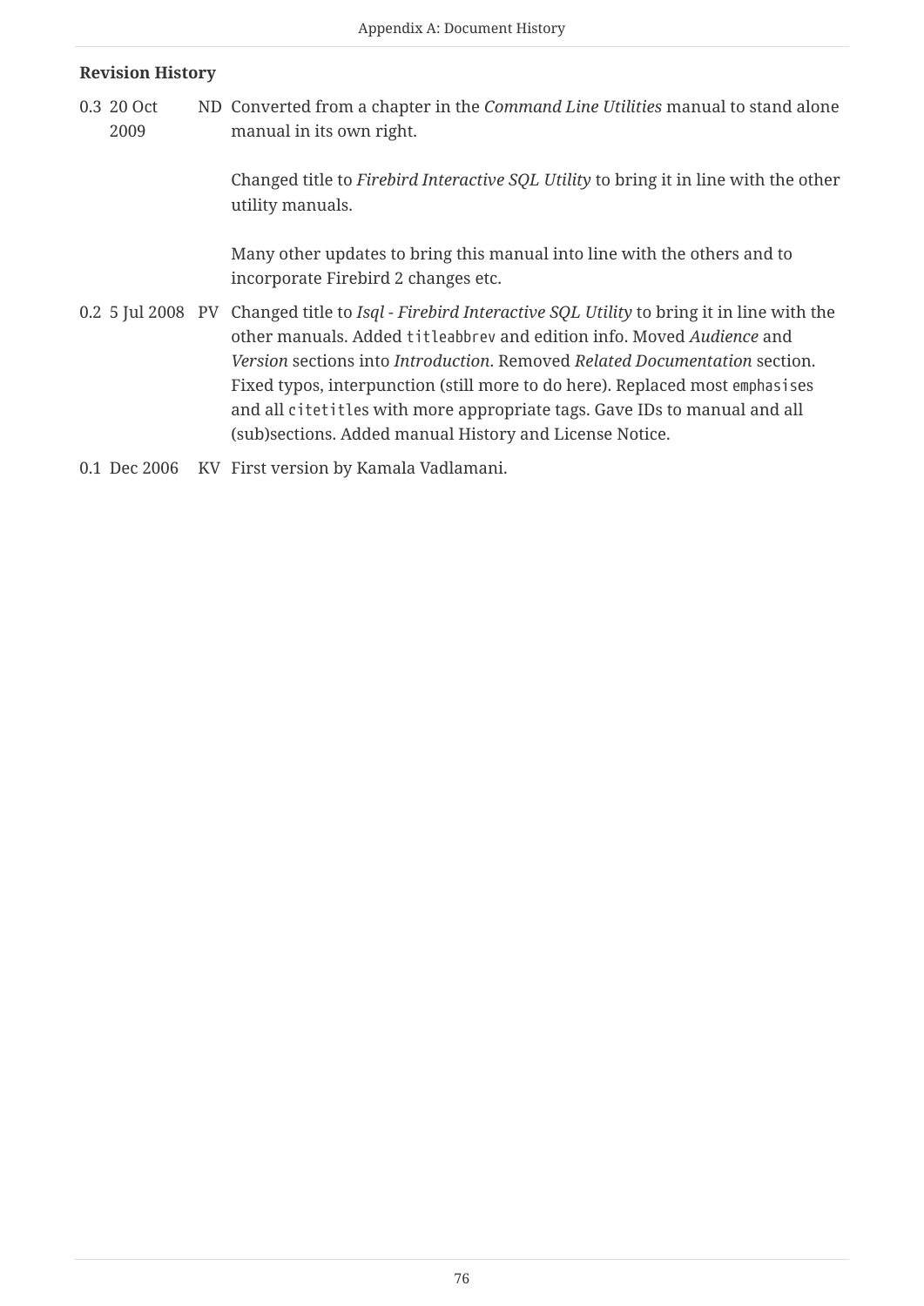**Revision History**

| | | | |
|---|---|---|---|
| 0.3 | 20 Oct 2009 | ND | Converted from a chapter in the *Command Line Utilities* manual to stand alone manual in its own right.<br><br>Changed title to *Firebird Interactive SQL Utility* to bring it in line with the other utility manuals.<br><br>Many other updates to bring this manual into line with the others and to incorporate Firebird 2 changes etc. |
| 0.2 | 5 Jul 2008 | PV | Changed title to *Isql - Firebird Interactive SQL Utility* to bring it in line with the other manuals. Added `titleabbrev` and edition info. Moved *Audience* and *Version* sections into *Introduction*. Removed *Related Documentation* section. Fixed typos, interpunction (still more to do here). Replaced most `emphasis`es and all `citetitle`s with more appropriate tags. Gave IDs to manual and all (sub)sections. Added manual History and License Notice. |
| 0.1 | Dec 2006 | KV | First version by Kamala Vadlamani. |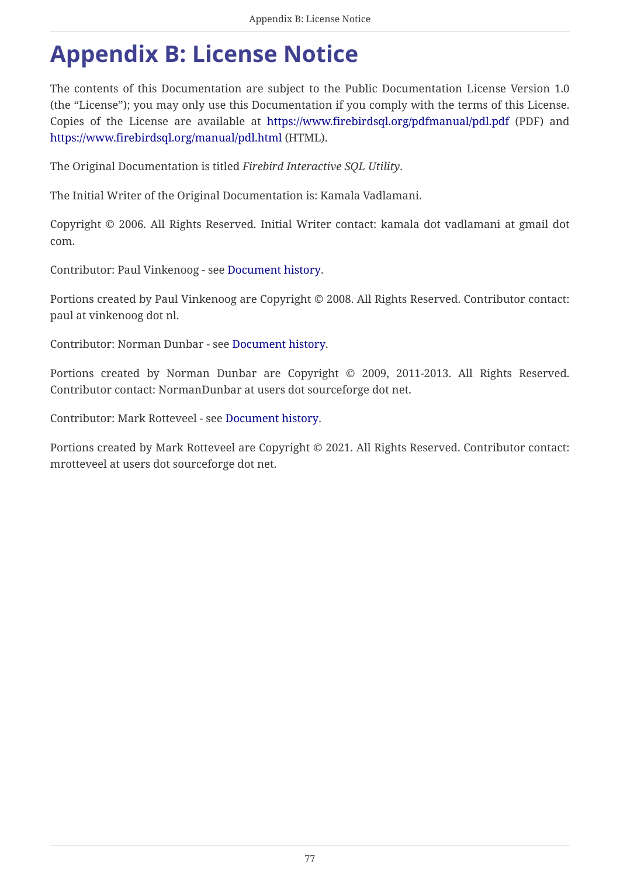# Appendix B: License Notice

The contents of this Documentation are subject to the Public Documentation License Version 1.0 (the “License”); you may only use this Documentation if you comply with the terms of this License. Copies of the License are available at https://www.firebirdsql.org/pdfmanual/pdl.pdf (PDF) and https://www.firebirdsql.org/manual/pdl.html (HTML).

The Original Documentation is titled *Firebird Interactive SQL Utility*.

The Initial Writer of the Original Documentation is: Kamala Vadlamani.

Copyright © 2006. All Rights Reserved. Initial Writer contact: kamala dot vadlamani at gmail dot com.

Contributor: Paul Vinkenoog - see Document history.

Portions created by Paul Vinkenoog are Copyright © 2008. All Rights Reserved. Contributor contact: paul at vinkenoog dot nl.

Contributor: Norman Dunbar - see Document history.

Portions created by Norman Dunbar are Copyright © 2009, 2011-2013. All Rights Reserved. Contributor contact: NormanDunbar at users dot sourceforge dot net.

Contributor: Mark Rotteveel - see Document history.

Portions created by Mark Rotteveel are Copyright © 2021. All Rights Reserved. Contributor contact: mrotteveel at users dot sourceforge dot net.